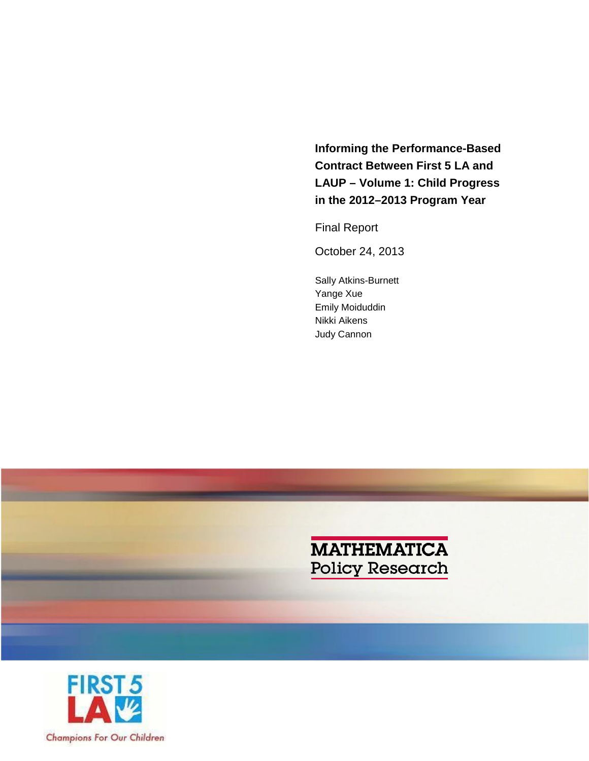# Informing the Performance-Based Contract Between First 5 LA and LAUP – Volume 1: Child Progress in the 2012–2013 Program Year

Final Report

October 24, 2013

Sally Atkins-Burnett
Yange Xue
Emily Moiduddin
Nikki Aikens
Judy Cannon

MATHEMATICA
Policy Research

FIRST 5 LA

Champions For Our Children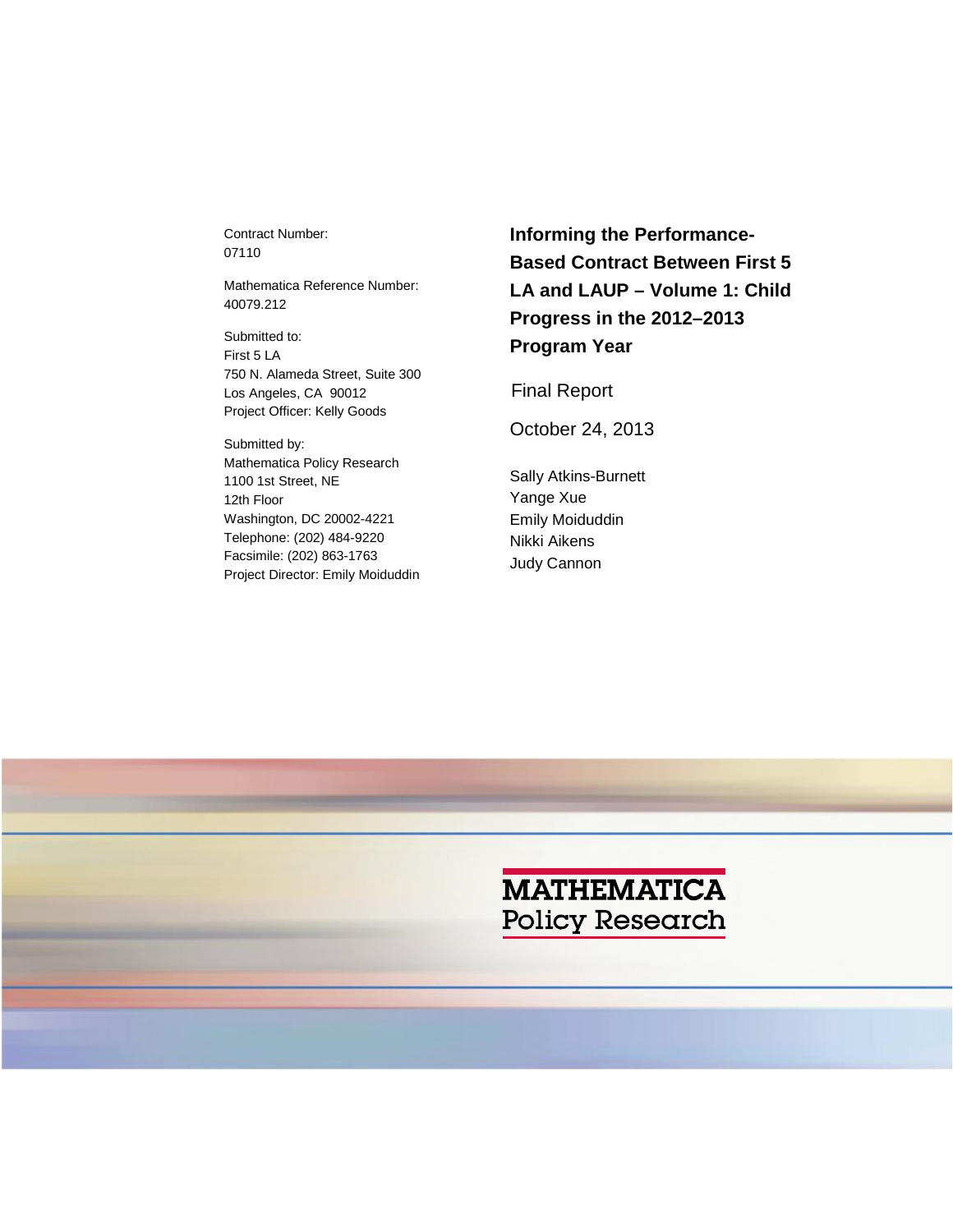# Informing the Performance-Based Contract Between First 5 LA and LAUP – Volume 1: Child Progress in the 2012–2013 Program Year

Final Report

October 24, 2013

Sally Atkins-Burnett
Yange Xue
Emily Moiduddin
Nikki Aikens
Judy Cannon

Contract Number:
07110

Mathematica Reference Number:
40079.212

Submitted to:
First 5 LA
750 N. Alameda Street, Suite 300
Los Angeles, CA 90012
Project Officer: Kelly Goods

Submitted by:
Mathematica Policy Research
1100 1st Street, NE
12th Floor
Washington, DC 20002-4221
Telephone: (202) 484-9220
Facsimile: (202) 863-1763
Project Director: Emily Moiduddin

MATHEMATICA
Policy Research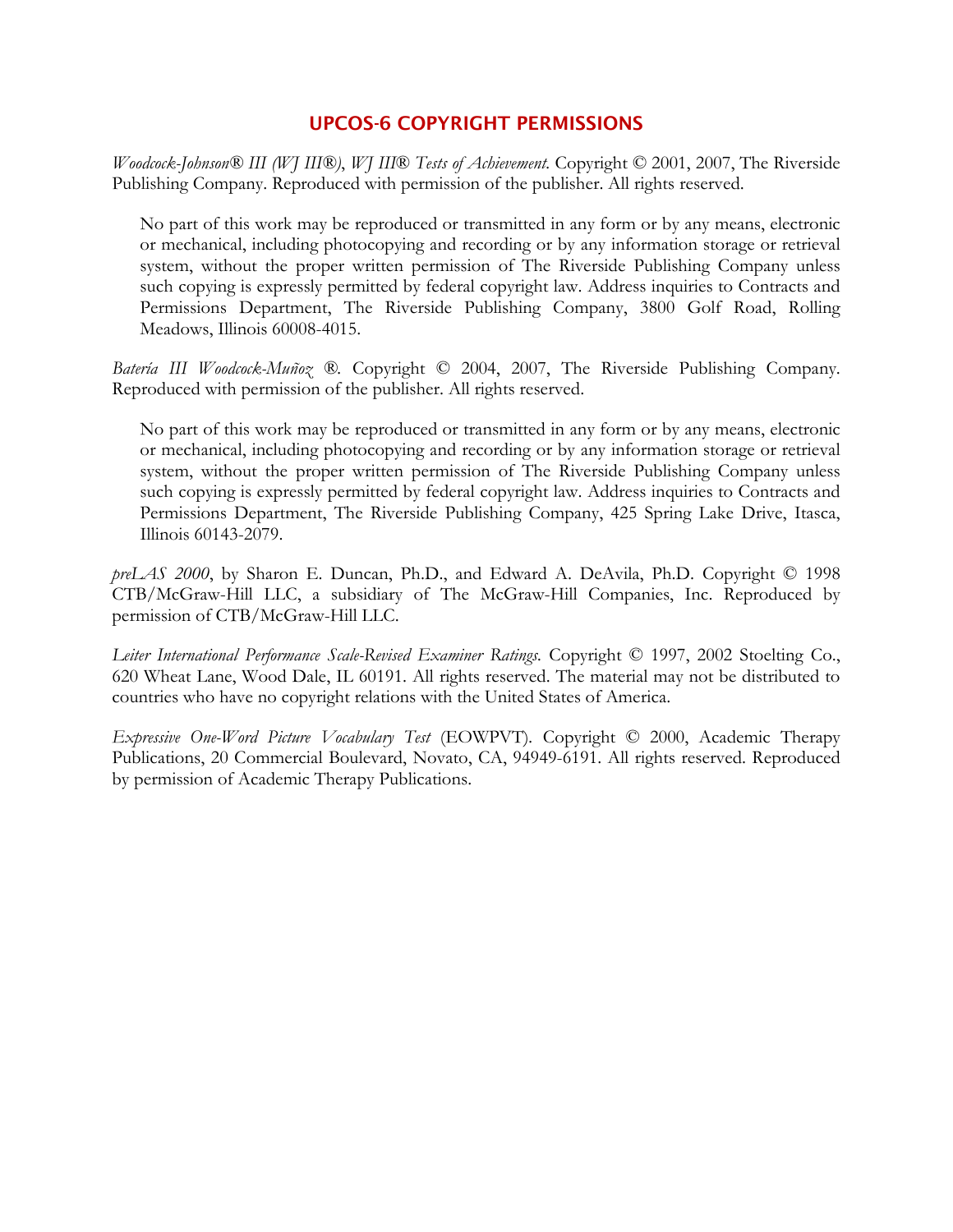## UPCOS-6 COPYRIGHT PERMISSIONS

*Woodcock-Johnson® III (WJ III®), WJ III® Tests of Achievement.* Copyright © 2001, 2007, The Riverside Publishing Company. Reproduced with permission of the publisher. All rights reserved.

> No part of this work may be reproduced or transmitted in any form or by any means, electronic or mechanical, including photocopying and recording or by any information storage or retrieval system, without the proper written permission of The Riverside Publishing Company unless such copying is expressly permitted by federal copyright law. Address inquiries to Contracts and Permissions Department, The Riverside Publishing Company, 3800 Golf Road, Rolling Meadows, Illinois 60008-4015.

*Batería III Woodcock-Muñoz ®.* Copyright © 2004, 2007, The Riverside Publishing Company. Reproduced with permission of the publisher. All rights reserved.

> No part of this work may be reproduced or transmitted in any form or by any means, electronic or mechanical, including photocopying and recording or by any information storage or retrieval system, without the proper written permission of The Riverside Publishing Company unless such copying is expressly permitted by federal copyright law. Address inquiries to Contracts and Permissions Department, The Riverside Publishing Company, 425 Spring Lake Drive, Itasca, Illinois 60143-2079.

*preLAS 2000*, by Sharon E. Duncan, Ph.D., and Edward A. DeAvila, Ph.D. Copyright © 1998 CTB/McGraw-Hill LLC, a subsidiary of The McGraw-Hill Companies, Inc. Reproduced by permission of CTB/McGraw-Hill LLC.

*Leiter International Performance Scale-Revised Examiner Ratings.* Copyright © 1997, 2002 Stoelting Co., 620 Wheat Lane, Wood Dale, IL 60191. All rights reserved. The material may not be distributed to countries who have no copyright relations with the United States of America.

*Expressive One-Word Picture Vocabulary Test* (EOWPVT). Copyright © 2000, Academic Therapy Publications, 20 Commercial Boulevard, Novato, CA, 94949-6191. All rights reserved. Reproduced by permission of Academic Therapy Publications.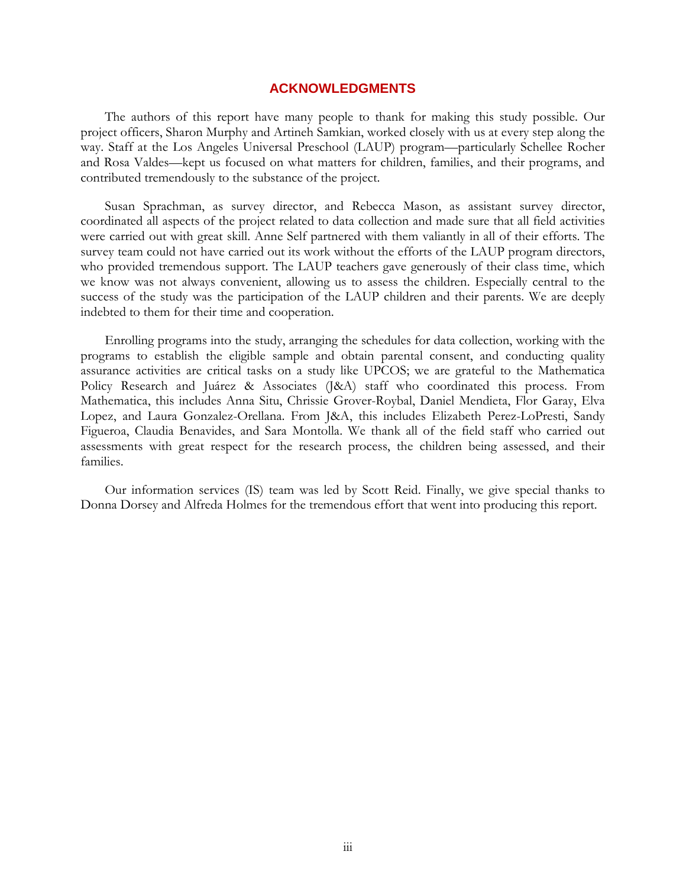# ACKNOWLEDGMENTS

The authors of this report have many people to thank for making this study possible. Our project officers, Sharon Murphy and Artineh Samkian, worked closely with us at every step along the way. Staff at the Los Angeles Universal Preschool (LAUP) program—particularly Schellee Rocher and Rosa Valdes—kept us focused on what matters for children, families, and their programs, and contributed tremendously to the substance of the project.

Susan Sprachman, as survey director, and Rebecca Mason, as assistant survey director, coordinated all aspects of the project related to data collection and made sure that all field activities were carried out with great skill. Anne Self partnered with them valiantly in all of their efforts. The survey team could not have carried out its work without the efforts of the LAUP program directors, who provided tremendous support. The LAUP teachers gave generously of their class time, which we know was not always convenient, allowing us to assess the children. Especially central to the success of the study was the participation of the LAUP children and their parents. We are deeply indebted to them for their time and cooperation.

Enrolling programs into the study, arranging the schedules for data collection, working with the programs to establish the eligible sample and obtain parental consent, and conducting quality assurance activities are critical tasks on a study like UPCOS; we are grateful to the Mathematica Policy Research and Juárez & Associates (J&A) staff who coordinated this process. From Mathematica, this includes Anna Situ, Chrissie Grover-Roybal, Daniel Mendieta, Flor Garay, Elva Lopez, and Laura Gonzalez-Orellana. From J&A, this includes Elizabeth Perez-LoPresti, Sandy Figueroa, Claudia Benavides, and Sara Montolla. We thank all of the field staff who carried out assessments with great respect for the research process, the children being assessed, and their families.

Our information services (IS) team was led by Scott Reid. Finally, we give special thanks to Donna Dorsey and Alfreda Holmes for the tremendous effort that went into producing this report.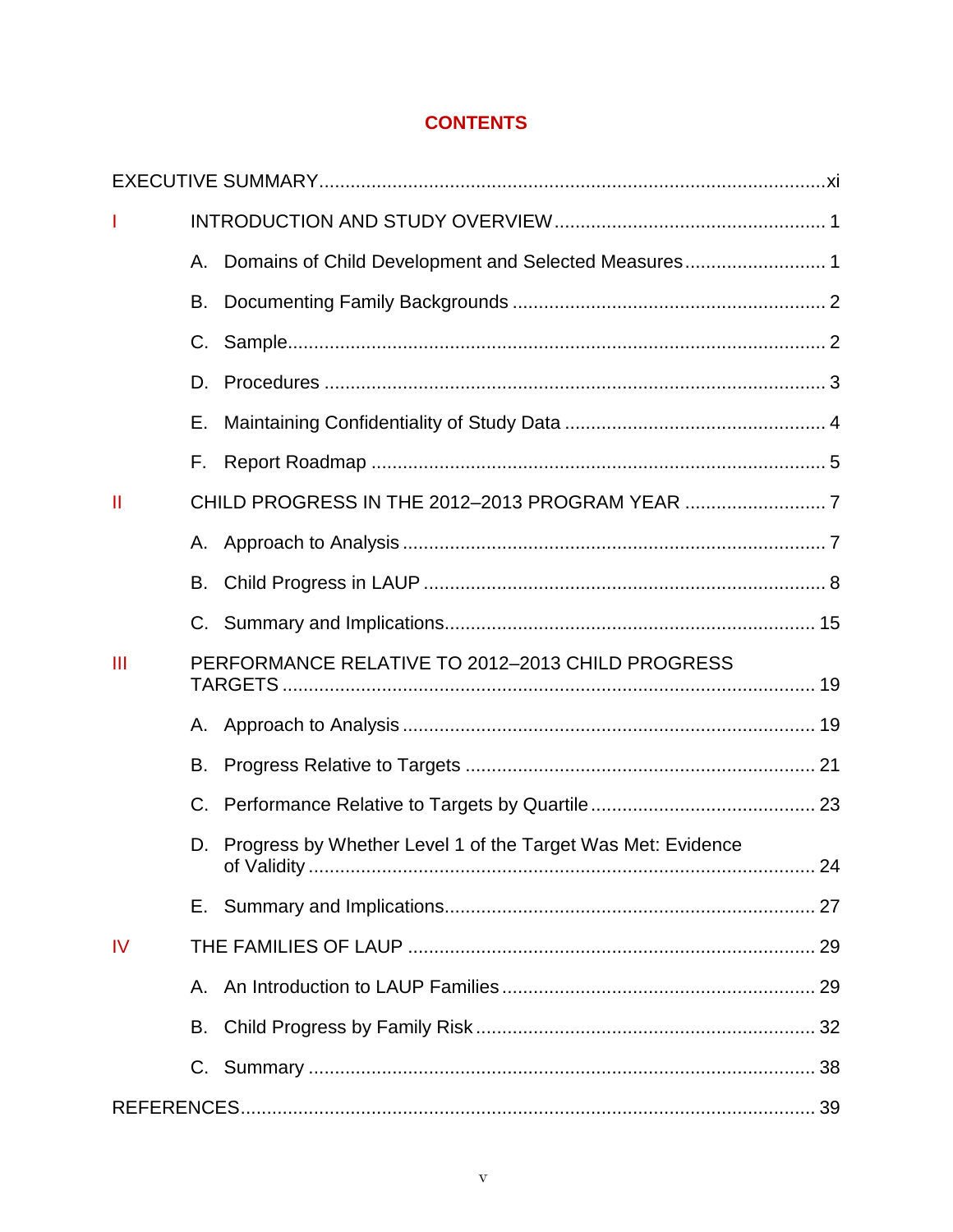# CONTENTS

EXECUTIVE SUMMARY .......... xi

I INTRODUCTION AND STUDY OVERVIEW .......... 1

- A. Domains of Child Development and Selected Measures .......... 1
- B. Documenting Family Backgrounds .......... 2
- C. Sample .......... 2
- D. Procedures .......... 3
- E. Maintaining Confidentiality of Study Data .......... 4
- F. Report Roadmap .......... 5

II CHILD PROGRESS IN THE 2012–2013 PROGRAM YEAR .......... 7

- A. Approach to Analysis .......... 7
- B. Child Progress in LAUP .......... 8
- C. Summary and Implications .......... 15

III PERFORMANCE RELATIVE TO 2012–2013 CHILD PROGRESS TARGETS .......... 19

- A. Approach to Analysis .......... 19
- B. Progress Relative to Targets .......... 21
- C. Performance Relative to Targets by Quartile .......... 23
- D. Progress by Whether Level 1 of the Target Was Met: Evidence of Validity .......... 24
- E. Summary and Implications .......... 27

IV THE FAMILIES OF LAUP .......... 29

- A. An Introduction to LAUP Families .......... 29
- B. Child Progress by Family Risk .......... 32
- C. Summary .......... 38

REFERENCES .......... 39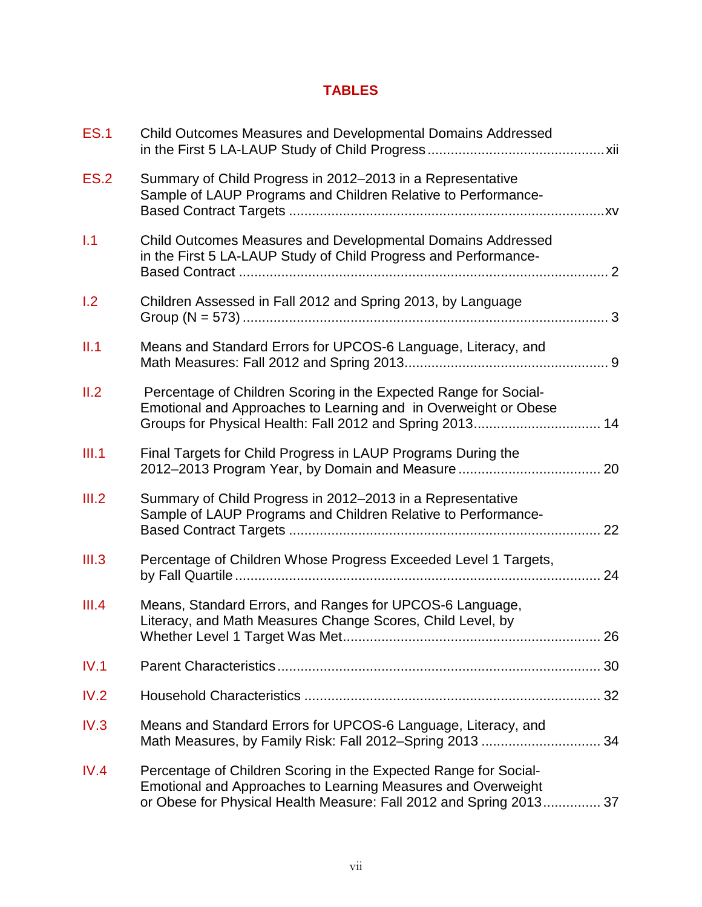# TABLES

| | | |
|---|---|---|
| ES.1 | Child Outcomes Measures and Developmental Domains Addressed in the First 5 LA-LAUP Study of Child Progress | xii |
| ES.2 | Summary of Child Progress in 2012–2013 in a Representative Sample of LAUP Programs and Children Relative to Performance-Based Contract Targets | xv |
| I.1 | Child Outcomes Measures and Developmental Domains Addressed in the First 5 LA-LAUP Study of Child Progress and Performance-Based Contract | 2 |
| I.2 | Children Assessed in Fall 2012 and Spring 2013, by Language Group (N = 573) | 3 |
| II.1 | Means and Standard Errors for UPCOS-6 Language, Literacy, and Math Measures: Fall 2012 and Spring 2013 | 9 |
| II.2 | Percentage of Children Scoring in the Expected Range for Social-Emotional and Approaches to Learning and in Overweight or Obese Groups for Physical Health: Fall 2012 and Spring 2013 | 14 |
| III.1 | Final Targets for Child Progress in LAUP Programs During the 2012–2013 Program Year, by Domain and Measure | 20 |
| III.2 | Summary of Child Progress in 2012–2013 in a Representative Sample of LAUP Programs and Children Relative to Performance-Based Contract Targets | 22 |
| III.3 | Percentage of Children Whose Progress Exceeded Level 1 Targets, by Fall Quartile | 24 |
| III.4 | Means, Standard Errors, and Ranges for UPCOS-6 Language, Literacy, and Math Measures Change Scores, Child Level, by Whether Level 1 Target Was Met | 26 |
| IV.1 | Parent Characteristics | 30 |
| IV.2 | Household Characteristics | 32 |
| IV.3 | Means and Standard Errors for UPCOS-6 Language, Literacy, and Math Measures, by Family Risk: Fall 2012–Spring 2013 | 34 |
| IV.4 | Percentage of Children Scoring in the Expected Range for Social-Emotional and Approaches to Learning Measures and Overweight or Obese for Physical Health Measure: Fall 2012 and Spring 2013 | 37 |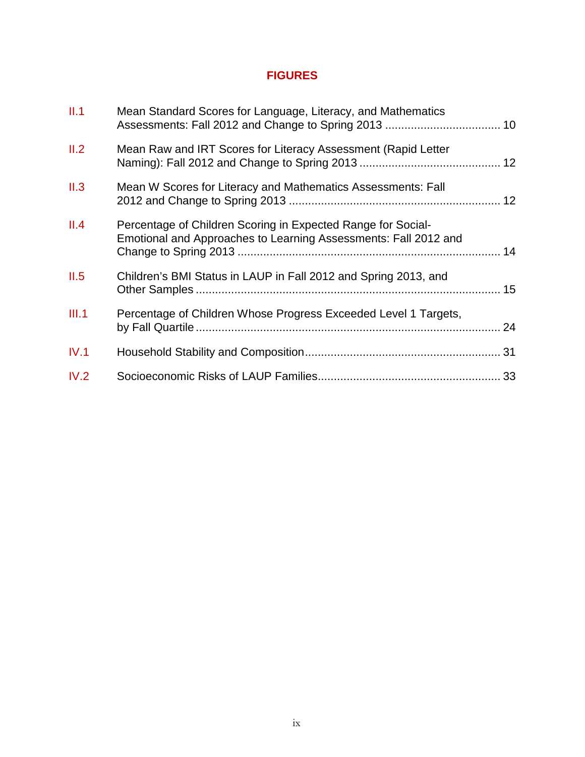# FIGURES

| | | |
|---|---|---|
| II.1 | Mean Standard Scores for Language, Literacy, and Mathematics Assessments: Fall 2012 and Change to Spring 2013 | 10 |
| II.2 | Mean Raw and IRT Scores for Literacy Assessment (Rapid Letter Naming): Fall 2012 and Change to Spring 2013 | 12 |
| II.3 | Mean W Scores for Literacy and Mathematics Assessments: Fall 2012 and Change to Spring 2013 | 12 |
| II.4 | Percentage of Children Scoring in Expected Range for Social-Emotional and Approaches to Learning Assessments: Fall 2012 and Change to Spring 2013 | 14 |
| II.5 | Children's BMI Status in LAUP in Fall 2012 and Spring 2013, and Other Samples | 15 |
| III.1 | Percentage of Children Whose Progress Exceeded Level 1 Targets, by Fall Quartile | 24 |
| IV.1 | Household Stability and Composition | 31 |
| IV.2 | Socioeconomic Risks of LAUP Families | 33 |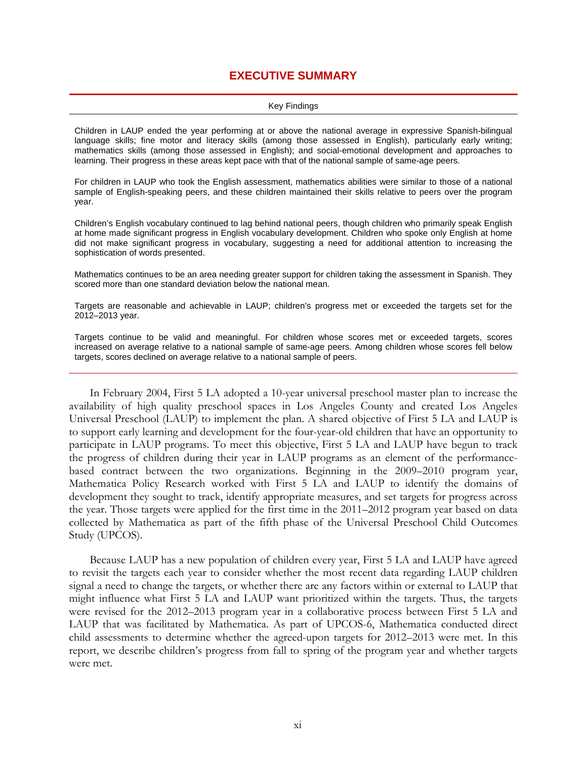# EXECUTIVE SUMMARY

---

Key Findings

---

Children in LAUP ended the year performing at or above the national average in expressive Spanish-bilingual language skills; fine motor and literacy skills (among those assessed in English), particularly early writing; mathematics skills (among those assessed in English); and social-emotional development and approaches to learning. Their progress in these areas kept pace with that of the national sample of same-age peers.

For children in LAUP who took the English assessment, mathematics abilities were similar to those of a national sample of English-speaking peers, and these children maintained their skills relative to peers over the program year.

Children's English vocabulary continued to lag behind national peers, though children who primarily speak English at home made significant progress in English vocabulary development. Children who spoke only English at home did not make significant progress in vocabulary, suggesting a need for additional attention to increasing the sophistication of words presented.

Mathematics continues to be an area needing greater support for children taking the assessment in Spanish. They scored more than one standard deviation below the national mean.

Targets are reasonable and achievable in LAUP; children's progress met or exceeded the targets set for the 2012–2013 year.

Targets continue to be valid and meaningful. For children whose scores met or exceeded targets, scores increased on average relative to a national sample of same-age peers. Among children whose scores fell below targets, scores declined on average relative to a national sample of peers.

---

In February 2004, First 5 LA adopted a 10-year universal preschool master plan to increase the availability of high quality preschool spaces in Los Angeles County and created Los Angeles Universal Preschool (LAUP) to implement the plan. A shared objective of First 5 LA and LAUP is to support early learning and development for the four-year-old children that have an opportunity to participate in LAUP programs. To meet this objective, First 5 LA and LAUP have begun to track the progress of children during their year in LAUP programs as an element of the performance-based contract between the two organizations. Beginning in the 2009–2010 program year, Mathematica Policy Research worked with First 5 LA and LAUP to identify the domains of development they sought to track, identify appropriate measures, and set targets for progress across the year. Those targets were applied for the first time in the 2011–2012 program year based on data collected by Mathematica as part of the fifth phase of the Universal Preschool Child Outcomes Study (UPCOS).

Because LAUP has a new population of children every year, First 5 LA and LAUP have agreed to revisit the targets each year to consider whether the most recent data regarding LAUP children signal a need to change the targets, or whether there are any factors within or external to LAUP that might influence what First 5 LA and LAUP want prioritized within the targets. Thus, the targets were revised for the 2012–2013 program year in a collaborative process between First 5 LA and LAUP that was facilitated by Mathematica. As part of UPCOS-6, Mathematica conducted direct child assessments to determine whether the agreed-upon targets for 2012–2013 were met. In this report, we describe children's progress from fall to spring of the program year and whether targets were met.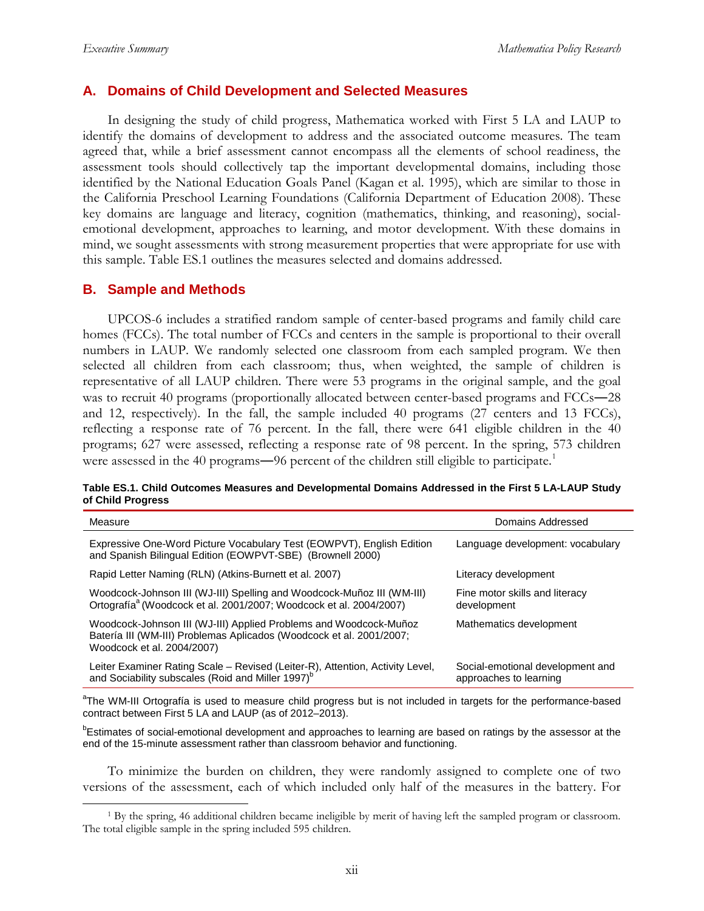## A. Domains of Child Development and Selected Measures

In designing the study of child progress, Mathematica worked with First 5 LA and LAUP to identify the domains of development to address and the associated outcome measures. The team agreed that, while a brief assessment cannot encompass all the elements of school readiness, the assessment tools should collectively tap the important developmental domains, including those identified by the National Education Goals Panel (Kagan et al. 1995), which are similar to those in the California Preschool Learning Foundations (California Department of Education 2008). These key domains are language and literacy, cognition (mathematics, thinking, and reasoning), social-emotional development, approaches to learning, and motor development. With these domains in mind, we sought assessments with strong measurement properties that were appropriate for use with this sample. Table ES.1 outlines the measures selected and domains addressed.

## B. Sample and Methods

UPCOS-6 includes a stratified random sample of center-based programs and family child care homes (FCCs). The total number of FCCs and centers in the sample is proportional to their overall numbers in LAUP. We randomly selected one classroom from each sampled program. We then selected all children from each classroom; thus, when weighted, the sample of children is representative of all LAUP children. There were 53 programs in the original sample, and the goal was to recruit 40 programs (proportionally allocated between center-based programs and FCCs—28 and 12, respectively). In the fall, the sample included 40 programs (27 centers and 13 FCCs), reflecting a response rate of 76 percent. In the fall, there were 641 eligible children in the 40 programs; 627 were assessed, reflecting a response rate of 98 percent. In the spring, 573 children were assessed in the 40 programs—96 percent of the children still eligible to participate.[1]

**Table ES.1. Child Outcomes Measures and Developmental Domains Addressed in the First 5 LA-LAUP Study of Child Progress**

| Measure | Domains Addressed |
|---|---|
| Expressive One-Word Picture Vocabulary Test (EOWPVT), English Edition and Spanish Bilingual Edition (EOWPVT-SBE) (Brownell 2000) | Language development: vocabulary |
| Rapid Letter Naming (RLN) (Atkins-Burnett et al. 2007) | Literacy development |
| Woodcock-Johnson III (WJ-III) Spelling and Woodcock-Muñoz III (WM-III) Ortografía[a] (Woodcock et al. 2001/2007; Woodcock et al. 2004/2007) | Fine motor skills and literacy development |
| Woodcock-Johnson III (WJ-III) Applied Problems and Woodcock-Muñoz Batería III (WM-III) Problemas Aplicados (Woodcock et al. 2001/2007; Woodcock et al. 2004/2007) | Mathematics development |
| Leiter Examiner Rating Scale – Revised (Leiter-R), Attention, Activity Level, and Sociability subscales (Roid and Miller 1997)[b] | Social-emotional development and approaches to learning |

[a]The WM-III Ortografía is used to measure child progress but is not included in targets for the performance-based contract between First 5 LA and LAUP (as of 2012–2013).

[b]Estimates of social-emotional development and approaches to learning are based on ratings by the assessor at the end of the 15-minute assessment rather than classroom behavior and functioning.

To minimize the burden on children, they were randomly assigned to complete one of two versions of the assessment, each of which included only half of the measures in the battery. For

[1] By the spring, 46 additional children became ineligible by merit of having left the sampled program or classroom. The total eligible sample in the spring included 595 children.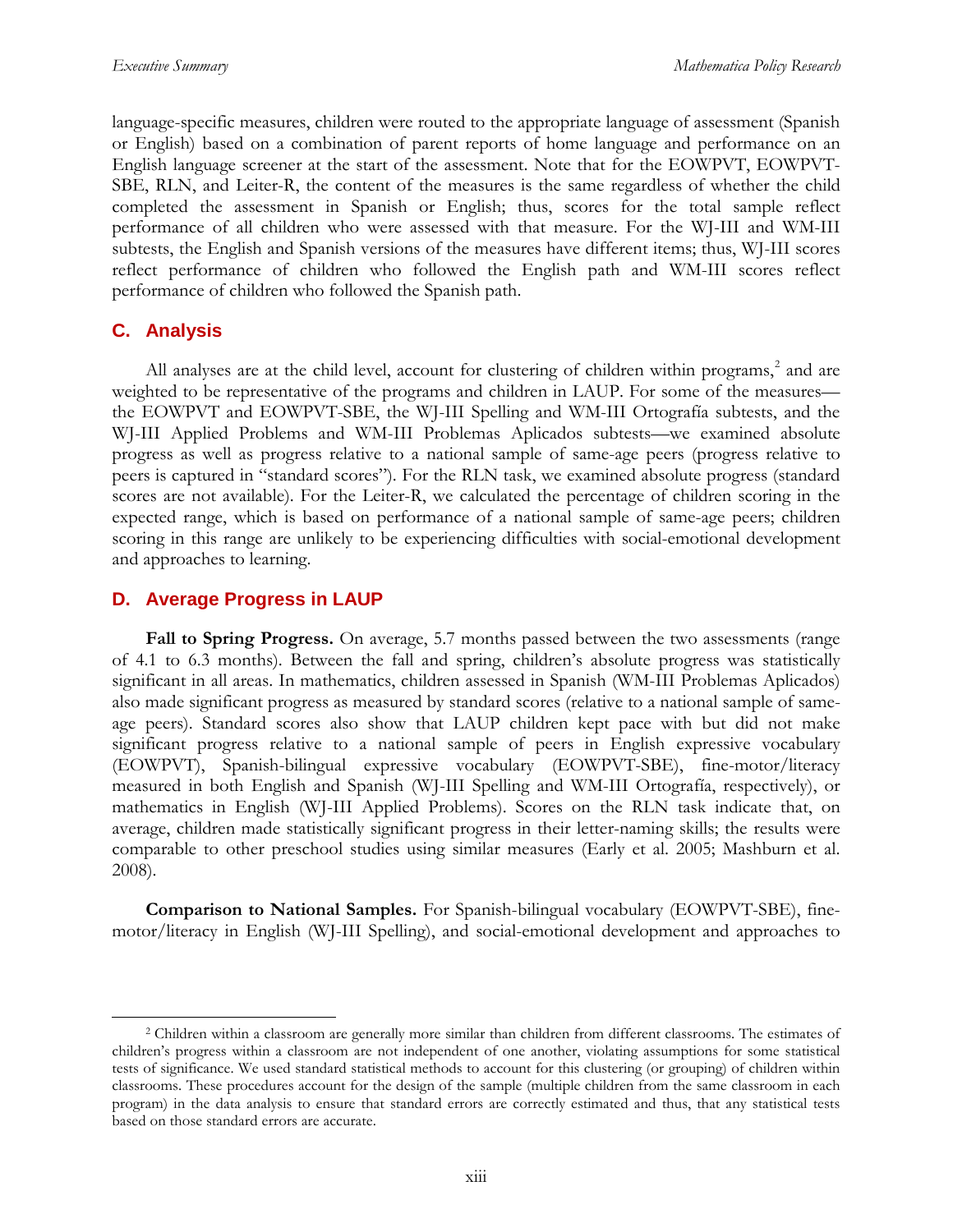language-specific measures, children were routed to the appropriate language of assessment (Spanish or English) based on a combination of parent reports of home language and performance on an English language screener at the start of the assessment. Note that for the EOWPVT, EOWPVT-SBE, RLN, and Leiter-R, the content of the measures is the same regardless of whether the child completed the assessment in Spanish or English; thus, scores for the total sample reflect performance of all children who were assessed with that measure. For the WJ-III and WM-III subtests, the English and Spanish versions of the measures have different items; thus, WJ-III scores reflect performance of children who followed the English path and WM-III scores reflect performance of children who followed the Spanish path.

## C. Analysis

All analyses are at the child level, account for clustering of children within programs,[2] and are weighted to be representative of the programs and children in LAUP. For some of the measures—the EOWPVT and EOWPVT-SBE, the WJ-III Spelling and WM-III Ortografía subtests, and the WJ-III Applied Problems and WM-III Problemas Aplicados subtests—we examined absolute progress as well as progress relative to a national sample of same-age peers (progress relative to peers is captured in "standard scores"). For the RLN task, we examined absolute progress (standard scores are not available). For the Leiter-R, we calculated the percentage of children scoring in the expected range, which is based on performance of a national sample of same-age peers; children scoring in this range are unlikely to be experiencing difficulties with social-emotional development and approaches to learning.

## D. Average Progress in LAUP

**Fall to Spring Progress.** On average, 5.7 months passed between the two assessments (range of 4.1 to 6.3 months). Between the fall and spring, children's absolute progress was statistically significant in all areas. In mathematics, children assessed in Spanish (WM-III Problemas Aplicados) also made significant progress as measured by standard scores (relative to a national sample of same-age peers). Standard scores also show that LAUP children kept pace with but did not make significant progress relative to a national sample of peers in English expressive vocabulary (EOWPVT), Spanish-bilingual expressive vocabulary (EOWPVT-SBE), fine-motor/literacy measured in both English and Spanish (WJ-III Spelling and WM-III Ortografía, respectively), or mathematics in English (WJ-III Applied Problems). Scores on the RLN task indicate that, on average, children made statistically significant progress in their letter-naming skills; the results were comparable to other preschool studies using similar measures (Early et al. 2005; Mashburn et al. 2008).

**Comparison to National Samples.** For Spanish-bilingual vocabulary (EOWPVT-SBE), fine-motor/literacy in English (WJ-III Spelling), and social-emotional development and approaches to

---

[2] Children within a classroom are generally more similar than children from different classrooms. The estimates of children's progress within a classroom are not independent of one another, violating assumptions for some statistical tests of significance. We used standard statistical methods to account for this clustering (or grouping) of children within classrooms. These procedures account for the design of the sample (multiple children from the same classroom in each program) in the data analysis to ensure that standard errors are correctly estimated and thus, that any statistical tests based on those standard errors are accurate.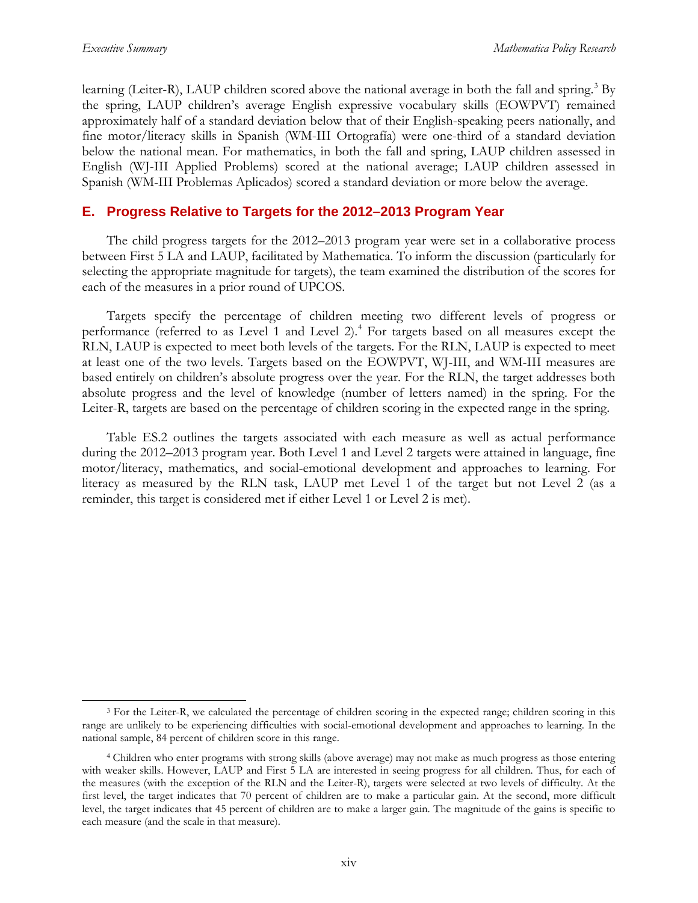learning (Leiter-R), LAUP children scored above the national average in both the fall and spring.[3] By the spring, LAUP children's average English expressive vocabulary skills (EOWPVT) remained approximately half of a standard deviation below that of their English-speaking peers nationally, and fine motor/literacy skills in Spanish (WM-III Ortografía) were one-third of a standard deviation below the national mean. For mathematics, in both the fall and spring, LAUP children assessed in English (WJ-III Applied Problems) scored at the national average; LAUP children assessed in Spanish (WM-III Problemas Aplicados) scored a standard deviation or more below the average.

## E. Progress Relative to Targets for the 2012–2013 Program Year

The child progress targets for the 2012–2013 program year were set in a collaborative process between First 5 LA and LAUP, facilitated by Mathematica. To inform the discussion (particularly for selecting the appropriate magnitude for targets), the team examined the distribution of the scores for each of the measures in a prior round of UPCOS.

Targets specify the percentage of children meeting two different levels of progress or performance (referred to as Level 1 and Level 2).[4] For targets based on all measures except the RLN, LAUP is expected to meet both levels of the targets. For the RLN, LAUP is expected to meet at least one of the two levels. Targets based on the EOWPVT, WJ-III, and WM-III measures are based entirely on children's absolute progress over the year. For the RLN, the target addresses both absolute progress and the level of knowledge (number of letters named) in the spring. For the Leiter-R, targets are based on the percentage of children scoring in the expected range in the spring.

Table ES.2 outlines the targets associated with each measure as well as actual performance during the 2012–2013 program year. Both Level 1 and Level 2 targets were attained in language, fine motor/literacy, mathematics, and social-emotional development and approaches to learning. For literacy as measured by the RLN task, LAUP met Level 1 of the target but not Level 2 (as a reminder, this target is considered met if either Level 1 or Level 2 is met).

---

[3] For the Leiter-R, we calculated the percentage of children scoring in the expected range; children scoring in this range are unlikely to be experiencing difficulties with social-emotional development and approaches to learning. In the national sample, 84 percent of children score in this range.

[4] Children who enter programs with strong skills (above average) may not make as much progress as those entering with weaker skills. However, LAUP and First 5 LA are interested in seeing progress for all children. Thus, for each of the measures (with the exception of the RLN and the Leiter-R), targets were selected at two levels of difficulty. At the first level, the target indicates that 70 percent of children are to make a particular gain. At the second, more difficult level, the target indicates that 45 percent of children are to make a larger gain. The magnitude of the gains is specific to each measure (and the scale in that measure).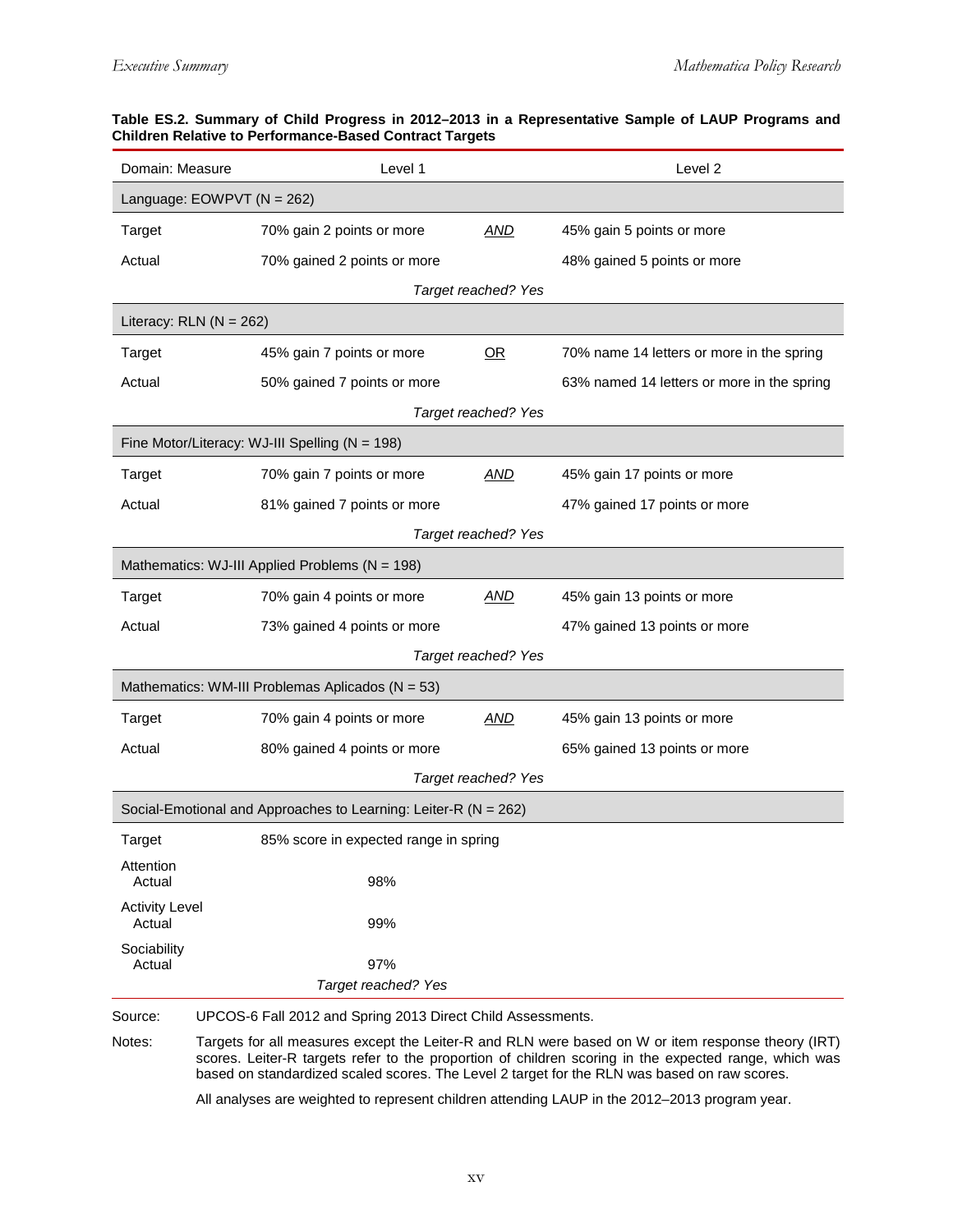**Table ES.2. Summary of Child Progress in 2012–2013 in a Representative Sample of LAUP Programs and Children Relative to Performance-Based Contract Targets**

| Domain: Measure | Level 1 | | Level 2 |
|---|---|---|---|
| **Language: EOWPVT (N = 262)** | | | |
| Target | 70% gain 2 points or more | *AND* | 45% gain 5 points or more |
| Actual | 70% gained 2 points or more | | 48% gained 5 points or more |
| | | *Target reached? Yes* | |
| **Literacy: RLN (N = 262)** | | | |
| Target | 45% gain 7 points or more | *OR* | 70% name 14 letters or more in the spring |
| Actual | 50% gained 7 points or more | | 63% named 14 letters or more in the spring |
| | | *Target reached? Yes* | |
| **Fine Motor/Literacy: WJ-III Spelling (N = 198)** | | | |
| Target | 70% gain 7 points or more | *AND* | 45% gain 17 points or more |
| Actual | 81% gained 7 points or more | | 47% gained 17 points or more |
| | | *Target reached? Yes* | |
| **Mathematics: WJ-III Applied Problems (N = 198)** | | | |
| Target | 70% gain 4 points or more | *AND* | 45% gain 13 points or more |
| Actual | 73% gained 4 points or more | | 47% gained 13 points or more |
| | | *Target reached? Yes* | |
| **Mathematics: WM-III Problemas Aplicados (N = 53)** | | | |
| Target | 70% gain 4 points or more | *AND* | 45% gain 13 points or more |
| Actual | 80% gained 4 points or more | | 65% gained 13 points or more |
| | | *Target reached? Yes* | |
| **Social-Emotional and Approaches to Learning: Leiter-R (N = 262)** | | | |
| Target | 85% score in expected range in spring | | |
| Attention Actual | 98% | | |
| Activity Level Actual | 99% | | |
| Sociability Actual | 97% | | |
| | *Target reached? Yes* | | |

Source: UPCOS-6 Fall 2012 and Spring 2013 Direct Child Assessments.

Notes: Targets for all measures except the Leiter-R and RLN were based on W or item response theory (IRT) scores. Leiter-R targets refer to the proportion of children scoring in the expected range, which was based on standardized scaled scores. The Level 2 target for the RLN was based on raw scores.

All analyses are weighted to represent children attending LAUP in the 2012–2013 program year.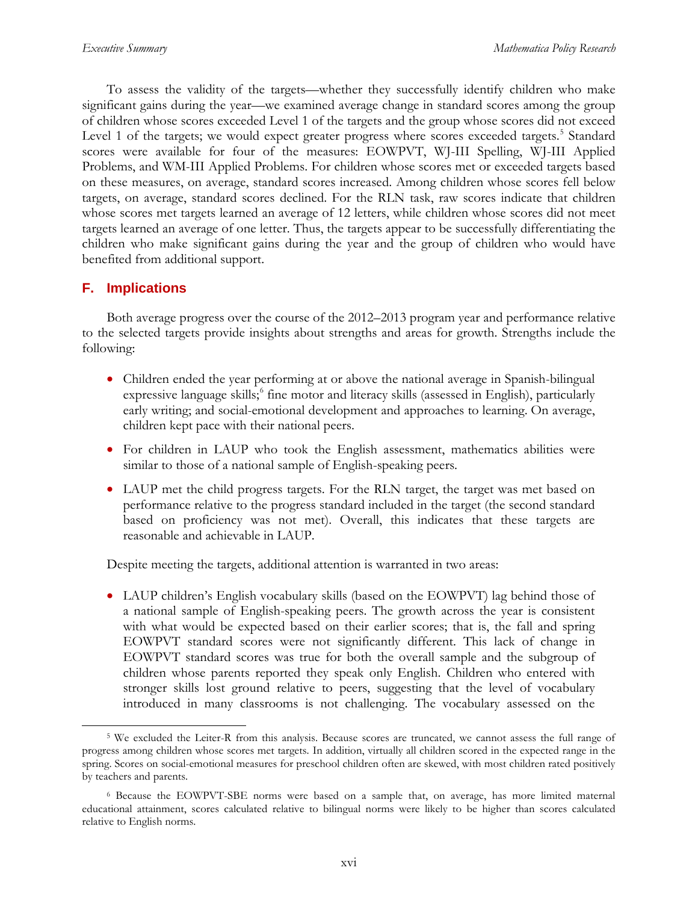To assess the validity of the targets—whether they successfully identify children who make significant gains during the year—we examined average change in standard scores among the group of children whose scores exceeded Level 1 of the targets and the group whose scores did not exceed Level 1 of the targets; we would expect greater progress where scores exceeded targets.[5] Standard scores were available for four of the measures: EOWPVT, WJ-III Spelling, WJ-III Applied Problems, and WM-III Applied Problems. For children whose scores met or exceeded targets based on these measures, on average, standard scores increased. Among children whose scores fell below targets, on average, standard scores declined. For the RLN task, raw scores indicate that children whose scores met targets learned an average of 12 letters, while children whose scores did not meet targets learned an average of one letter. Thus, the targets appear to be successfully differentiating the children who make significant gains during the year and the group of children who would have benefited from additional support.

## F. Implications

Both average progress over the course of the 2012–2013 program year and performance relative to the selected targets provide insights about strengths and areas for growth. Strengths include the following:

- Children ended the year performing at or above the national average in Spanish-bilingual expressive language skills;[6] fine motor and literacy skills (assessed in English), particularly early writing; and social-emotional development and approaches to learning. On average, children kept pace with their national peers.
- For children in LAUP who took the English assessment, mathematics abilities were similar to those of a national sample of English-speaking peers.
- LAUP met the child progress targets. For the RLN target, the target was met based on performance relative to the progress standard included in the target (the second standard based on proficiency was not met). Overall, this indicates that these targets are reasonable and achievable in LAUP.

Despite meeting the targets, additional attention is warranted in two areas:

- LAUP children's English vocabulary skills (based on the EOWPVT) lag behind those of a national sample of English-speaking peers. The growth across the year is consistent with what would be expected based on their earlier scores; that is, the fall and spring EOWPVT standard scores were not significantly different. This lack of change in EOWPVT standard scores was true for both the overall sample and the subgroup of children whose parents reported they speak only English. Children who entered with stronger skills lost ground relative to peers, suggesting that the level of vocabulary introduced in many classrooms is not challenging. The vocabulary assessed on the

---

[5] We excluded the Leiter-R from this analysis. Because scores are truncated, we cannot assess the full range of progress among children whose scores met targets. In addition, virtually all children scored in the expected range in the spring. Scores on social-emotional measures for preschool children often are skewed, with most children rated positively by teachers and parents.

[6] Because the EOWPVT-SBE norms were based on a sample that, on average, has more limited maternal educational attainment, scores calculated relative to bilingual norms were likely to be higher than scores calculated relative to English norms.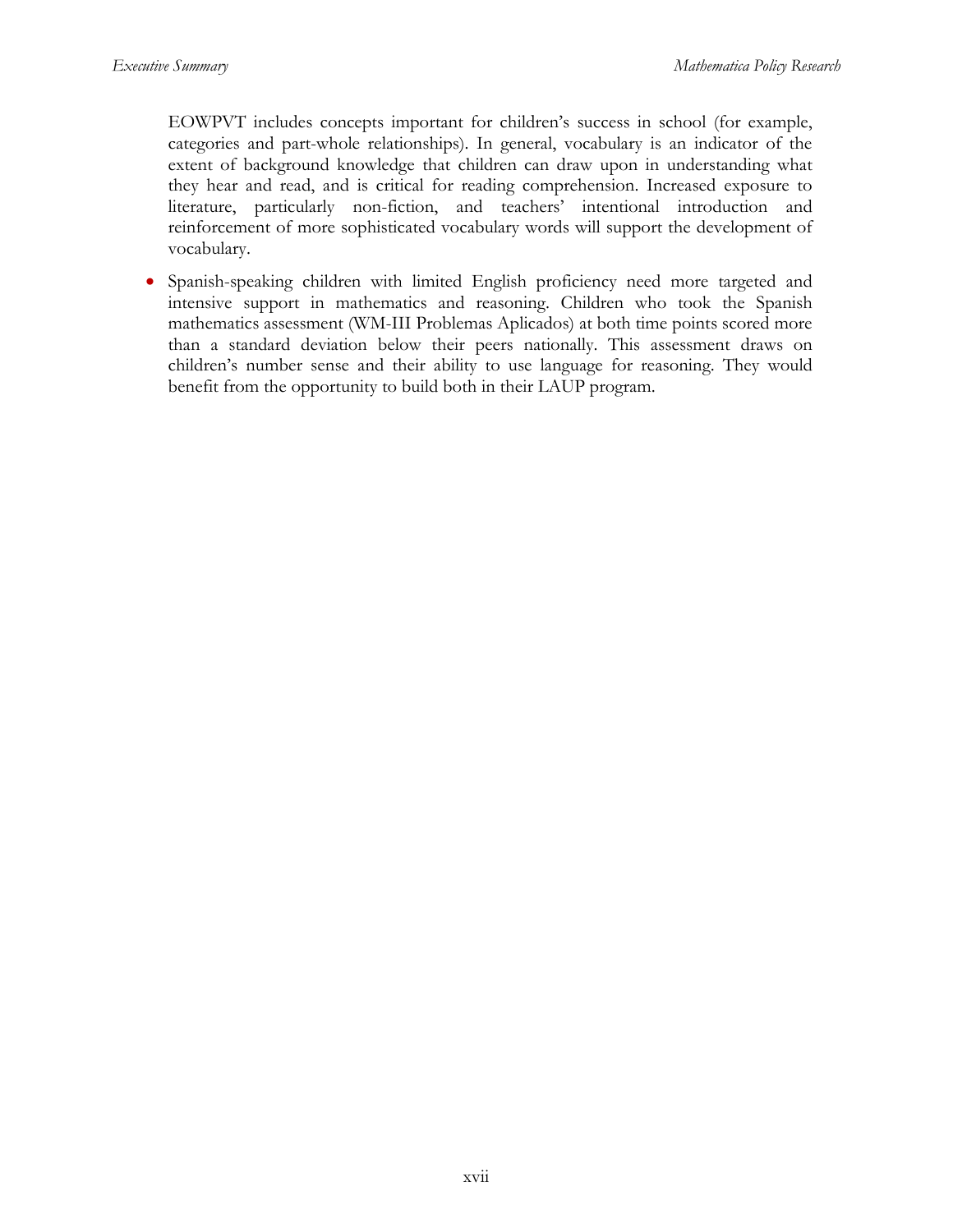EOWPVT includes concepts important for children's success in school (for example, categories and part-whole relationships). In general, vocabulary is an indicator of the extent of background knowledge that children can draw upon in understanding what they hear and read, and is critical for reading comprehension. Increased exposure to literature, particularly non-fiction, and teachers' intentional introduction and reinforcement of more sophisticated vocabulary words will support the development of vocabulary.

- Spanish-speaking children with limited English proficiency need more targeted and intensive support in mathematics and reasoning. Children who took the Spanish mathematics assessment (WM-III Problemas Aplicados) at both time points scored more than a standard deviation below their peers nationally. This assessment draws on children's number sense and their ability to use language for reasoning. They would benefit from the opportunity to build both in their LAUP program.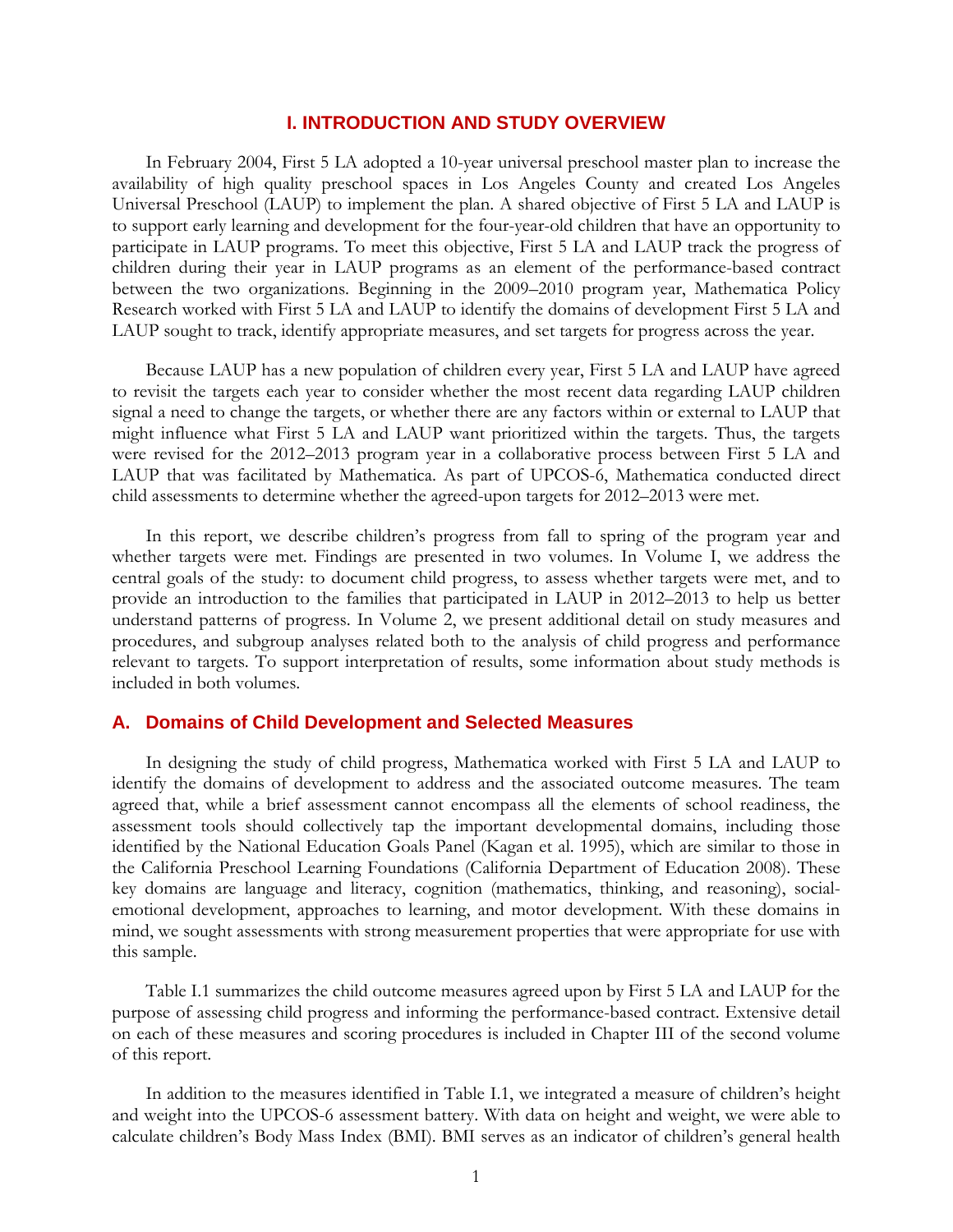# I. INTRODUCTION AND STUDY OVERVIEW

In February 2004, First 5 LA adopted a 10-year universal preschool master plan to increase the availability of high quality preschool spaces in Los Angeles County and created Los Angeles Universal Preschool (LAUP) to implement the plan. A shared objective of First 5 LA and LAUP is to support early learning and development for the four-year-old children that have an opportunity to participate in LAUP programs. To meet this objective, First 5 LA and LAUP track the progress of children during their year in LAUP programs as an element of the performance-based contract between the two organizations. Beginning in the 2009–2010 program year, Mathematica Policy Research worked with First 5 LA and LAUP to identify the domains of development First 5 LA and LAUP sought to track, identify appropriate measures, and set targets for progress across the year.

Because LAUP has a new population of children every year, First 5 LA and LAUP have agreed to revisit the targets each year to consider whether the most recent data regarding LAUP children signal a need to change the targets, or whether there are any factors within or external to LAUP that might influence what First 5 LA and LAUP want prioritized within the targets. Thus, the targets were revised for the 2012–2013 program year in a collaborative process between First 5 LA and LAUP that was facilitated by Mathematica. As part of UPCOS-6, Mathematica conducted direct child assessments to determine whether the agreed-upon targets for 2012–2013 were met.

In this report, we describe children's progress from fall to spring of the program year and whether targets were met. Findings are presented in two volumes. In Volume I, we address the central goals of the study: to document child progress, to assess whether targets were met, and to provide an introduction to the families that participated in LAUP in 2012–2013 to help us better understand patterns of progress. In Volume 2, we present additional detail on study measures and procedures, and subgroup analyses related both to the analysis of child progress and performance relevant to targets. To support interpretation of results, some information about study methods is included in both volumes.

## A. Domains of Child Development and Selected Measures

In designing the study of child progress, Mathematica worked with First 5 LA and LAUP to identify the domains of development to address and the associated outcome measures. The team agreed that, while a brief assessment cannot encompass all the elements of school readiness, the assessment tools should collectively tap the important developmental domains, including those identified by the National Education Goals Panel (Kagan et al. 1995), which are similar to those in the California Preschool Learning Foundations (California Department of Education 2008). These key domains are language and literacy, cognition (mathematics, thinking, and reasoning), social-emotional development, approaches to learning, and motor development. With these domains in mind, we sought assessments with strong measurement properties that were appropriate for use with this sample.

Table I.1 summarizes the child outcome measures agreed upon by First 5 LA and LAUP for the purpose of assessing child progress and informing the performance-based contract. Extensive detail on each of these measures and scoring procedures is included in Chapter III of the second volume of this report.

In addition to the measures identified in Table I.1, we integrated a measure of children's height and weight into the UPCOS-6 assessment battery. With data on height and weight, we were able to calculate children's Body Mass Index (BMI). BMI serves as an indicator of children's general health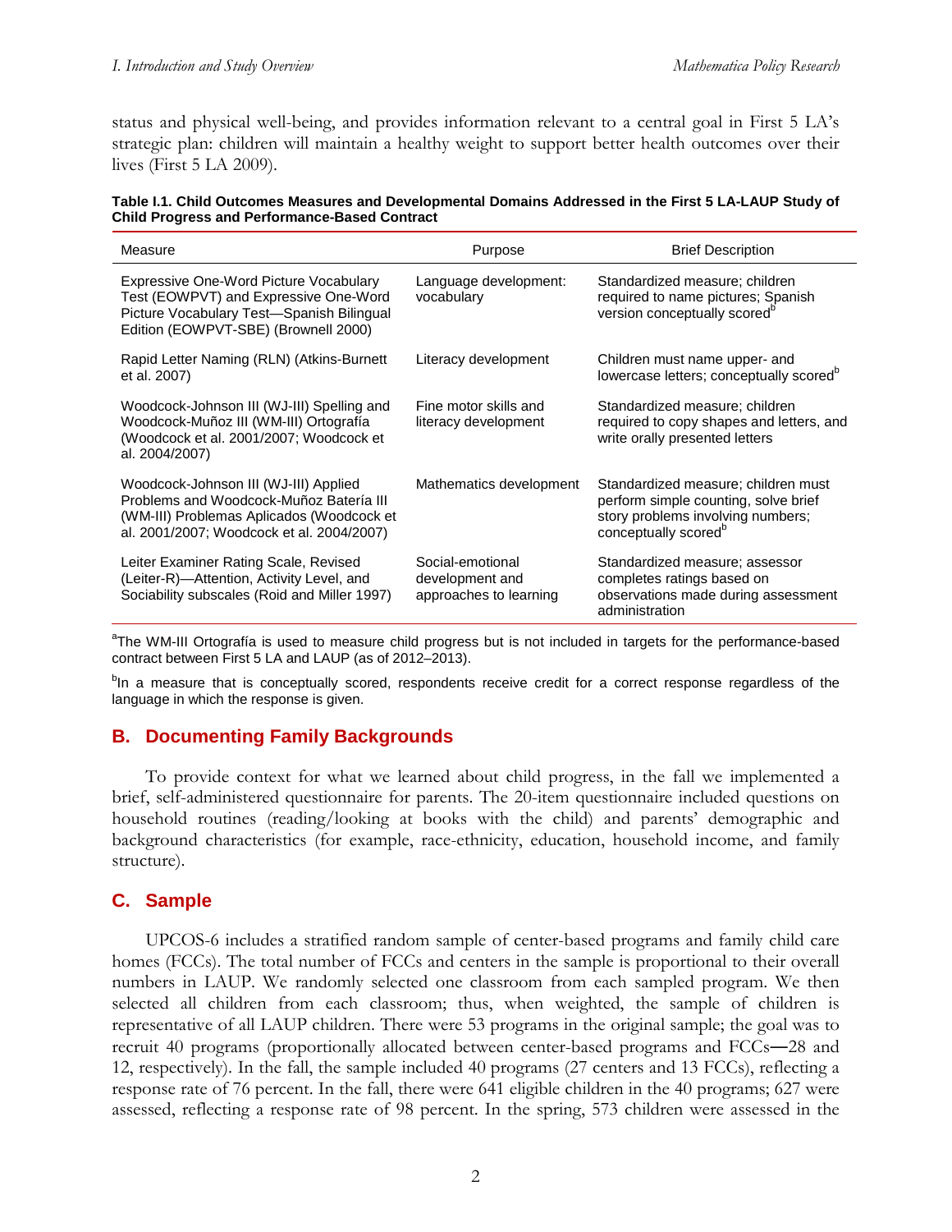status and physical well-being, and provides information relevant to a central goal in First 5 LA's strategic plan: children will maintain a healthy weight to support better health outcomes over their lives (First 5 LA 2009).

**Table I.1. Child Outcomes Measures and Developmental Domains Addressed in the First 5 LA-LAUP Study of Child Progress and Performance-Based Contract**

| Measure | Purpose | Brief Description |
| --- | --- | --- |
| Expressive One-Word Picture Vocabulary Test (EOWPVT) and Expressive One-Word Picture Vocabulary Test—Spanish Bilingual Edition (EOWPVT-SBE) (Brownell 2000) | Language development: vocabulary | Standardized measure; children required to name pictures; Spanish version conceptually scored[b] |
| Rapid Letter Naming (RLN) (Atkins-Burnett et al. 2007) | Literacy development | Children must name upper- and lowercase letters; conceptually scored[b] |
| Woodcock-Johnson III (WJ-III) Spelling and Woodcock-Muñoz III (WM-III) Ortografía (Woodcock et al. 2001/2007; Woodcock et al. 2004/2007) | Fine motor skills and literacy development | Standardized measure; children required to copy shapes and letters, and write orally presented letters |
| Woodcock-Johnson III (WJ-III) Applied Problems and Woodcock-Muñoz Batería III (WM-III) Problemas Aplicados (Woodcock et al. 2001/2007; Woodcock et al. 2004/2007) | Mathematics development | Standardized measure; children must perform simple counting, solve brief story problems involving numbers; conceptually scored[b] |
| Leiter Examiner Rating Scale, Revised (Leiter-R)—Attention, Activity Level, and Sociability subscales (Roid and Miller 1997) | Social-emotional development and approaches to learning | Standardized measure; assessor completes ratings based on observations made during assessment administration |

[a]The WM-III Ortografía is used to measure child progress but is not included in targets for the performance-based contract between First 5 LA and LAUP (as of 2012–2013).

[b]In a measure that is conceptually scored, respondents receive credit for a correct response regardless of the language in which the response is given.

## B. Documenting Family Backgrounds

To provide context for what we learned about child progress, in the fall we implemented a brief, self-administered questionnaire for parents. The 20-item questionnaire included questions on household routines (reading/looking at books with the child) and parents' demographic and background characteristics (for example, race-ethnicity, education, household income, and family structure).

## C. Sample

UPCOS-6 includes a stratified random sample of center-based programs and family child care homes (FCCs). The total number of FCCs and centers in the sample is proportional to their overall numbers in LAUP. We randomly selected one classroom from each sampled program. We then selected all children from each classroom; thus, when weighted, the sample of children is representative of all LAUP children. There were 53 programs in the original sample; the goal was to recruit 40 programs (proportionally allocated between center-based programs and FCCs—28 and 12, respectively). In the fall, the sample included 40 programs (27 centers and 13 FCCs), reflecting a response rate of 76 percent. In the fall, there were 641 eligible children in the 40 programs; 627 were assessed, reflecting a response rate of 98 percent. In the spring, 573 children were assessed in the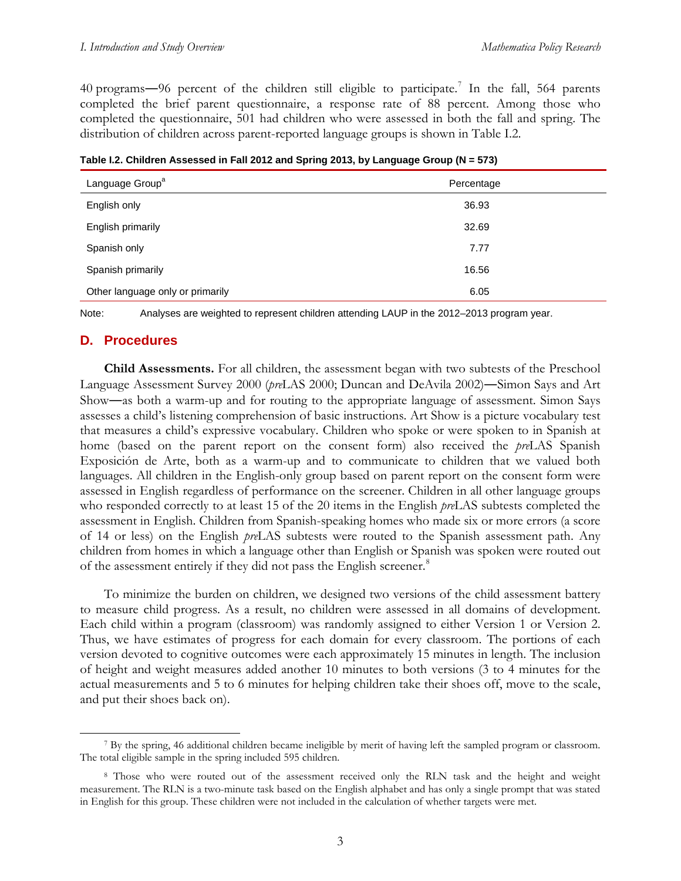40 programs—96 percent of the children still eligible to participate.[7] In the fall, 564 parents completed the brief parent questionnaire, a response rate of 88 percent. Among those who completed the questionnaire, 501 had children who were assessed in both the fall and spring. The distribution of children across parent-reported language groups is shown in Table I.2.

**Table I.2. Children Assessed in Fall 2012 and Spring 2013, by Language Group (N = 573)**

| Language Group[a] | Percentage |
|---|---|
| English only | 36.93 |
| English primarily | 32.69 |
| Spanish only | 7.77 |
| Spanish primarily | 16.56 |
| Other language only or primarily | 6.05 |

Note: Analyses are weighted to represent children attending LAUP in the 2012–2013 program year.

## D. Procedures

**Child Assessments.** For all children, the assessment began with two subtests of the Preschool Language Assessment Survey 2000 (*pre*LAS 2000; Duncan and DeAvila 2002)—Simon Says and Art Show—as both a warm-up and for routing to the appropriate language of assessment. Simon Says assesses a child's listening comprehension of basic instructions. Art Show is a picture vocabulary test that measures a child's expressive vocabulary. Children who spoke or were spoken to in Spanish at home (based on the parent report on the consent form) also received the *pre*LAS Spanish Exposición de Arte, both as a warm-up and to communicate to children that we valued both languages. All children in the English-only group based on parent report on the consent form were assessed in English regardless of performance on the screener. Children in all other language groups who responded correctly to at least 15 of the 20 items in the English *pre*LAS subtests completed the assessment in English. Children from Spanish-speaking homes who made six or more errors (a score of 14 or less) on the English *pre*LAS subtests were routed to the Spanish assessment path. Any children from homes in which a language other than English or Spanish was spoken were routed out of the assessment entirely if they did not pass the English screener.[8]

To minimize the burden on children, we designed two versions of the child assessment battery to measure child progress. As a result, no children were assessed in all domains of development. Each child within a program (classroom) was randomly assigned to either Version 1 or Version 2. Thus, we have estimates of progress for each domain for every classroom. The portions of each version devoted to cognitive outcomes were each approximately 15 minutes in length. The inclusion of height and weight measures added another 10 minutes to both versions (3 to 4 minutes for the actual measurements and 5 to 6 minutes for helping children take their shoes off, move to the scale, and put their shoes back on).

---

[7] By the spring, 46 additional children became ineligible by merit of having left the sampled program or classroom. The total eligible sample in the spring included 595 children.

[8] Those who were routed out of the assessment received only the RLN task and the height and weight measurement. The RLN is a two-minute task based on the English alphabet and has only a single prompt that was stated in English for this group. These children were not included in the calculation of whether targets were met.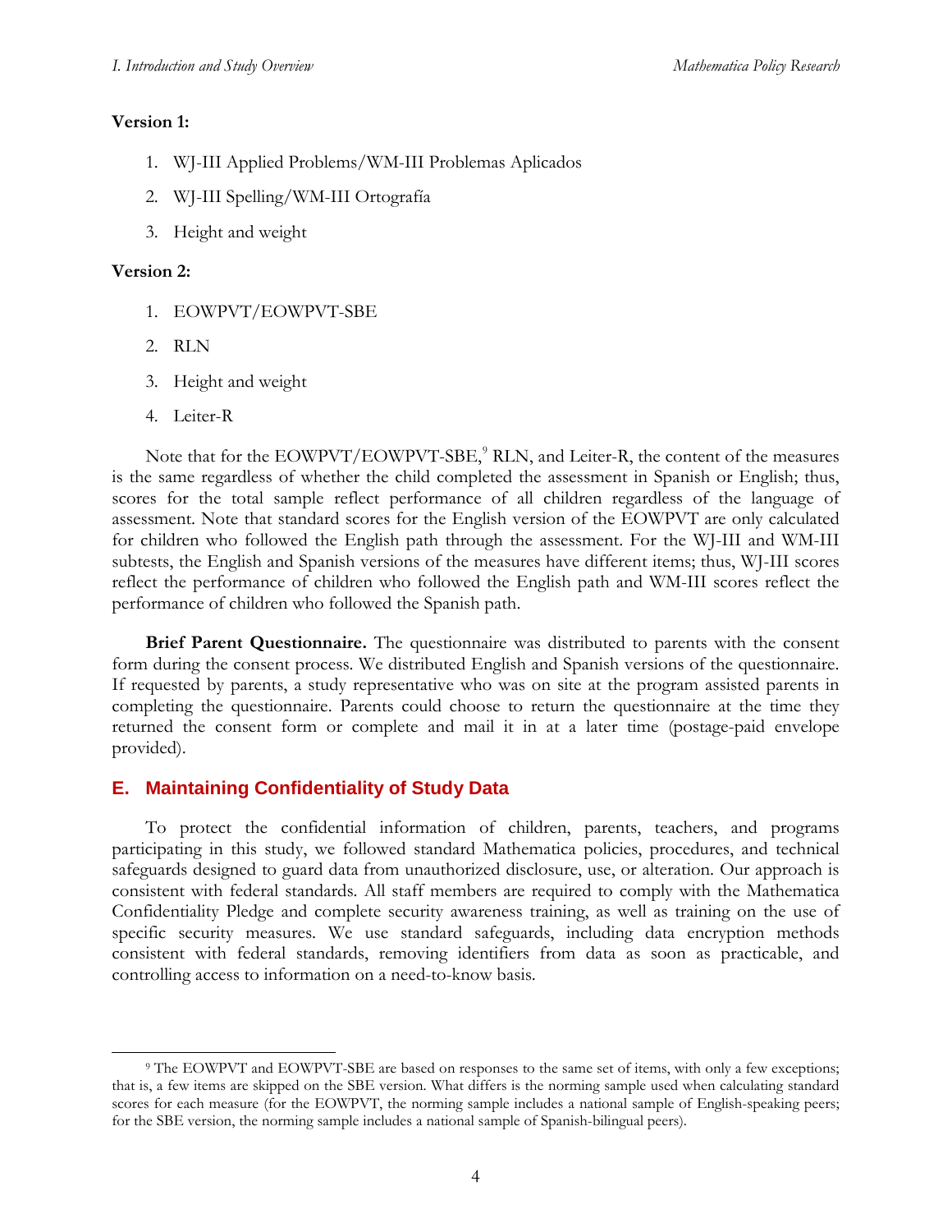**Version 1:**

1. WJ-III Applied Problems/WM-III Problemas Aplicados
2. WJ-III Spelling/WM-III Ortografía
3. Height and weight

**Version 2:**

1. EOWPVT/EOWPVT-SBE
2. RLN
3. Height and weight
4. Leiter-R

Note that for the EOWPVT/EOWPVT-SBE,[9] RLN, and Leiter-R, the content of the measures is the same regardless of whether the child completed the assessment in Spanish or English; thus, scores for the total sample reflect performance of all children regardless of the language of assessment. Note that standard scores for the English version of the EOWPVT are only calculated for children who followed the English path through the assessment. For the WJ-III and WM-III subtests, the English and Spanish versions of the measures have different items; thus, WJ-III scores reflect the performance of children who followed the English path and WM-III scores reflect the performance of children who followed the Spanish path.

**Brief Parent Questionnaire.** The questionnaire was distributed to parents with the consent form during the consent process. We distributed English and Spanish versions of the questionnaire. If requested by parents, a study representative who was on site at the program assisted parents in completing the questionnaire. Parents could choose to return the questionnaire at the time they returned the consent form or complete and mail it in at a later time (postage-paid envelope provided).

## E. Maintaining Confidentiality of Study Data

To protect the confidential information of children, parents, teachers, and programs participating in this study, we followed standard Mathematica policies, procedures, and technical safeguards designed to guard data from unauthorized disclosure, use, or alteration. Our approach is consistent with federal standards. All staff members are required to comply with the Mathematica Confidentiality Pledge and complete security awareness training, as well as training on the use of specific security measures. We use standard safeguards, including data encryption methods consistent with federal standards, removing identifiers from data as soon as practicable, and controlling access to information on a need-to-know basis.

---

[9] The EOWPVT and EOWPVT-SBE are based on responses to the same set of items, with only a few exceptions; that is, a few items are skipped on the SBE version. What differs is the norming sample used when calculating standard scores for each measure (for the EOWPVT, the norming sample includes a national sample of English-speaking peers; for the SBE version, the norming sample includes a national sample of Spanish-bilingual peers).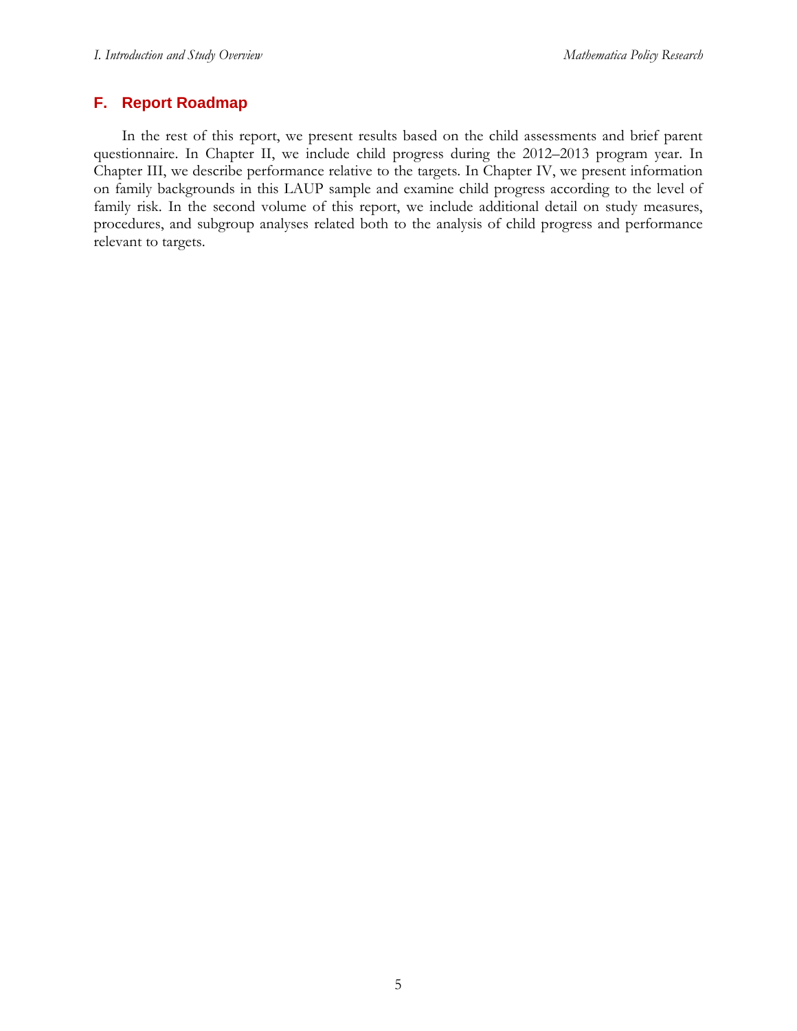## F. Report Roadmap

In the rest of this report, we present results based on the child assessments and brief parent questionnaire. In Chapter II, we include child progress during the 2012–2013 program year. In Chapter III, we describe performance relative to the targets. In Chapter IV, we present information on family backgrounds in this LAUP sample and examine child progress according to the level of family risk. In the second volume of this report, we include additional detail on study measures, procedures, and subgroup analyses related both to the analysis of child progress and performance relevant to targets.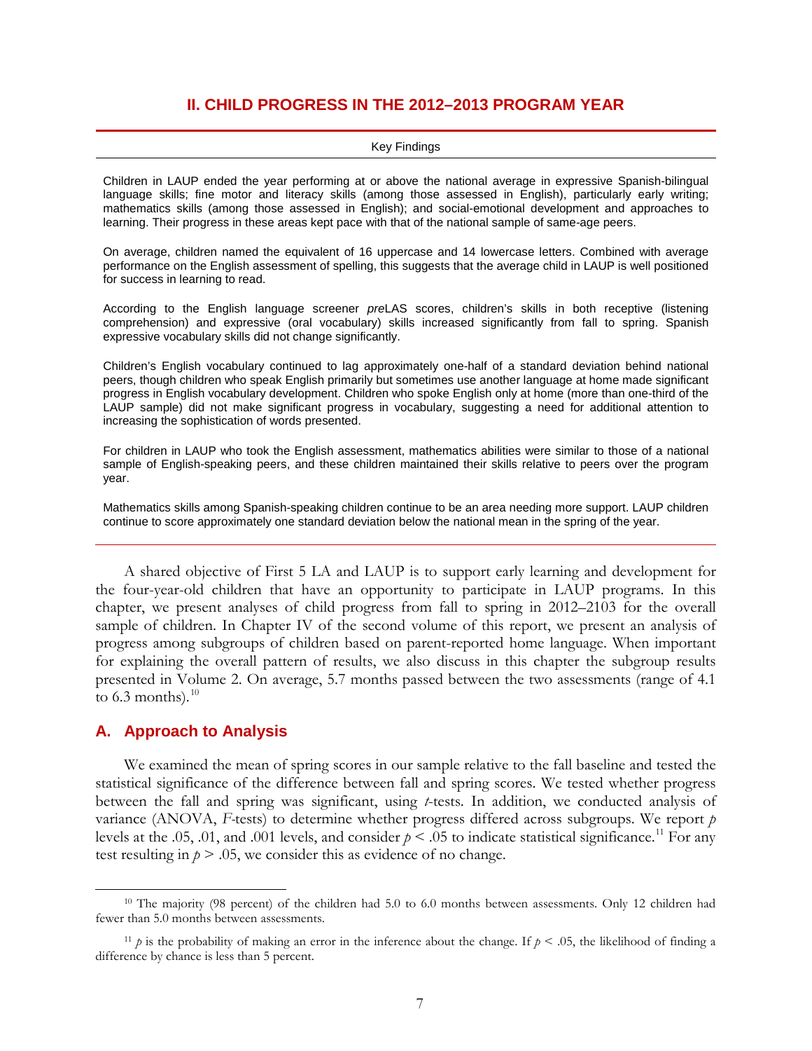## II. CHILD PROGRESS IN THE 2012–2013 PROGRAM YEAR

**Key Findings**

Children in LAUP ended the year performing at or above the national average in expressive Spanish-bilingual language skills; fine motor and literacy skills (among those assessed in English), particularly early writing; mathematics skills (among those assessed in English); and social-emotional development and approaches to learning. Their progress in these areas kept pace with that of the national sample of same-age peers.

On average, children named the equivalent of 16 uppercase and 14 lowercase letters. Combined with average performance on the English assessment of spelling, this suggests that the average child in LAUP is well positioned for success in learning to read.

According to the English language screener *pre*LAS scores, children's skills in both receptive (listening comprehension) and expressive (oral vocabulary) skills increased significantly from fall to spring. Spanish expressive vocabulary skills did not change significantly.

Children's English vocabulary continued to lag approximately one-half of a standard deviation behind national peers, though children who speak English primarily but sometimes use another language at home made significant progress in English vocabulary development. Children who spoke English only at home (more than one-third of the LAUP sample) did not make significant progress in vocabulary, suggesting a need for additional attention to increasing the sophistication of words presented.

For children in LAUP who took the English assessment, mathematics abilities were similar to those of a national sample of English-speaking peers, and these children maintained their skills relative to peers over the program year.

Mathematics skills among Spanish-speaking children continue to be an area needing more support. LAUP children continue to score approximately one standard deviation below the national mean in the spring of the year.

---

A shared objective of First 5 LA and LAUP is to support early learning and development for the four-year-old children that have an opportunity to participate in LAUP programs. In this chapter, we present analyses of child progress from fall to spring in 2012–2103 for the overall sample of children. In Chapter IV of the second volume of this report, we present an analysis of progress among subgroups of children based on parent-reported home language. When important for explaining the overall pattern of results, we also discuss in this chapter the subgroup results presented in Volume 2. On average, 5.7 months passed between the two assessments (range of 4.1 to 6.3 months).[10]

### A. Approach to Analysis

We examined the mean of spring scores in our sample relative to the fall baseline and tested the statistical significance of the difference between fall and spring scores. We tested whether progress between the fall and spring was significant, using *t*-tests. In addition, we conducted analysis of variance (ANOVA, *F*-tests) to determine whether progress differed across subgroups. We report $p$ levels at the .05, .01, and .001 levels, and consider $p < .05$ to indicate statistical significance.[11] For any test resulting in $p > .05$, we consider this as evidence of no change.

---

[10] The majority (98 percent) of the children had 5.0 to 6.0 months between assessments. Only 12 children had fewer than 5.0 months between assessments.

[11] $p$ is the probability of making an error in the inference about the change. If $p < .05$, the likelihood of finding a difference by chance is less than 5 percent.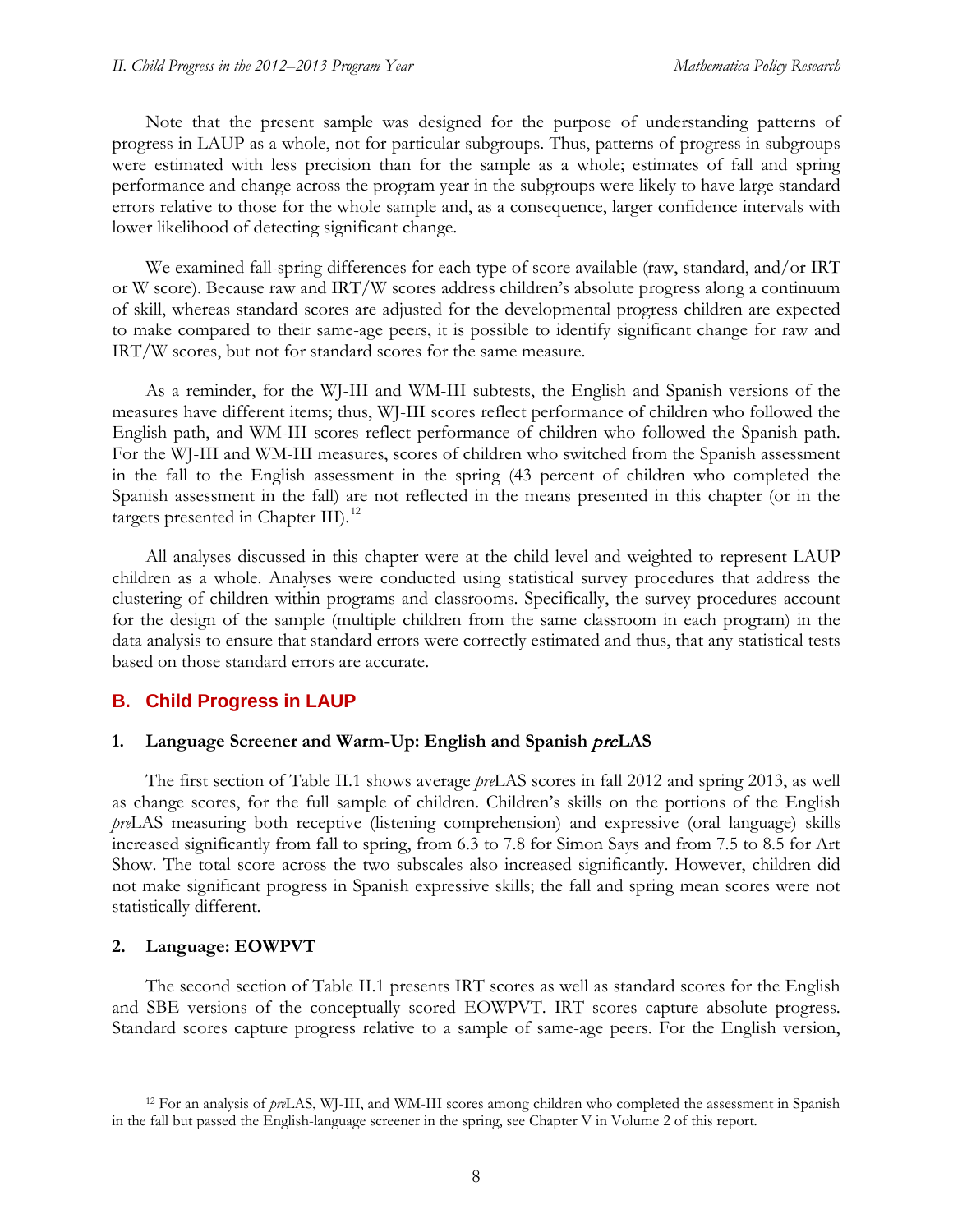Note that the present sample was designed for the purpose of understanding patterns of progress in LAUP as a whole, not for particular subgroups. Thus, patterns of progress in subgroups were estimated with less precision than for the sample as a whole; estimates of fall and spring performance and change across the program year in the subgroups were likely to have large standard errors relative to those for the whole sample and, as a consequence, larger confidence intervals with lower likelihood of detecting significant change.

We examined fall-spring differences for each type of score available (raw, standard, and/or IRT or W score). Because raw and IRT/W scores address children's absolute progress along a continuum of skill, whereas standard scores are adjusted for the developmental progress children are expected to make compared to their same-age peers, it is possible to identify significant change for raw and IRT/W scores, but not for standard scores for the same measure.

As a reminder, for the WJ-III and WM-III subtests, the English and Spanish versions of the measures have different items; thus, WJ-III scores reflect performance of children who followed the English path, and WM-III scores reflect performance of children who followed the Spanish path. For the WJ-III and WM-III measures, scores of children who switched from the Spanish assessment in the fall to the English assessment in the spring (43 percent of children who completed the Spanish assessment in the fall) are not reflected in the means presented in this chapter (or in the targets presented in Chapter III).[12]

All analyses discussed in this chapter were at the child level and weighted to represent LAUP children as a whole. Analyses were conducted using statistical survey procedures that address the clustering of children within programs and classrooms. Specifically, the survey procedures account for the design of the sample (multiple children from the same classroom in each program) in the data analysis to ensure that standard errors were correctly estimated and thus, that any statistical tests based on those standard errors are accurate.

## B. Child Progress in LAUP

### 1. Language Screener and Warm-Up: English and Spanish *pre*LAS

The first section of Table II.1 shows average *pre*LAS scores in fall 2012 and spring 2013, as well as change scores, for the full sample of children. Children's skills on the portions of the English *pre*LAS measuring both receptive (listening comprehension) and expressive (oral language) skills increased significantly from fall to spring, from 6.3 to 7.8 for Simon Says and from 7.5 to 8.5 for Art Show. The total score across the two subscales also increased significantly. However, children did not make significant progress in Spanish expressive skills; the fall and spring mean scores were not statistically different.

### 2. Language: EOWPVT

The second section of Table II.1 presents IRT scores as well as standard scores for the English and SBE versions of the conceptually scored EOWPVT. IRT scores capture absolute progress. Standard scores capture progress relative to a sample of same-age peers. For the English version,

[12] For an analysis of *pre*LAS, WJ-III, and WM-III scores among children who completed the assessment in Spanish in the fall but passed the English-language screener in the spring, see Chapter V in Volume 2 of this report.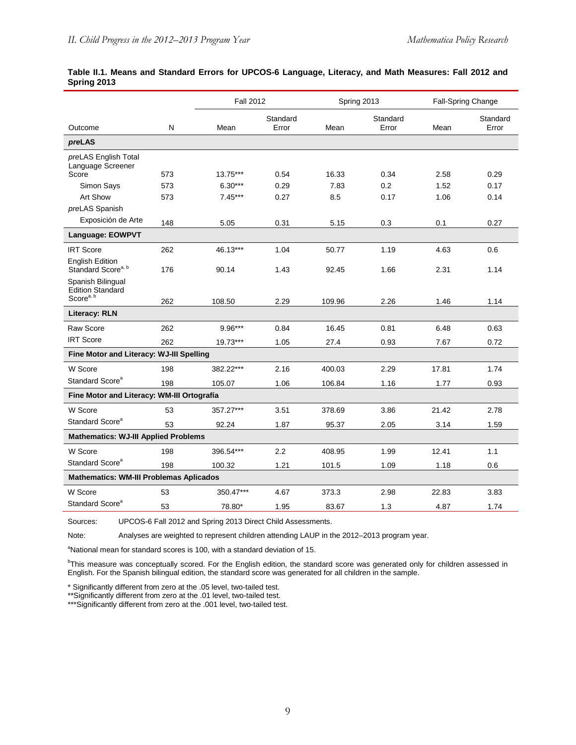**Table II.1. Means and Standard Errors for UPCOS-6 Language, Literacy, and Math Measures: Fall 2012 and Spring 2013**

| | | Fall 2012 | | Spring 2013 | | Fall-Spring Change | |
|---|---|---|---|---|---|---|---|
| Outcome | N | Mean | Standard Error | Mean | Standard Error | Mean | Standard Error |
| ***pre*LAS** | | | | | | | |
| *pre*LAS English Total Language Screener Score | 573 | 13.75*** | 0.54 | 16.33 | 0.34 | 2.58 | 0.29 |
| Simon Says | 573 | 6.30*** | 0.29 | 7.83 | 0.2 | 1.52 | 0.17 |
| Art Show | 573 | 7.45*** | 0.27 | 8.5 | 0.17 | 1.06 | 0.14 |
| *pre*LAS Spanish | | | | | | | |
| Exposición de Arte | 148 | 5.05 | 0.31 | 5.15 | 0.3 | 0.1 | 0.27 |
| **Language: EOWPVT** | | | | | | | |
| IRT Score | 262 | 46.13*** | 1.04 | 50.77 | 1.19 | 4.63 | 0.6 |
| English Edition Standard Score[a, b] | 176 | 90.14 | 1.43 | 92.45 | 1.66 | 2.31 | 1.14 |
| Spanish Bilingual Edition Standard Score[a, b] | 262 | 108.50 | 2.29 | 109.96 | 2.26 | 1.46 | 1.14 |
| **Literacy: RLN** | | | | | | | |
| Raw Score | 262 | 9.96*** | 0.84 | 16.45 | 0.81 | 6.48 | 0.63 |
| IRT Score | 262 | 19.73*** | 1.05 | 27.4 | 0.93 | 7.67 | 0.72 |
| **Fine Motor and Literacy: WJ-III Spelling** | | | | | | | |
| W Score | 198 | 382.22*** | 2.16 | 400.03 | 2.29 | 17.81 | 1.74 |
| Standard Score[a] | 198 | 105.07 | 1.06 | 106.84 | 1.16 | 1.77 | 0.93 |
| **Fine Motor and Literacy: WM-III Ortografía** | | | | | | | |
| W Score | 53 | 357.27*** | 3.51 | 378.69 | 3.86 | 21.42 | 2.78 |
| Standard Score[a] | 53 | 92.24 | 1.87 | 95.37 | 2.05 | 3.14 | 1.59 |
| **Mathematics: WJ-III Applied Problems** | | | | | | | |
| W Score | 198 | 396.54*** | 2.2 | 408.95 | 1.99 | 12.41 | 1.1 |
| Standard Score[a] | 198 | 100.32 | 1.21 | 101.5 | 1.09 | 1.18 | 0.6 |
| **Mathematics: WM-III Problemas Aplicados** | | | | | | | |
| W Score | 53 | 350.47*** | 4.67 | 373.3 | 2.98 | 22.83 | 3.83 |
| Standard Score[a] | 53 | 78.80* | 1.95 | 83.67 | 1.3 | 4.87 | 1.74 |

Sources: UPCOS-6 Fall 2012 and Spring 2013 Direct Child Assessments.

Note: Analyses are weighted to represent children attending LAUP in the 2012–2013 program year.

[a]National mean for standard scores is 100, with a standard deviation of 15.

[b]This measure was conceptually scored. For the English edition, the standard score was generated only for children assessed in English. For the Spanish bilingual edition, the standard score was generated for all children in the sample.

\* Significantly different from zero at the .05 level, two-tailed test.
\*\*Significantly different from zero at the .01 level, two-tailed test.
\*\*\*Significantly different from zero at the .001 level, two-tailed test.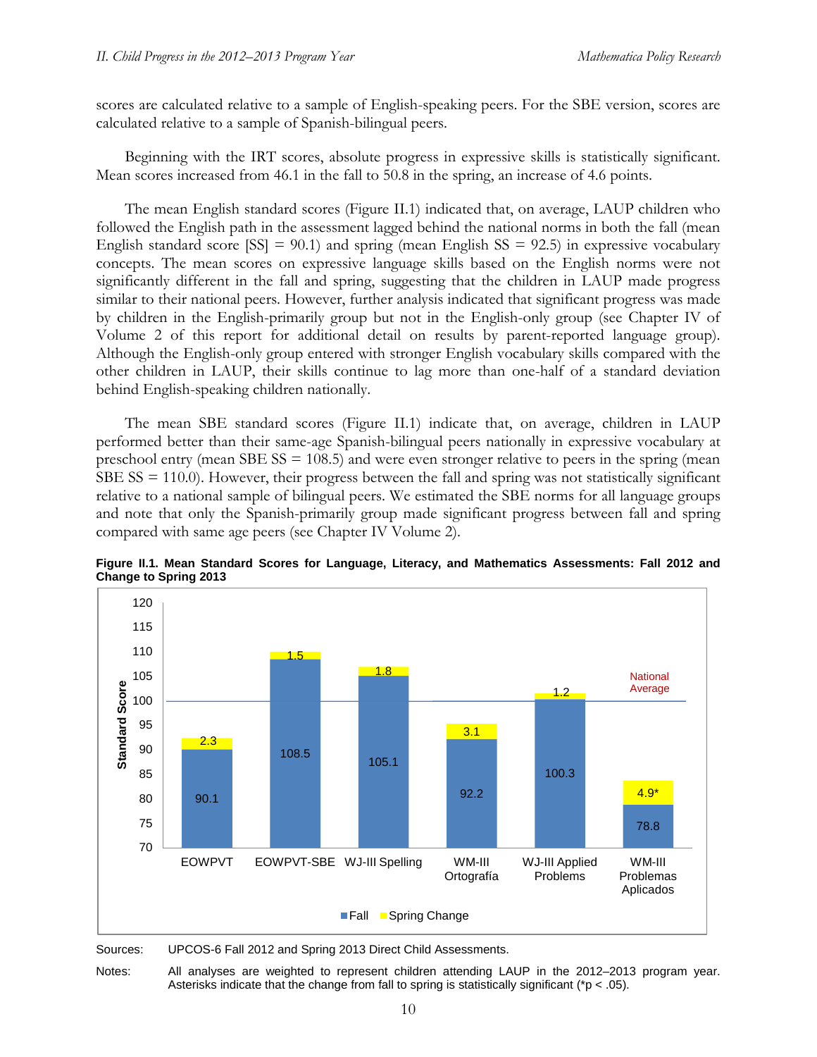scores are calculated relative to a sample of English-speaking peers. For the SBE version, scores are calculated relative to a sample of Spanish-bilingual peers.

Beginning with the IRT scores, absolute progress in expressive skills is statistically significant. Mean scores increased from 46.1 in the fall to 50.8 in the spring, an increase of 4.6 points.

The mean English standard scores (Figure II.1) indicated that, on average, LAUP children who followed the English path in the assessment lagged behind the national norms in both the fall (mean English standard score [SS] = 90.1) and spring (mean English SS = 92.5) in expressive vocabulary concepts. The mean scores on expressive language skills based on the English norms were not significantly different in the fall and spring, suggesting that the children in LAUP made progress similar to their national peers. However, further analysis indicated that significant progress was made by children in the English-primarily group but not in the English-only group (see Chapter IV of Volume 2 of this report for additional detail on results by parent-reported language group). Although the English-only group entered with stronger English vocabulary skills compared with the other children in LAUP, their skills continue to lag more than one-half of a standard deviation behind English-speaking children nationally.

The mean SBE standard scores (Figure II.1) indicate that, on average, children in LAUP performed better than their same-age Spanish-bilingual peers nationally in expressive vocabulary at preschool entry (mean SBE SS = 108.5) and were even stronger relative to peers in the spring (mean SBE SS = 110.0). However, their progress between the fall and spring was not statistically significant relative to a national sample of bilingual peers. We estimated the SBE norms for all language groups and note that only the Spanish-primarily group made significant progress between fall and spring compared with same age peers (see Chapter IV Volume 2).

**Figure II.1. Mean Standard Scores for Language, Literacy, and Mathematics Assessments: Fall 2012 and Change to Spring 2013**

| Assessment | Fall | Spring Change |
|---|---|---|
| EOWPVT | 90.1 | 2.3 |
| EOWPVT-SBE | 108.5 | 1.5 |
| WJ-III Spelling | 105.1 | 1.8 |
| WM-III Ortografía | 92.2 | 3.1 |
| WJ-III Applied Problems | 100.3 | 1.2 |
| WM-III Problemas Aplicados | 78.8 | 4.9* |

National Average = 100

Sources: UPCOS-6 Fall 2012 and Spring 2013 Direct Child Assessments.

Notes: All analyses are weighted to represent children attending LAUP in the 2012–2013 program year. Asterisks indicate that the change from fall to spring is statistically significant (*p < .05).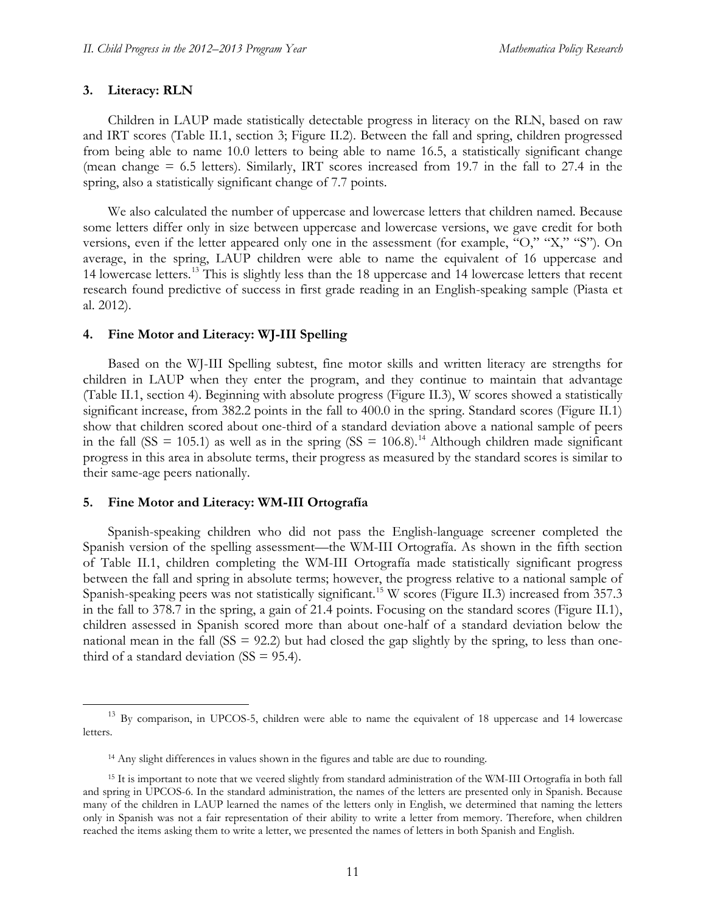### 3. Literacy: RLN

Children in LAUP made statistically detectable progress in literacy on the RLN, based on raw and IRT scores (Table II.1, section 3; Figure II.2). Between the fall and spring, children progressed from being able to name 10.0 letters to being able to name 16.5, a statistically significant change (mean change = 6.5 letters). Similarly, IRT scores increased from 19.7 in the fall to 27.4 in the spring, also a statistically significant change of 7.7 points.

We also calculated the number of uppercase and lowercase letters that children named. Because some letters differ only in size between uppercase and lowercase versions, we gave credit for both versions, even if the letter appeared only one in the assessment (for example, "O," "X," "S"). On average, in the spring, LAUP children were able to name the equivalent of 16 uppercase and 14 lowercase letters.[13] This is slightly less than the 18 uppercase and 14 lowercase letters that recent research found predictive of success in first grade reading in an English-speaking sample (Piasta et al. 2012).

### 4. Fine Motor and Literacy: WJ-III Spelling

Based on the WJ-III Spelling subtest, fine motor skills and written literacy are strengths for children in LAUP when they enter the program, and they continue to maintain that advantage (Table II.1, section 4). Beginning with absolute progress (Figure II.3), W scores showed a statistically significant increase, from 382.2 points in the fall to 400.0 in the spring. Standard scores (Figure II.1) show that children scored about one-third of a standard deviation above a national sample of peers in the fall (SS = 105.1) as well as in the spring (SS = 106.8).[14] Although children made significant progress in this area in absolute terms, their progress as measured by the standard scores is similar to their same-age peers nationally.

### 5. Fine Motor and Literacy: WM-III Ortografía

Spanish-speaking children who did not pass the English-language screener completed the Spanish version of the spelling assessment—the WM-III Ortografía. As shown in the fifth section of Table II.1, children completing the WM-III Ortografía made statistically significant progress between the fall and spring in absolute terms; however, the progress relative to a national sample of Spanish-speaking peers was not statistically significant.[15] W scores (Figure II.3) increased from 357.3 in the fall to 378.7 in the spring, a gain of 21.4 points. Focusing on the standard scores (Figure II.1), children assessed in Spanish scored more than about one-half of a standard deviation below the national mean in the fall (SS = 92.2) but had closed the gap slightly by the spring, to less than one-third of a standard deviation (SS = 95.4).

---

[13] By comparison, in UPCOS-5, children were able to name the equivalent of 18 uppercase and 14 lowercase letters.

[14] Any slight differences in values shown in the figures and table are due to rounding.

[15] It is important to note that we veered slightly from standard administration of the WM-III Ortografía in both fall and spring in UPCOS-6. In the standard administration, the names of the letters are presented only in Spanish. Because many of the children in LAUP learned the names of the letters only in English, we determined that naming the letters only in Spanish was not a fair representation of their ability to write a letter from memory. Therefore, when children reached the items asking them to write a letter, we presented the names of letters in both Spanish and English.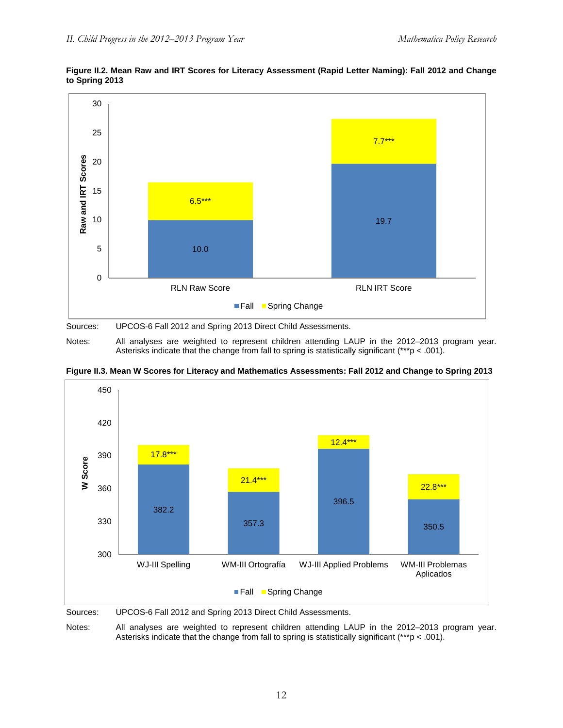**Figure II.2. Mean Raw and IRT Scores for Literacy Assessment (Rapid Letter Naming): Fall 2012 and Change to Spring 2013**

| | Fall | Spring Change |
|---|---|---|
| RLN Raw Score | 10.0 | 6.5*** |
| RLN IRT Score | 19.7 | 7.7*** |

Sources: UPCOS-6 Fall 2012 and Spring 2013 Direct Child Assessments.

Notes: All analyses are weighted to represent children attending LAUP in the 2012–2013 program year. Asterisks indicate that the change from fall to spring is statistically significant (***p < .001).

**Figure II.3. Mean W Scores for Literacy and Mathematics Assessments: Fall 2012 and Change to Spring 2013**

| | Fall | Spring Change |
|---|---|---|
| WJ-III Spelling | 382.2 | 17.8*** |
| WM-III Ortografía | 357.3 | 21.4*** |
| WJ-III Applied Problems | 396.5 | 12.4*** |
| WM-III Problemas Aplicados | 350.5 | 22.8*** |

Sources: UPCOS-6 Fall 2012 and Spring 2013 Direct Child Assessments.

Notes: All analyses are weighted to represent children attending LAUP in the 2012–2013 program year. Asterisks indicate that the change from fall to spring is statistically significant (***p < .001).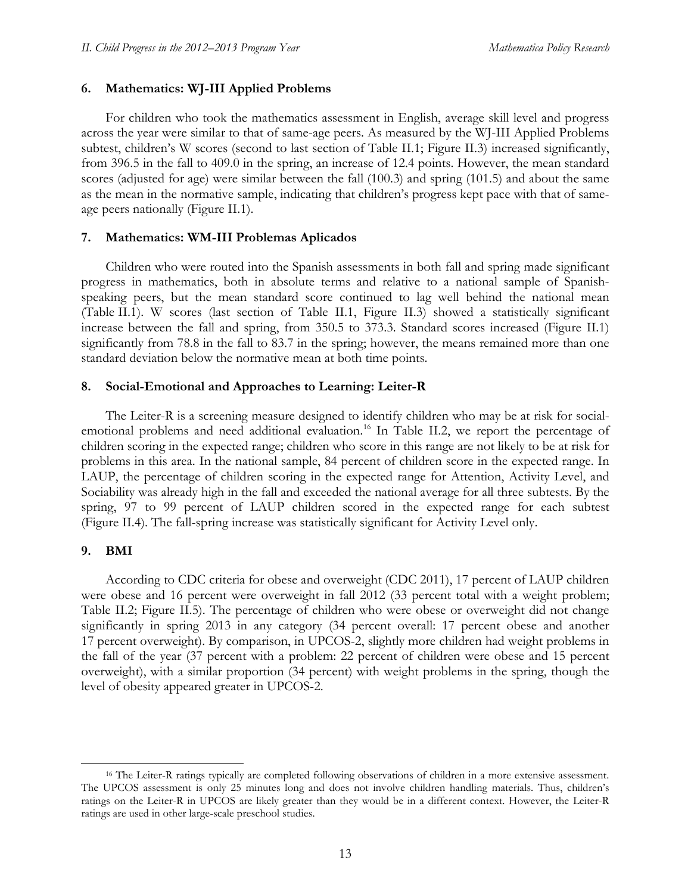### 6. Mathematics: WJ-III Applied Problems

For children who took the mathematics assessment in English, average skill level and progress across the year were similar to that of same-age peers. As measured by the WJ-III Applied Problems subtest, children's W scores (second to last section of Table II.1; Figure II.3) increased significantly, from 396.5 in the fall to 409.0 in the spring, an increase of 12.4 points. However, the mean standard scores (adjusted for age) were similar between the fall (100.3) and spring (101.5) and about the same as the mean in the normative sample, indicating that children's progress kept pace with that of same-age peers nationally (Figure II.1).

### 7. Mathematics: WM-III Problemas Aplicados

Children who were routed into the Spanish assessments in both fall and spring made significant progress in mathematics, both in absolute terms and relative to a national sample of Spanish-speaking peers, but the mean standard score continued to lag well behind the national mean (Table II.1). W scores (last section of Table II.1, Figure II.3) showed a statistically significant increase between the fall and spring, from 350.5 to 373.3. Standard scores increased (Figure II.1) significantly from 78.8 in the fall to 83.7 in the spring; however, the means remained more than one standard deviation below the normative mean at both time points.

### 8. Social-Emotional and Approaches to Learning: Leiter-R

The Leiter-R is a screening measure designed to identify children who may be at risk for social-emotional problems and need additional evaluation.[16] In Table II.2, we report the percentage of children scoring in the expected range; children who score in this range are not likely to be at risk for problems in this area. In the national sample, 84 percent of children score in the expected range. In LAUP, the percentage of children scoring in the expected range for Attention, Activity Level, and Sociability was already high in the fall and exceeded the national average for all three subtests. By the spring, 97 to 99 percent of LAUP children scored in the expected range for each subtest (Figure II.4). The fall-spring increase was statistically significant for Activity Level only.

### 9. BMI

According to CDC criteria for obese and overweight (CDC 2011), 17 percent of LAUP children were obese and 16 percent were overweight in fall 2012 (33 percent total with a weight problem; Table II.2; Figure II.5). The percentage of children who were obese or overweight did not change significantly in spring 2013 in any category (34 percent overall: 17 percent obese and another 17 percent overweight). By comparison, in UPCOS-2, slightly more children had weight problems in the fall of the year (37 percent with a problem: 22 percent of children were obese and 15 percent overweight), with a similar proportion (34 percent) with weight problems in the spring, though the level of obesity appeared greater in UPCOS-2.

---

[16] The Leiter-R ratings typically are completed following observations of children in a more extensive assessment. The UPCOS assessment is only 25 minutes long and does not involve children handling materials. Thus, children's ratings on the Leiter-R in UPCOS are likely greater than they would be in a different context. However, the Leiter-R ratings are used in other large-scale preschool studies.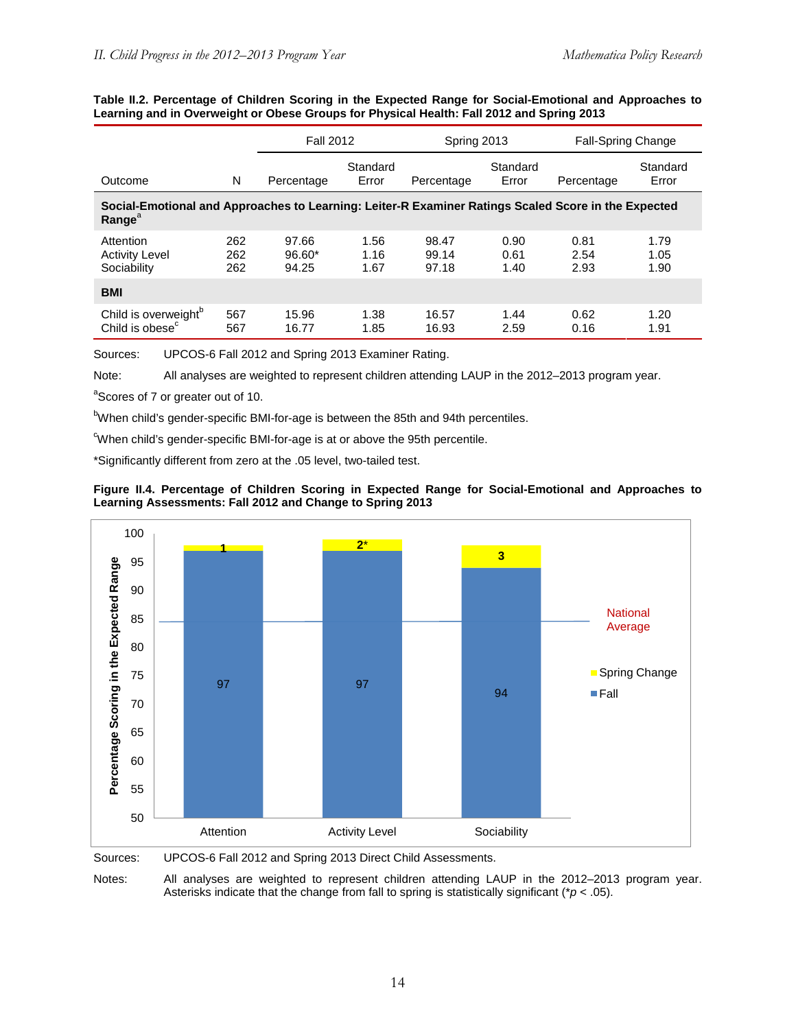**Table II.2. Percentage of Children Scoring in the Expected Range for Social-Emotional and Approaches to Learning and in Overweight or Obese Groups for Physical Health: Fall 2012 and Spring 2013**

| | | Fall 2012 | | Spring 2013 | | Fall-Spring Change | |
|---|---|---|---|---|---|---|---|
| Outcome | N | Percentage | Standard Error | Percentage | Standard Error | Percentage | Standard Error |
| **Social-Emotional and Approaches to Learning: Leiter-R Examiner Ratings Scaled Score in the Expected Range**[a] | | | | | | | |
| Attention | 262 | 97.66 | 1.56 | 98.47 | 0.90 | 0.81 | 1.79 |
| Activity Level | 262 | 96.60* | 1.16 | 99.14 | 0.61 | 2.54 | 1.05 |
| Sociability | 262 | 94.25 | 1.67 | 97.18 | 1.40 | 2.93 | 1.90 |
| **BMI** | | | | | | | |
| Child is overweight[b] | 567 | 15.96 | 1.38 | 16.57 | 1.44 | 0.62 | 1.20 |
| Child is obese[c] | 567 | 16.77 | 1.85 | 16.93 | 2.59 | 0.16 | 1.91 |

Sources: UPCOS-6 Fall 2012 and Spring 2013 Examiner Rating.

Note: All analyses are weighted to represent children attending LAUP in the 2012–2013 program year.

[a]Scores of 7 or greater out of 10.

[b]When child's gender-specific BMI-for-age is between the 85th and 94th percentiles.

[c]When child's gender-specific BMI-for-age is at or above the 95th percentile.

*Significantly different from zero at the .05 level, two-tailed test.

**Figure II.4. Percentage of Children Scoring in Expected Range for Social-Emotional and Approaches to Learning Assessments: Fall 2012 and Change to Spring 2013**

| Outcome | Fall | Spring Change |
|---|---|---|
| Attention | 97 | 1 |
| Activity Level | 97 | 2* |
| Sociability | 94 | 3 |

Sources: UPCOS-6 Fall 2012 and Spring 2013 Direct Child Assessments.

Notes: All analyses are weighted to represent children attending LAUP in the 2012–2013 program year. Asterisks indicate that the change from fall to spring is statistically significant (*$p$ < .05).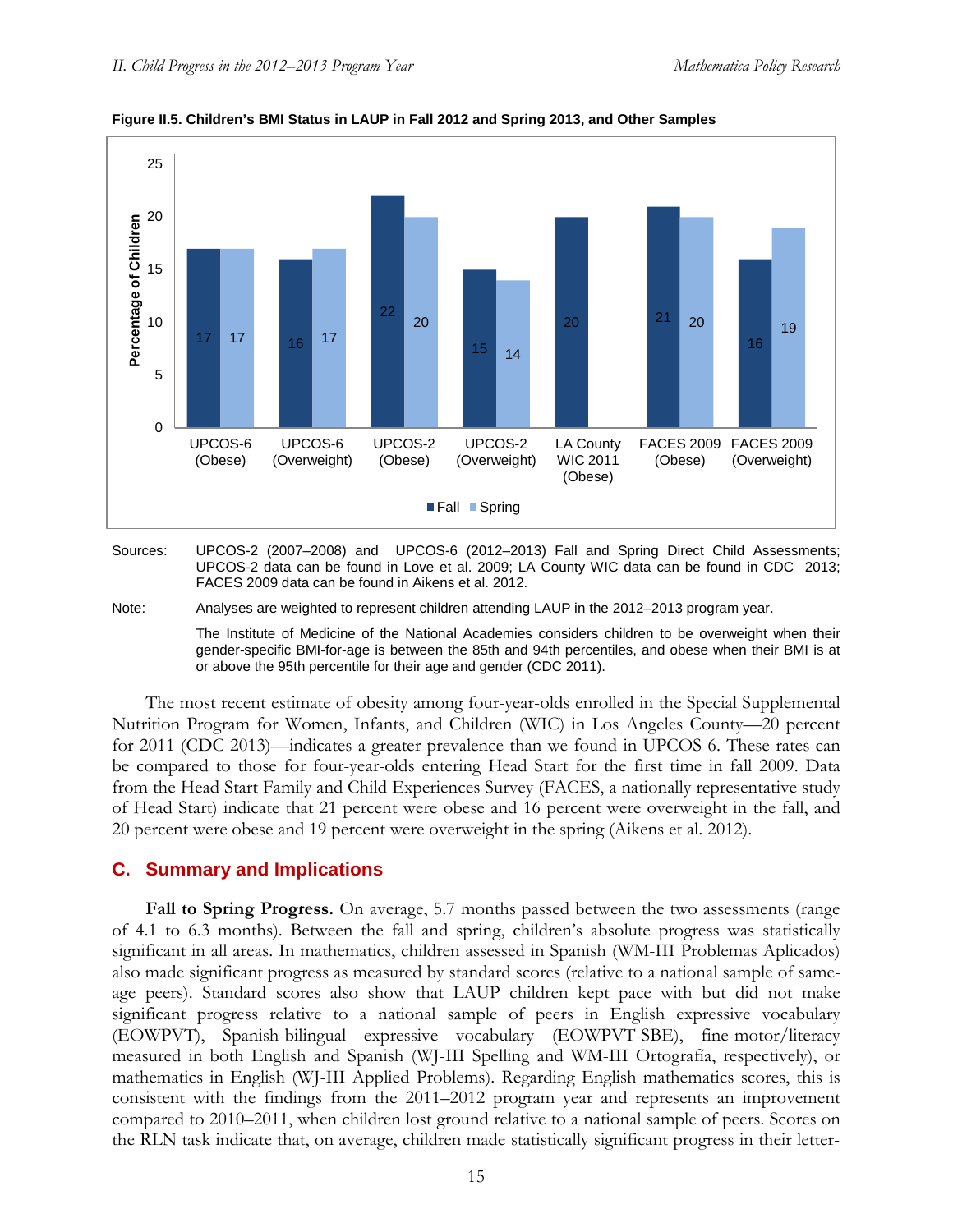**Figure II.5. Children's BMI Status in LAUP in Fall 2012 and Spring 2013, and Other Samples**

| | Fall | Spring |
|---|---|---|
| UPCOS-6 (Obese) | 17 | 17 |
| UPCOS-6 (Overweight) | 16 | 17 |
| UPCOS-2 (Obese) | 22 | 20 |
| UPCOS-2 (Overweight) | 15 | 14 |
| LA County WIC 2011 (Obese) | 20 | |
| FACES 2009 (Obese) | 21 | 20 |
| FACES 2009 (Overweight) | 16 | 19 |

Sources: UPCOS-2 (2007–2008) and UPCOS-6 (2012–2013) Fall and Spring Direct Child Assessments; UPCOS-2 data can be found in Love et al. 2009; LA County WIC data can be found in CDC 2013; FACES 2009 data can be found in Aikens et al. 2012.

Note: Analyses are weighted to represent children attending LAUP in the 2012–2013 program year.

The Institute of Medicine of the National Academies considers children to be overweight when their gender-specific BMI-for-age is between the 85th and 94th percentiles, and obese when their BMI is at or above the 95th percentile for their age and gender (CDC 2011).

The most recent estimate of obesity among four-year-olds enrolled in the Special Supplemental Nutrition Program for Women, Infants, and Children (WIC) in Los Angeles County—20 percent for 2011 (CDC 2013)—indicates a greater prevalence than we found in UPCOS-6. These rates can be compared to those for four-year-olds entering Head Start for the first time in fall 2009. Data from the Head Start Family and Child Experiences Survey (FACES, a nationally representative study of Head Start) indicate that 21 percent were obese and 16 percent were overweight in the fall, and 20 percent were obese and 19 percent were overweight in the spring (Aikens et al. 2012).

## C. Summary and Implications

**Fall to Spring Progress.** On average, 5.7 months passed between the two assessments (range of 4.1 to 6.3 months). Between the fall and spring, children's absolute progress was statistically significant in all areas. In mathematics, children assessed in Spanish (WM-III Problemas Aplicados) also made significant progress as measured by standard scores (relative to a national sample of same-age peers). Standard scores also show that LAUP children kept pace with but did not make significant progress relative to a national sample of peers in English expressive vocabulary (EOWPVT), Spanish-bilingual expressive vocabulary (EOWPVT-SBE), fine-motor/literacy measured in both English and Spanish (WJ-III Spelling and WM-III Ortografía, respectively), or mathematics in English (WJ-III Applied Problems). Regarding English mathematics scores, this is consistent with the findings from the 2011–2012 program year and represents an improvement compared to 2010–2011, when children lost ground relative to a national sample of peers. Scores on the RLN task indicate that, on average, children made statistically significant progress in their letter-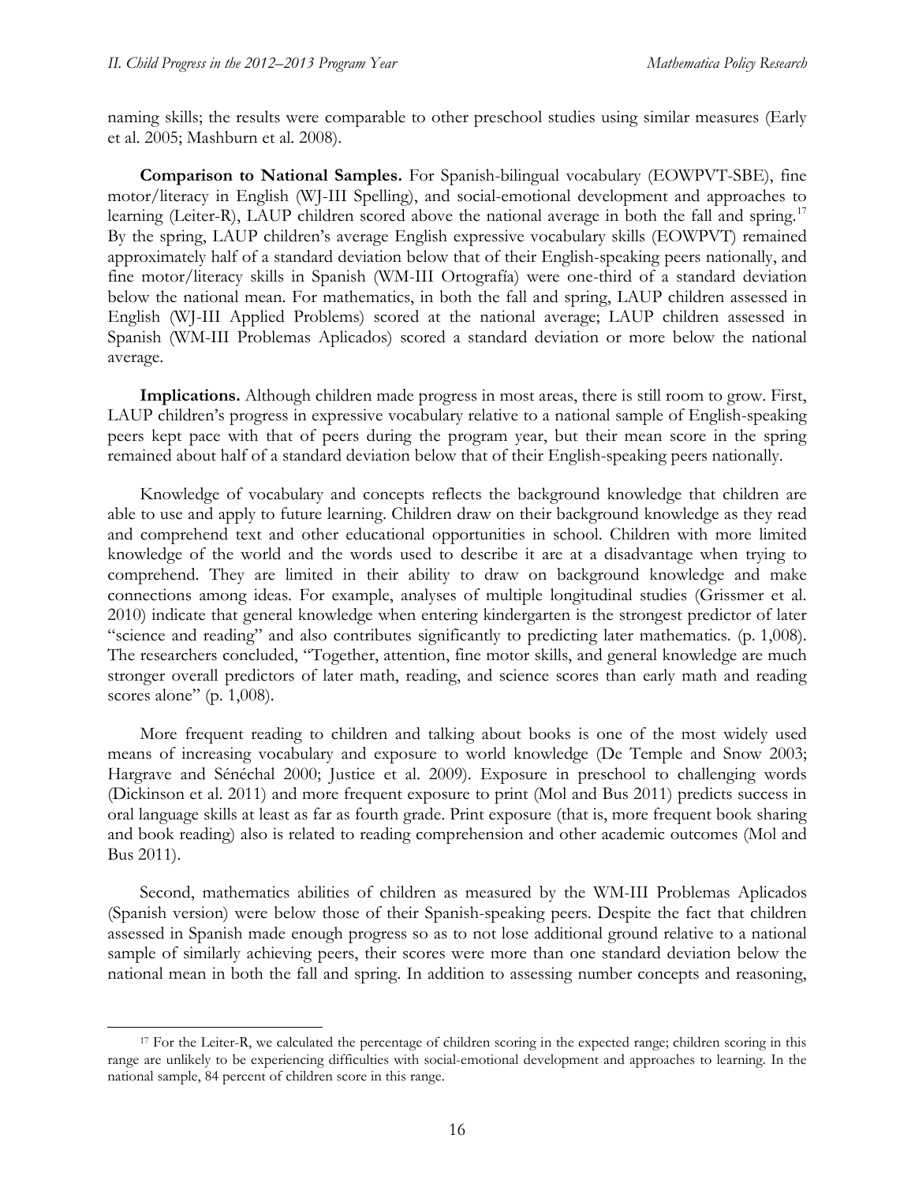naming skills; the results were comparable to other preschool studies using similar measures (Early et al. 2005; Mashburn et al. 2008).

**Comparison to National Samples.** For Spanish-bilingual vocabulary (EOWPVT-SBE), fine motor/literacy in English (WJ-III Spelling), and social-emotional development and approaches to learning (Leiter-R), LAUP children scored above the national average in both the fall and spring.[17] By the spring, LAUP children's average English expressive vocabulary skills (EOWPVT) remained approximately half of a standard deviation below that of their English-speaking peers nationally, and fine motor/literacy skills in Spanish (WM-III Ortografía) were one-third of a standard deviation below the national mean. For mathematics, in both the fall and spring, LAUP children assessed in English (WJ-III Applied Problems) scored at the national average; LAUP children assessed in Spanish (WM-III Problemas Aplicados) scored a standard deviation or more below the national average.

**Implications.** Although children made progress in most areas, there is still room to grow. First, LAUP children's progress in expressive vocabulary relative to a national sample of English-speaking peers kept pace with that of peers during the program year, but their mean score in the spring remained about half of a standard deviation below that of their English-speaking peers nationally.

Knowledge of vocabulary and concepts reflects the background knowledge that children are able to use and apply to future learning. Children draw on their background knowledge as they read and comprehend text and other educational opportunities in school. Children with more limited knowledge of the world and the words used to describe it are at a disadvantage when trying to comprehend. They are limited in their ability to draw on background knowledge and make connections among ideas. For example, analyses of multiple longitudinal studies (Grissmer et al. 2010) indicate that general knowledge when entering kindergarten is the strongest predictor of later "science and reading" and also contributes significantly to predicting later mathematics. (p. 1,008). The researchers concluded, "Together, attention, fine motor skills, and general knowledge are much stronger overall predictors of later math, reading, and science scores than early math and reading scores alone" (p. 1,008).

More frequent reading to children and talking about books is one of the most widely used means of increasing vocabulary and exposure to world knowledge (De Temple and Snow 2003; Hargrave and Sénéchal 2000; Justice et al. 2009). Exposure in preschool to challenging words (Dickinson et al. 2011) and more frequent exposure to print (Mol and Bus 2011) predicts success in oral language skills at least as far as fourth grade. Print exposure (that is, more frequent book sharing and book reading) also is related to reading comprehension and other academic outcomes (Mol and Bus 2011).

Second, mathematics abilities of children as measured by the WM-III Problemas Aplicados (Spanish version) were below those of their Spanish-speaking peers. Despite the fact that children assessed in Spanish made enough progress so as to not lose additional ground relative to a national sample of similarly achieving peers, their scores were more than one standard deviation below the national mean in both the fall and spring. In addition to assessing number concepts and reasoning,

[17] For the Leiter-R, we calculated the percentage of children scoring in the expected range; children scoring in this range are unlikely to be experiencing difficulties with social-emotional development and approaches to learning. In the national sample, 84 percent of children score in this range.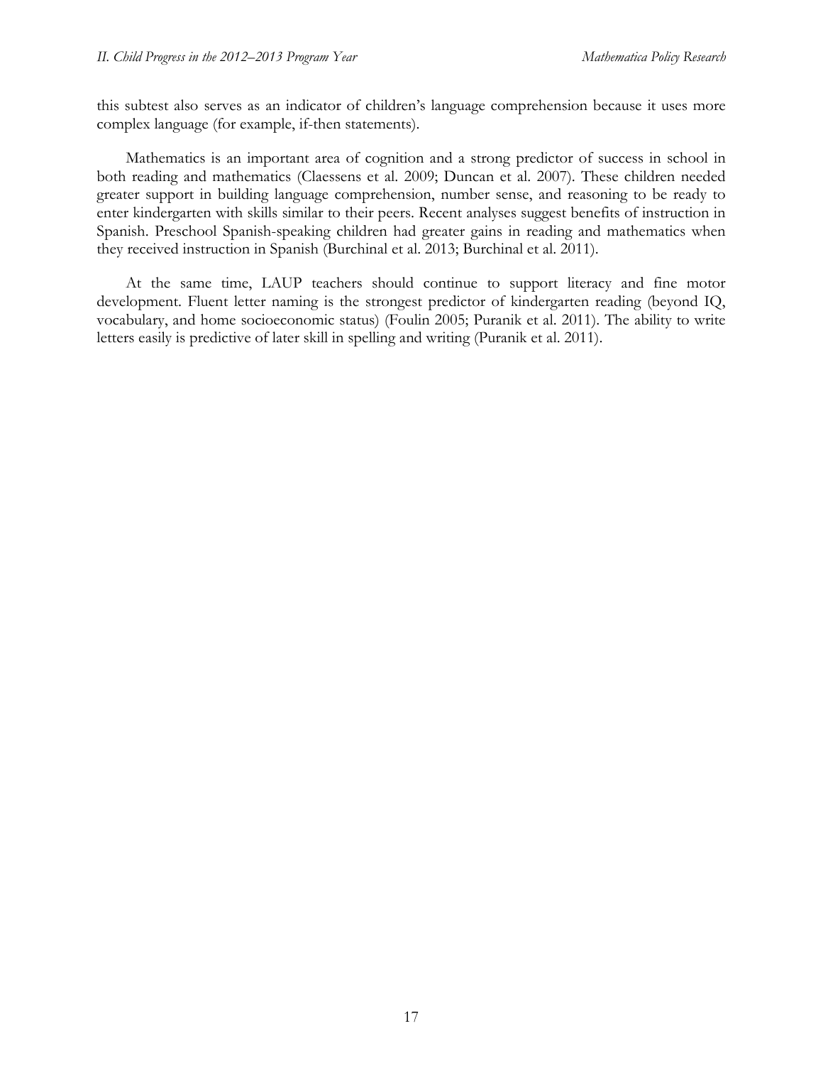this subtest also serves as an indicator of children's language comprehension because it uses more complex language (for example, if-then statements).

Mathematics is an important area of cognition and a strong predictor of success in school in both reading and mathematics (Claessens et al. 2009; Duncan et al. 2007). These children needed greater support in building language comprehension, number sense, and reasoning to be ready to enter kindergarten with skills similar to their peers. Recent analyses suggest benefits of instruction in Spanish. Preschool Spanish-speaking children had greater gains in reading and mathematics when they received instruction in Spanish (Burchinal et al. 2013; Burchinal et al. 2011).

At the same time, LAUP teachers should continue to support literacy and fine motor development. Fluent letter naming is the strongest predictor of kindergarten reading (beyond IQ, vocabulary, and home socioeconomic status) (Foulin 2005; Puranik et al. 2011). The ability to write letters easily is predictive of later skill in spelling and writing (Puranik et al. 2011).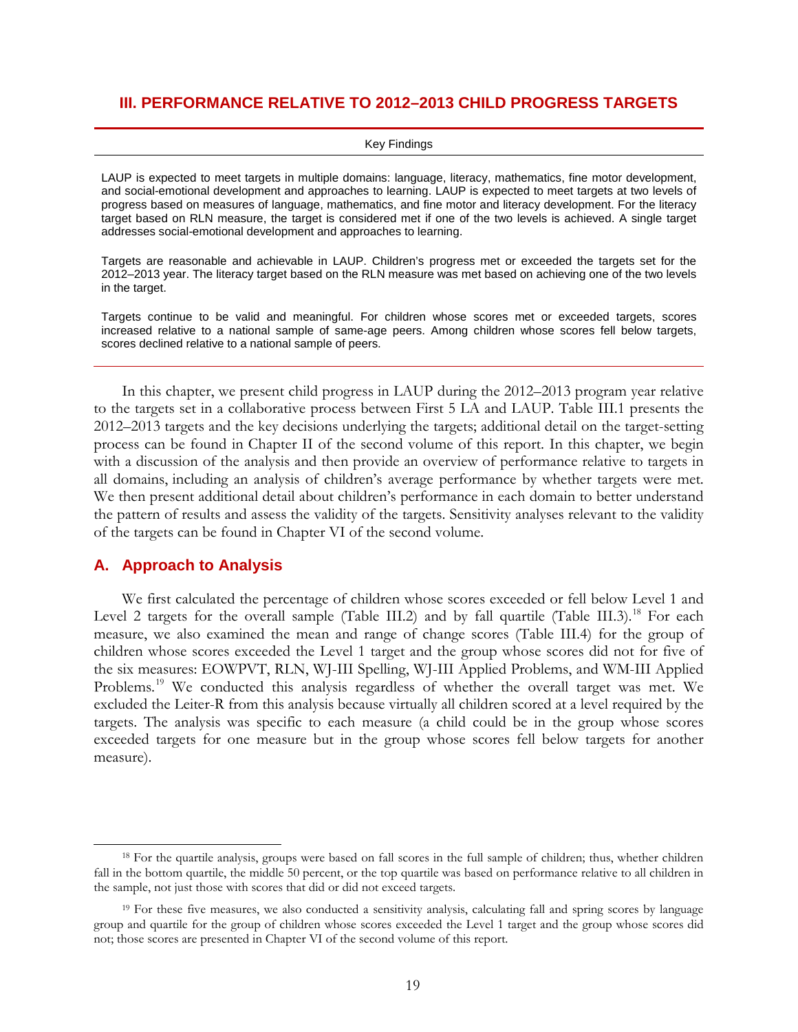## III. PERFORMANCE RELATIVE TO 2012–2013 CHILD PROGRESS TARGETS

Key Findings

LAUP is expected to meet targets in multiple domains: language, literacy, mathematics, fine motor development, and social-emotional development and approaches to learning. LAUP is expected to meet targets at two levels of progress based on measures of language, mathematics, and fine motor and literacy development. For the literacy target based on RLN measure, the target is considered met if one of the two levels is achieved. A single target addresses social-emotional development and approaches to learning.

Targets are reasonable and achievable in LAUP. Children's progress met or exceeded the targets set for the 2012–2013 year. The literacy target based on the RLN measure was met based on achieving one of the two levels in the target.

Targets continue to be valid and meaningful. For children whose scores met or exceeded targets, scores increased relative to a national sample of same-age peers. Among children whose scores fell below targets, scores declined relative to a national sample of peers.

In this chapter, we present child progress in LAUP during the 2012–2013 program year relative to the targets set in a collaborative process between First 5 LA and LAUP. Table III.1 presents the 2012–2013 targets and the key decisions underlying the targets; additional detail on the target-setting process can be found in Chapter II of the second volume of this report. In this chapter, we begin with a discussion of the analysis and then provide an overview of performance relative to targets in all domains, including an analysis of children's average performance by whether targets were met. We then present additional detail about children's performance in each domain to better understand the pattern of results and assess the validity of the targets. Sensitivity analyses relevant to the validity of the targets can be found in Chapter VI of the second volume.

### A. Approach to Analysis

We first calculated the percentage of children whose scores exceeded or fell below Level 1 and Level 2 targets for the overall sample (Table III.2) and by fall quartile (Table III.3).[18] For each measure, we also examined the mean and range of change scores (Table III.4) for the group of children whose scores exceeded the Level 1 target and the group whose scores did not for five of the six measures: EOWPVT, RLN, WJ-III Spelling, WJ-III Applied Problems, and WM-III Applied Problems.[19] We conducted this analysis regardless of whether the overall target was met. We excluded the Leiter-R from this analysis because virtually all children scored at a level required by the targets. The analysis was specific to each measure (a child could be in the group whose scores exceeded targets for one measure but in the group whose scores fell below targets for another measure).

[18] For the quartile analysis, groups were based on fall scores in the full sample of children; thus, whether children fall in the bottom quartile, the middle 50 percent, or the top quartile was based on performance relative to all children in the sample, not just those with scores that did or did not exceed targets.

[19] For these five measures, we also conducted a sensitivity analysis, calculating fall and spring scores by language group and quartile for the group of children whose scores exceeded the Level 1 target and the group whose scores did not; those scores are presented in Chapter VI of the second volume of this report.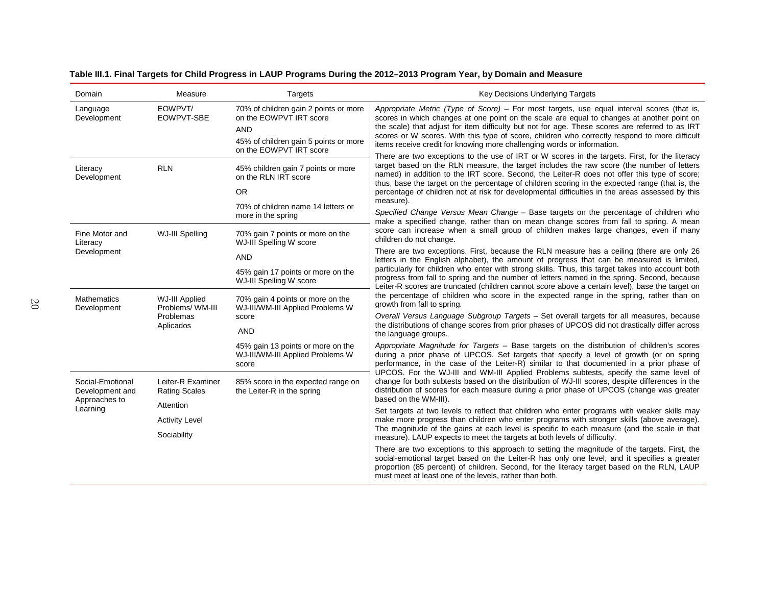**Table III.1. Final Targets for Child Progress in LAUP Programs During the 2012–2013 Program Year, by Domain and Measure**

| Domain | Measure | Targets | Key Decisions Underlying Targets |
|---|---|---|---|
| Language Development | EOWPVT/ EOWPVT-SBE | 70% of children gain 2 points or more on the EOWPVT IRT score<br>AND<br>45% of children gain 5 points or more on the EOWPVT IRT score | *Appropriate Metric (Type of Score)* – For most targets, use equal interval scores (that is, scores in which changes at one point on the scale are equal to changes at another point on the scale) that adjust for item difficulty but not for age. These scores are referred to as IRT scores or W scores. With this type of score, children who correctly respond to more difficult items receive credit for knowing more challenging words or information.<br>There are two exceptions to the use of IRT or W scores in the targets. First, for the literacy target based on the RLN measure, the target includes the raw score (the number of letters named) in addition to the IRT score. Second, the Leiter-R does not offer this type of score; thus, base the target on the percentage of children scoring in the expected range (that is, the percentage of children not at risk for developmental difficulties in the areas assessed by this measure).<br>*Specified Change Versus Mean Change* – Base targets on the percentage of children who make a specified change, rather than on mean change scores from fall to spring. A mean score can increase when a small group of children makes large changes, even if many children do not change.<br>There are two exceptions. First, because the RLN measure has a ceiling (there are only 26 letters in the English alphabet), the amount of progress that can be measured is limited, particularly for children who enter with strong skills. Thus, this target takes into account both progress from fall to spring and the number of letters named in the spring. Second, because Leiter-R scores are truncated (children cannot score above a certain level), base the target on the percentage of children who score in the expected range in the spring, rather than on growth from fall to spring.<br>*Overall Versus Language Subgroup Targets* – Set overall targets for all measures, because the distributions of change scores from prior phases of UPCOS did not drastically differ across the language groups.<br>*Appropriate Magnitude for Targets* – Base targets on the distribution of children's scores during a prior phase of UPCOS. Set targets that specify a level of growth (or on spring performance, in the case of the Leiter-R) similar to that documented in a prior phase of UPCOS. For the WJ-III and WM-III Applied Problems subtests, specify the same level of change for both subtests based on the distribution of WJ-III scores, despite differences in the distribution of scores for each measure during a prior phase of UPCOS (change was greater based on the WM-III).<br>Set targets at two levels to reflect that children who enter programs with weaker skills may make more progress than children who enter programs with stronger skills (above average). The magnitude of the gains at each level is specific to each measure (and the scale in that measure). LAUP expects to meet the targets at both levels of difficulty.<br>There are two exceptions to this approach to setting the magnitude of the targets. First, the social-emotional target based on the Leiter-R has only one level, and it specifies a greater proportion (85 percent) of children. Second, for the literacy target based on the RLN, LAUP must meet at least one of the levels, rather than both. |
| Literacy Development | RLN | 45% children gain 7 points or more on the RLN IRT score<br>OR<br>70% of children name 14 letters or more in the spring | |
| Fine Motor and Literacy Development | WJ-III Spelling | 70% gain 7 points or more on the WJ-III Spelling W score<br>AND<br>45% gain 17 points or more on the WJ-III Spelling W score | |
| Mathematics Development | WJ-III Applied Problems/ WM-III Problemas Aplicados | 70% gain 4 points or more on the WJ-III/WM-III Applied Problems W score<br>AND<br>45% gain 13 points or more on the WJ-III/WM-III Applied Problems W score | |
| Social-Emotional Development and Approaches to Learning | Leiter-R Examiner Rating Scales<br>Attention<br>Activity Level<br>Sociability | 85% score in the expected range on the Leiter-R in the spring | |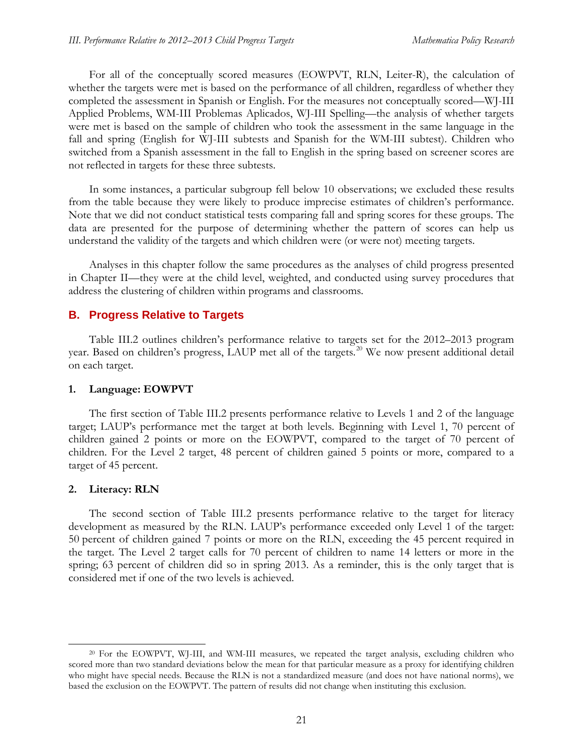For all of the conceptually scored measures (EOWPVT, RLN, Leiter-R), the calculation of whether the targets were met is based on the performance of all children, regardless of whether they completed the assessment in Spanish or English. For the measures not conceptually scored—WJ-III Applied Problems, WM-III Problemas Aplicados, WJ-III Spelling—the analysis of whether targets were met is based on the sample of children who took the assessment in the same language in the fall and spring (English for WJ-III subtests and Spanish for the WM-III subtest). Children who switched from a Spanish assessment in the fall to English in the spring based on screener scores are not reflected in targets for these three subtests.

In some instances, a particular subgroup fell below 10 observations; we excluded these results from the table because they were likely to produce imprecise estimates of children's performance. Note that we did not conduct statistical tests comparing fall and spring scores for these groups. The data are presented for the purpose of determining whether the pattern of scores can help us understand the validity of the targets and which children were (or were not) meeting targets.

Analyses in this chapter follow the same procedures as the analyses of child progress presented in Chapter II—they were at the child level, weighted, and conducted using survey procedures that address the clustering of children within programs and classrooms.

## B. Progress Relative to Targets

Table III.2 outlines children's performance relative to targets set for the 2012–2013 program year. Based on children's progress, LAUP met all of the targets.[20] We now present additional detail on each target.

### 1. Language: EOWPVT

The first section of Table III.2 presents performance relative to Levels 1 and 2 of the language target; LAUP's performance met the target at both levels. Beginning with Level 1, 70 percent of children gained 2 points or more on the EOWPVT, compared to the target of 70 percent of children. For the Level 2 target, 48 percent of children gained 5 points or more, compared to a target of 45 percent.

### 2. Literacy: RLN

The second section of Table III.2 presents performance relative to the target for literacy development as measured by the RLN. LAUP's performance exceeded only Level 1 of the target: 50 percent of children gained 7 points or more on the RLN, exceeding the 45 percent required in the target. The Level 2 target calls for 70 percent of children to name 14 letters or more in the spring; 63 percent of children did so in spring 2013. As a reminder, this is the only target that is considered met if one of the two levels is achieved.

---

[20] For the EOWPVT, WJ-III, and WM-III measures, we repeated the target analysis, excluding children who scored more than two standard deviations below the mean for that particular measure as a proxy for identifying children who might have special needs. Because the RLN is not a standardized measure (and does not have national norms), we based the exclusion on the EOWPVT. The pattern of results did not change when instituting this exclusion.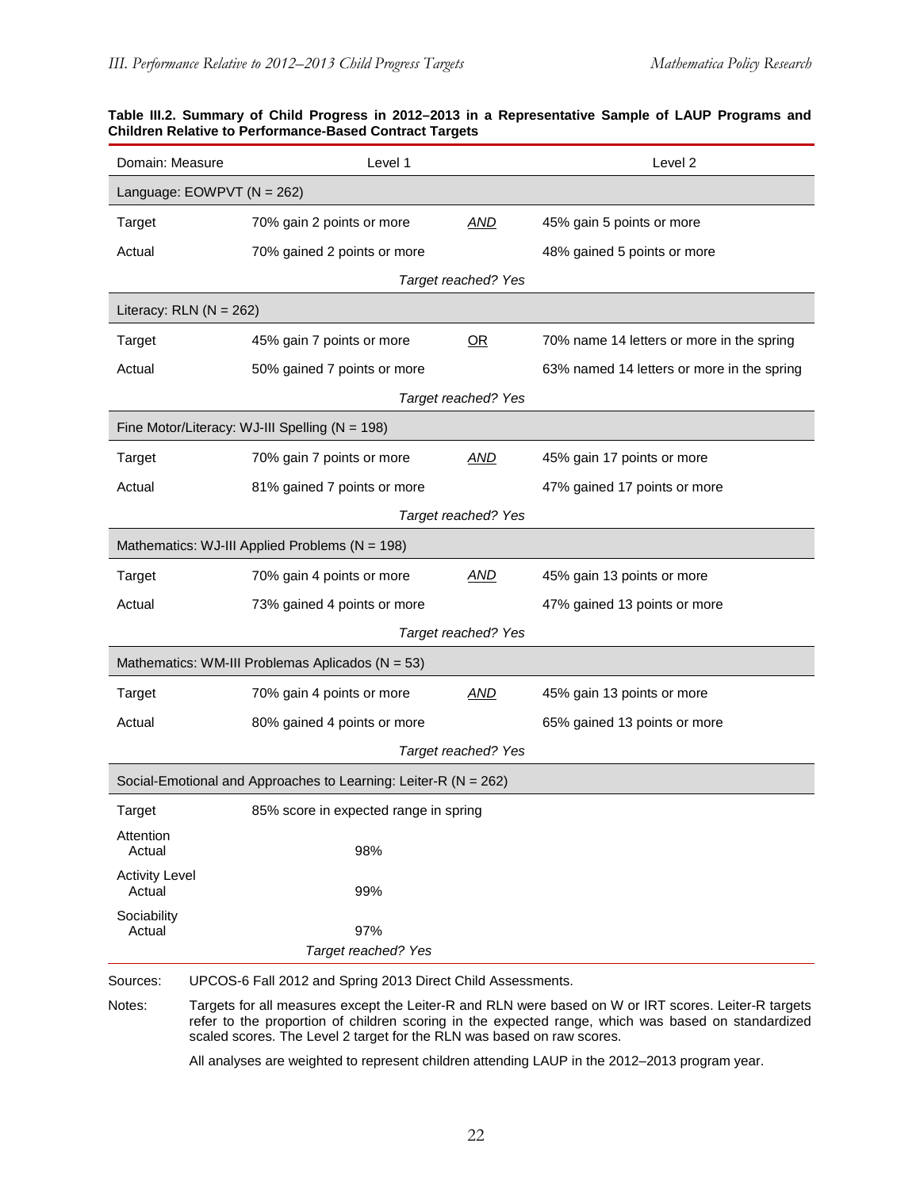**Table III.2. Summary of Child Progress in 2012–2013 in a Representative Sample of LAUP Programs and Children Relative to Performance-Based Contract Targets**

| Domain: Measure | Level 1 | | Level 2 |
|---|---|---|---|
| **Language: EOWPVT (N = 262)** | | | |
| Target | 70% gain 2 points or more | *AND* | 45% gain 5 points or more |
| Actual | 70% gained 2 points or more | | 48% gained 5 points or more |
| | | *Target reached? Yes* | |
| **Literacy: RLN (N = 262)** | | | |
| Target | 45% gain 7 points or more | OR | 70% name 14 letters or more in the spring |
| Actual | 50% gained 7 points or more | | 63% named 14 letters or more in the spring |
| | | *Target reached? Yes* | |
| **Fine Motor/Literacy: WJ-III Spelling (N = 198)** | | | |
| Target | 70% gain 7 points or more | *AND* | 45% gain 17 points or more |
| Actual | 81% gained 7 points or more | | 47% gained 17 points or more |
| | | *Target reached? Yes* | |
| **Mathematics: WJ-III Applied Problems (N = 198)** | | | |
| Target | 70% gain 4 points or more | *AND* | 45% gain 13 points or more |
| Actual | 73% gained 4 points or more | | 47% gained 13 points or more |
| | | *Target reached? Yes* | |
| **Mathematics: WM-III Problemas Aplicados (N = 53)** | | | |
| Target | 70% gain 4 points or more | *AND* | 45% gain 13 points or more |
| Actual | 80% gained 4 points or more | | 65% gained 13 points or more |
| | | *Target reached? Yes* | |
| **Social-Emotional and Approaches to Learning: Leiter-R (N = 262)** | | | |
| Target | 85% score in expected range in spring | | |
| Attention Actual | 98% | | |
| Activity Level Actual | 99% | | |
| Sociability Actual | 97% | | |
| | *Target reached? Yes* | | |

Sources: UPCOS-6 Fall 2012 and Spring 2013 Direct Child Assessments.

Notes: Targets for all measures except the Leiter-R and RLN were based on W or IRT scores. Leiter-R targets refer to the proportion of children scoring in the expected range, which was based on standardized scaled scores. The Level 2 target for the RLN was based on raw scores.

All analyses are weighted to represent children attending LAUP in the 2012–2013 program year.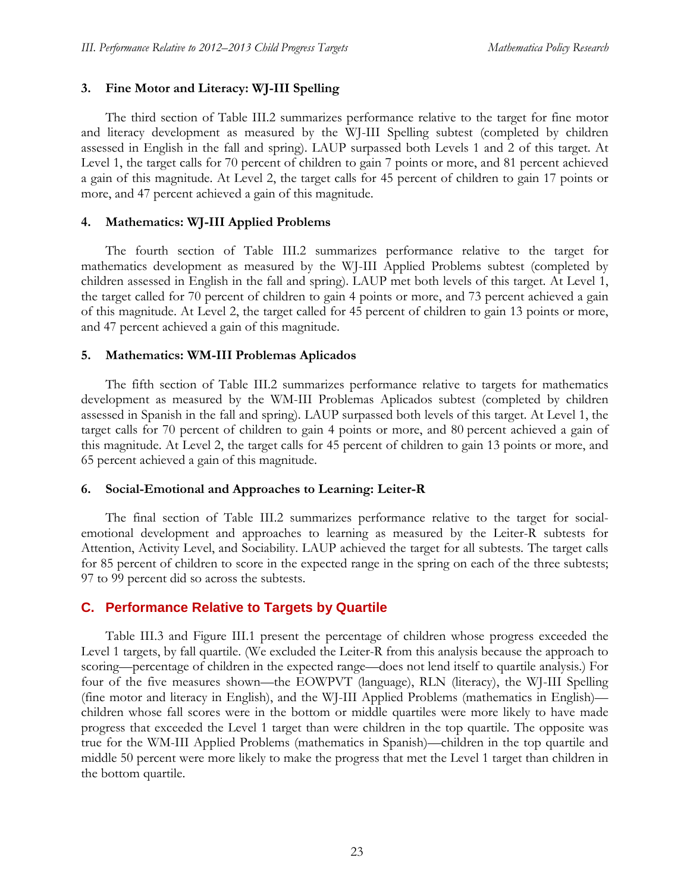### 3. Fine Motor and Literacy: WJ-III Spelling

The third section of Table III.2 summarizes performance relative to the target for fine motor and literacy development as measured by the WJ-III Spelling subtest (completed by children assessed in English in the fall and spring). LAUP surpassed both Levels 1 and 2 of this target. At Level 1, the target calls for 70 percent of children to gain 7 points or more, and 81 percent achieved a gain of this magnitude. At Level 2, the target calls for 45 percent of children to gain 17 points or more, and 47 percent achieved a gain of this magnitude.

### 4. Mathematics: WJ-III Applied Problems

The fourth section of Table III.2 summarizes performance relative to the target for mathematics development as measured by the WJ-III Applied Problems subtest (completed by children assessed in English in the fall and spring). LAUP met both levels of this target. At Level 1, the target called for 70 percent of children to gain 4 points or more, and 73 percent achieved a gain of this magnitude. At Level 2, the target called for 45 percent of children to gain 13 points or more, and 47 percent achieved a gain of this magnitude.

### 5. Mathematics: WM-III Problemas Aplicados

The fifth section of Table III.2 summarizes performance relative to targets for mathematics development as measured by the WM-III Problemas Aplicados subtest (completed by children assessed in Spanish in the fall and spring). LAUP surpassed both levels of this target. At Level 1, the target calls for 70 percent of children to gain 4 points or more, and 80 percent achieved a gain of this magnitude. At Level 2, the target calls for 45 percent of children to gain 13 points or more, and 65 percent achieved a gain of this magnitude.

### 6. Social-Emotional and Approaches to Learning: Leiter-R

The final section of Table III.2 summarizes performance relative to the target for social-emotional development and approaches to learning as measured by the Leiter-R subtests for Attention, Activity Level, and Sociability. LAUP achieved the target for all subtests. The target calls for 85 percent of children to score in the expected range in the spring on each of the three subtests; 97 to 99 percent did so across the subtests.

## C. Performance Relative to Targets by Quartile

Table III.3 and Figure III.1 present the percentage of children whose progress exceeded the Level 1 targets, by fall quartile. (We excluded the Leiter-R from this analysis because the approach to scoring—percentage of children in the expected range—does not lend itself to quartile analysis.) For four of the five measures shown—the EOWPVT (language), RLN (literacy), the WJ-III Spelling (fine motor and literacy in English), and the WJ-III Applied Problems (mathematics in English)—children whose fall scores were in the bottom or middle quartiles were more likely to have made progress that exceeded the Level 1 target than were children in the top quartile. The opposite was true for the WM-III Applied Problems (mathematics in Spanish)—children in the top quartile and middle 50 percent were more likely to make the progress that met the Level 1 target than children in the bottom quartile.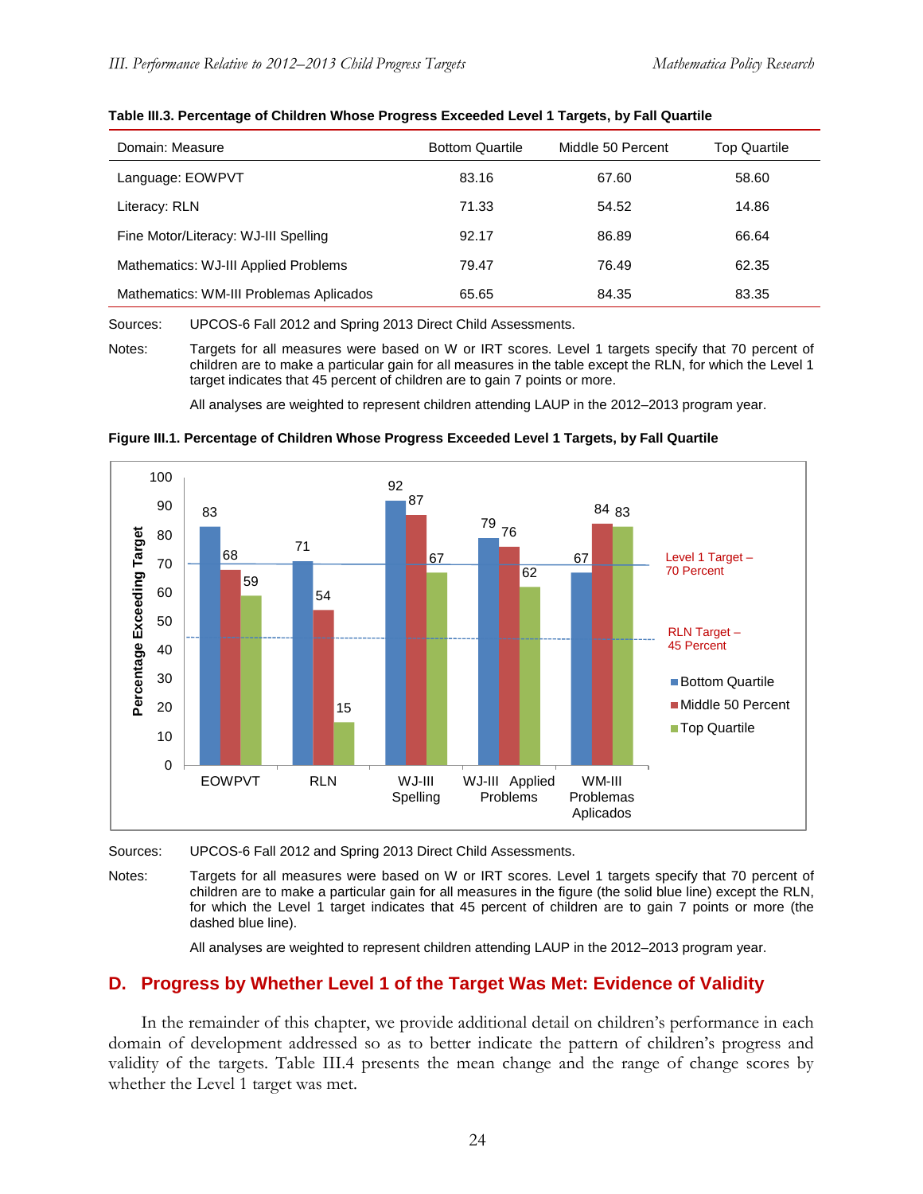**Table III.3. Percentage of Children Whose Progress Exceeded Level 1 Targets, by Fall Quartile**

| Domain: Measure | Bottom Quartile | Middle 50 Percent | Top Quartile |
|---|---|---|---|
| Language: EOWPVT | 83.16 | 67.60 | 58.60 |
| Literacy: RLN | 71.33 | 54.52 | 14.86 |
| Fine Motor/Literacy: WJ-III Spelling | 92.17 | 86.89 | 66.64 |
| Mathematics: WJ-III Applied Problems | 79.47 | 76.49 | 62.35 |
| Mathematics: WM-III Problemas Aplicados | 65.65 | 84.35 | 83.35 |

Sources: UPCOS-6 Fall 2012 and Spring 2013 Direct Child Assessments.

Notes: Targets for all measures were based on W or IRT scores. Level 1 targets specify that 70 percent of children are to make a particular gain for all measures in the table except the RLN, for which the Level 1 target indicates that 45 percent of children are to gain 7 points or more.

All analyses are weighted to represent children attending LAUP in the 2012–2013 program year.

**Figure III.1. Percentage of Children Whose Progress Exceeded Level 1 Targets, by Fall Quartile**

Sources: UPCOS-6 Fall 2012 and Spring 2013 Direct Child Assessments.

Notes: Targets for all measures were based on W or IRT scores. Level 1 targets specify that 70 percent of children are to make a particular gain for all measures in the figure (the solid blue line) except the RLN, for which the Level 1 target indicates that 45 percent of children are to gain 7 points or more (the dashed blue line).

All analyses are weighted to represent children attending LAUP in the 2012–2013 program year.

## D. Progress by Whether Level 1 of the Target Was Met: Evidence of Validity

In the remainder of this chapter, we provide additional detail on children's performance in each domain of development addressed so as to better indicate the pattern of children's progress and validity of the targets. Table III.4 presents the mean change and the range of change scores by whether the Level 1 target was met.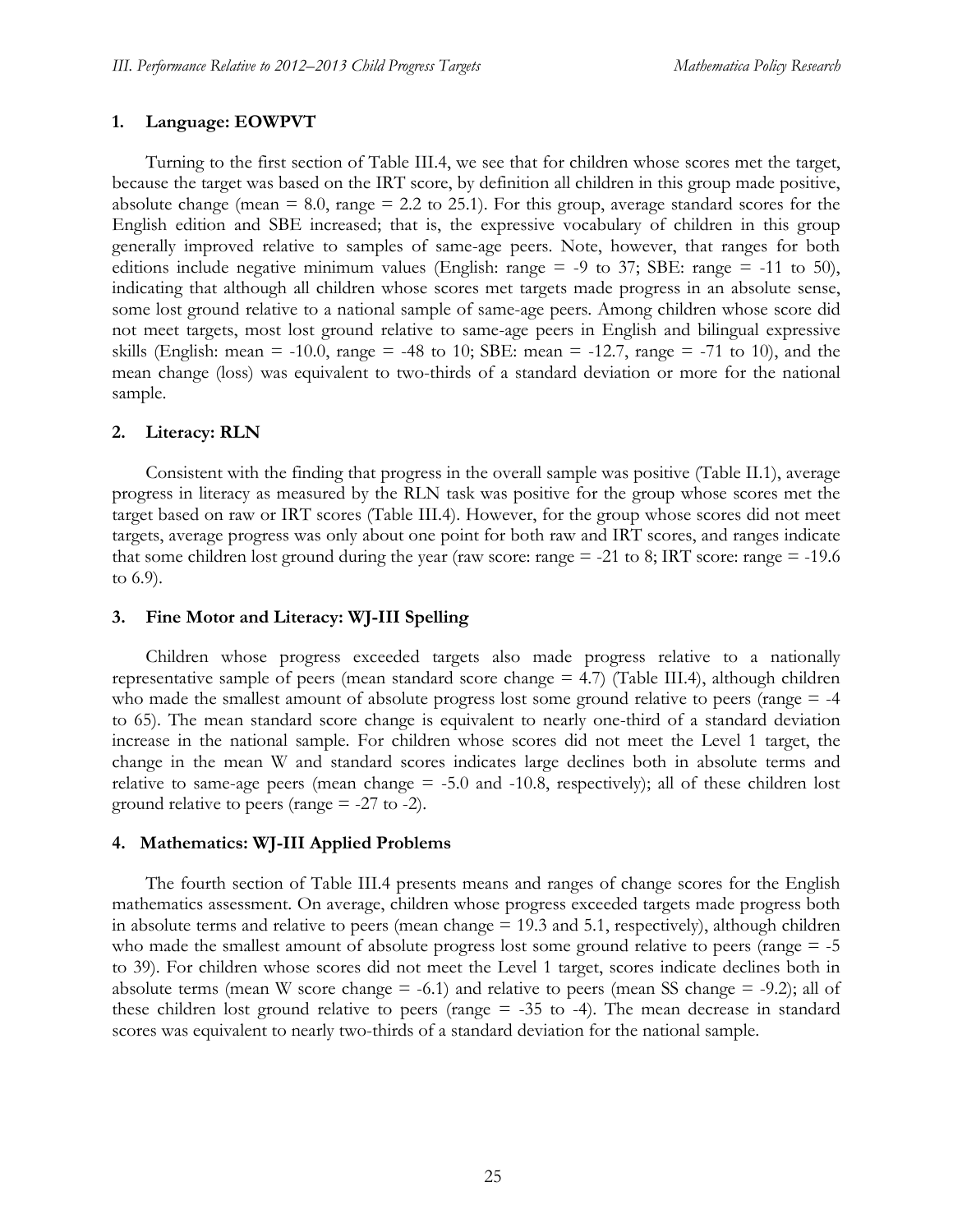### 1. Language: EOWPVT

Turning to the first section of Table III.4, we see that for children whose scores met the target, because the target was based on the IRT score, by definition all children in this group made positive, absolute change (mean = 8.0, range = 2.2 to 25.1). For this group, average standard scores for the English edition and SBE increased; that is, the expressive vocabulary of children in this group generally improved relative to samples of same-age peers. Note, however, that ranges for both editions include negative minimum values (English: range = -9 to 37; SBE: range = -11 to 50), indicating that although all children whose scores met targets made progress in an absolute sense, some lost ground relative to a national sample of same-age peers. Among children whose score did not meet targets, most lost ground relative to same-age peers in English and bilingual expressive skills (English: mean = -10.0, range = -48 to 10; SBE: mean = -12.7, range = -71 to 10), and the mean change (loss) was equivalent to two-thirds of a standard deviation or more for the national sample.

### 2. Literacy: RLN

Consistent with the finding that progress in the overall sample was positive (Table II.1), average progress in literacy as measured by the RLN task was positive for the group whose scores met the target based on raw or IRT scores (Table III.4). However, for the group whose scores did not meet targets, average progress was only about one point for both raw and IRT scores, and ranges indicate that some children lost ground during the year (raw score: range = -21 to 8; IRT score: range = -19.6 to 6.9).

### 3. Fine Motor and Literacy: WJ-III Spelling

Children whose progress exceeded targets also made progress relative to a nationally representative sample of peers (mean standard score change = 4.7) (Table III.4), although children who made the smallest amount of absolute progress lost some ground relative to peers (range = -4 to 65). The mean standard score change is equivalent to nearly one-third of a standard deviation increase in the national sample. For children whose scores did not meet the Level 1 target, the change in the mean W and standard scores indicates large declines both in absolute terms and relative to same-age peers (mean change = -5.0 and -10.8, respectively); all of these children lost ground relative to peers (range = -27 to -2).

### 4. Mathematics: WJ-III Applied Problems

The fourth section of Table III.4 presents means and ranges of change scores for the English mathematics assessment. On average, children whose progress exceeded targets made progress both in absolute terms and relative to peers (mean change = 19.3 and 5.1, respectively), although children who made the smallest amount of absolute progress lost some ground relative to peers (range = -5 to 39). For children whose scores did not meet the Level 1 target, scores indicate declines both in absolute terms (mean W score change = -6.1) and relative to peers (mean SS change = -9.2); all of these children lost ground relative to peers (range = -35 to -4). The mean decrease in standard scores was equivalent to nearly two-thirds of a standard deviation for the national sample.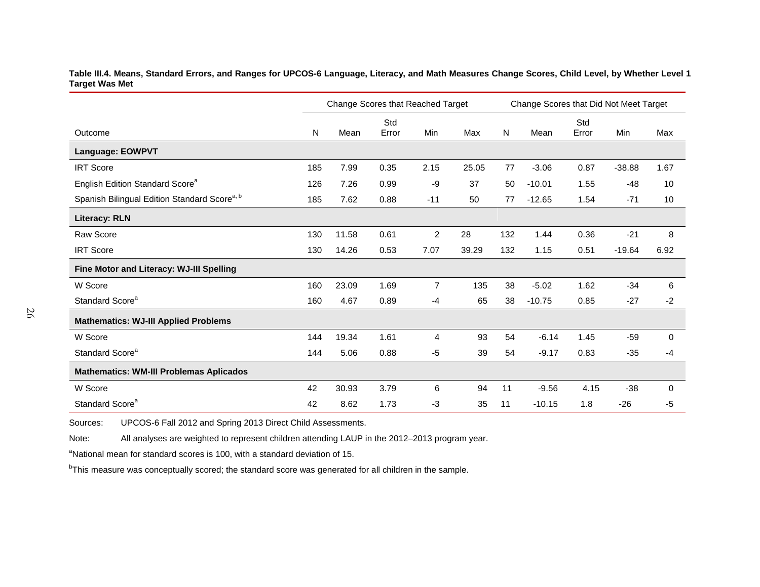**Table III.4. Means, Standard Errors, and Ranges for UPCOS-6 Language, Literacy, and Math Measures Change Scores, Child Level, by Whether Level 1 Target Was Met**

| | Change Scores that Reached Target | | | | | Change Scores that Did Not Meet Target | | | | |
|---|---|---|---|---|---|---|---|---|---|---|
| Outcome | N | Mean | Std Error | Min | Max | N | Mean | Std Error | Min | Max |
| **Language: EOWPVT** | | | | | | | | | | |
| IRT Score | 185 | 7.99 | 0.35 | 2.15 | 25.05 | 77 | -3.06 | 0.87 | -38.88 | 1.67 |
| English Edition Standard Score[a] | 126 | 7.26 | 0.99 | -9 | 37 | 50 | -10.01 | 1.55 | -48 | 10 |
| Spanish Bilingual Edition Standard Score[a, b] | 185 | 7.62 | 0.88 | -11 | 50 | 77 | -12.65 | 1.54 | -71 | 10 |
| **Literacy: RLN** | | | | | | | | | | |
| Raw Score | 130 | 11.58 | 0.61 | 2 | 28 | 132 | 1.44 | 0.36 | -21 | 8 |
| IRT Score | 130 | 14.26 | 0.53 | 7.07 | 39.29 | 132 | 1.15 | 0.51 | -19.64 | 6.92 |
| **Fine Motor and Literacy: WJ-III Spelling** | | | | | | | | | | |
| W Score | 160 | 23.09 | 1.69 | 7 | 135 | 38 | -5.02 | 1.62 | -34 | 6 |
| Standard Score[a] | 160 | 4.67 | 0.89 | -4 | 65 | 38 | -10.75 | 0.85 | -27 | -2 |
| **Mathematics: WJ-III Applied Problems** | | | | | | | | | | |
| W Score | 144 | 19.34 | 1.61 | 4 | 93 | 54 | -6.14 | 1.45 | -59 | 0 |
| Standard Score[a] | 144 | 5.06 | 0.88 | -5 | 39 | 54 | -9.17 | 0.83 | -35 | -4 |
| **Mathematics: WM-III Problemas Aplicados** | | | | | | | | | | |
| W Score | 42 | 30.93 | 3.79 | 6 | 94 | 11 | -9.56 | 4.15 | -38 | 0 |
| Standard Score[a] | 42 | 8.62 | 1.73 | -3 | 35 | 11 | -10.15 | 1.8 | -26 | -5 |

Sources: UPCOS-6 Fall 2012 and Spring 2013 Direct Child Assessments.

Note: All analyses are weighted to represent children attending LAUP in the 2012–2013 program year.

[a]National mean for standard scores is 100, with a standard deviation of 15.

[b]This measure was conceptually scored; the standard score was generated for all children in the sample.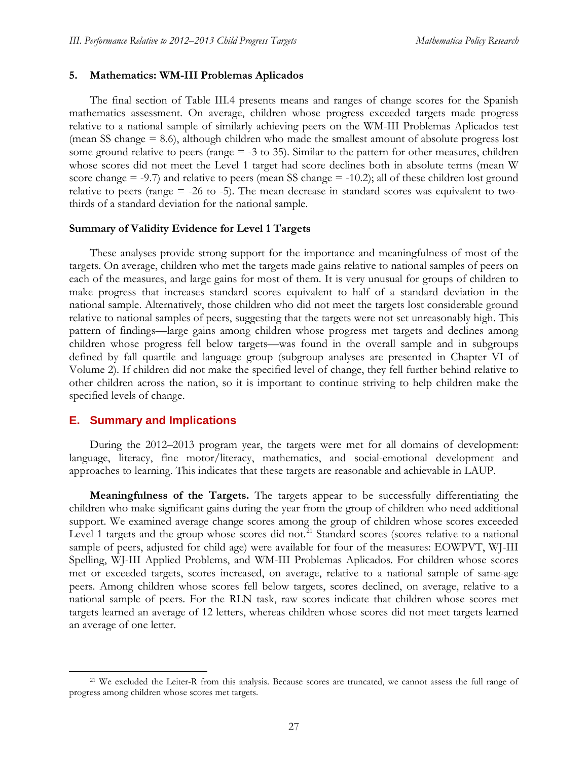### 5. Mathematics: WM-III Problemas Aplicados

The final section of Table III.4 presents means and ranges of change scores for the Spanish mathematics assessment. On average, children whose progress exceeded targets made progress relative to a national sample of similarly achieving peers on the WM-III Problemas Aplicados test (mean SS change = 8.6), although children who made the smallest amount of absolute progress lost some ground relative to peers (range = -3 to 35). Similar to the pattern for other measures, children whose scores did not meet the Level 1 target had score declines both in absolute terms (mean W score change = -9.7) and relative to peers (mean SS change = -10.2); all of these children lost ground relative to peers (range = -26 to -5). The mean decrease in standard scores was equivalent to two-thirds of a standard deviation for the national sample.

**Summary of Validity Evidence for Level 1 Targets**

These analyses provide strong support for the importance and meaningfulness of most of the targets. On average, children who met the targets made gains relative to national samples of peers on each of the measures, and large gains for most of them. It is very unusual for groups of children to make progress that increases standard scores equivalent to half of a standard deviation in the national sample. Alternatively, those children who did not meet the targets lost considerable ground relative to national samples of peers, suggesting that the targets were not set unreasonably high. This pattern of findings—large gains among children whose progress met targets and declines among children whose progress fell below targets—was found in the overall sample and in subgroups defined by fall quartile and language group (subgroup analyses are presented in Chapter VI of Volume 2). If children did not make the specified level of change, they fell further behind relative to other children across the nation, so it is important to continue striving to help children make the specified levels of change.

## E. Summary and Implications

During the 2012–2013 program year, the targets were met for all domains of development: language, literacy, fine motor/literacy, mathematics, and social-emotional development and approaches to learning. This indicates that these targets are reasonable and achievable in LAUP.

**Meaningfulness of the Targets.** The targets appear to be successfully differentiating the children who make significant gains during the year from the group of children who need additional support. We examined average change scores among the group of children whose scores exceeded Level 1 targets and the group whose scores did not.[21] Standard scores (scores relative to a national sample of peers, adjusted for child age) were available for four of the measures: EOWPVT, WJ-III Spelling, WJ-III Applied Problems, and WM-III Problemas Aplicados. For children whose scores met or exceeded targets, scores increased, on average, relative to a national sample of same-age peers. Among children whose scores fell below targets, scores declined, on average, relative to a national sample of peers. For the RLN task, raw scores indicate that children whose scores met targets learned an average of 12 letters, whereas children whose scores did not meet targets learned an average of one letter.

[21] We excluded the Leiter-R from this analysis. Because scores are truncated, we cannot assess the full range of progress among children whose scores met targets.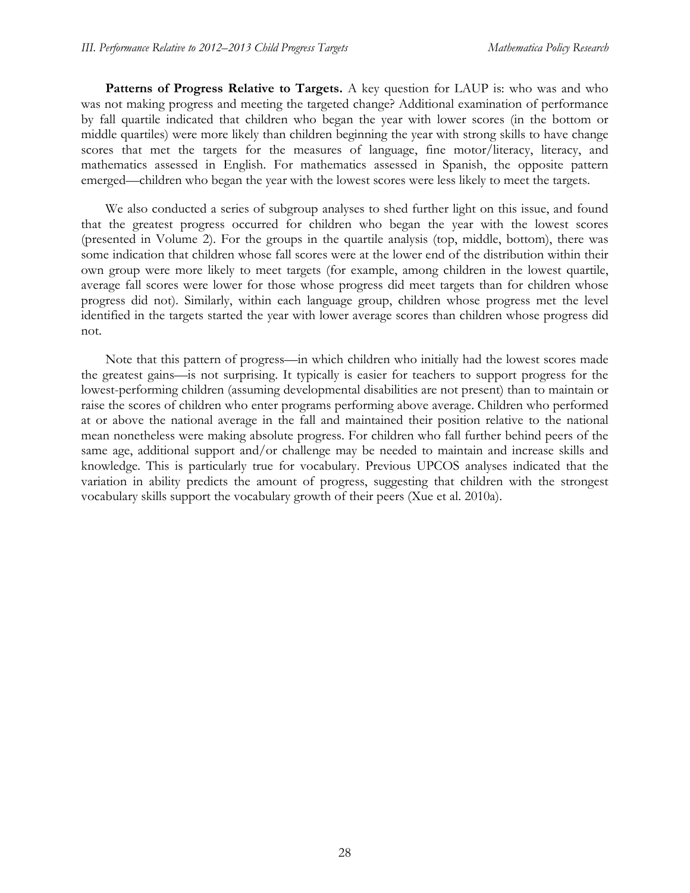**Patterns of Progress Relative to Targets.** A key question for LAUP is: who was and who was not making progress and meeting the targeted change? Additional examination of performance by fall quartile indicated that children who began the year with lower scores (in the bottom or middle quartiles) were more likely than children beginning the year with strong skills to have change scores that met the targets for the measures of language, fine motor/literacy, literacy, and mathematics assessed in English. For mathematics assessed in Spanish, the opposite pattern emerged—children who began the year with the lowest scores were less likely to meet the targets.

We also conducted a series of subgroup analyses to shed further light on this issue, and found that the greatest progress occurred for children who began the year with the lowest scores (presented in Volume 2). For the groups in the quartile analysis (top, middle, bottom), there was some indication that children whose fall scores were at the lower end of the distribution within their own group were more likely to meet targets (for example, among children in the lowest quartile, average fall scores were lower for those whose progress did meet targets than for children whose progress did not). Similarly, within each language group, children whose progress met the level identified in the targets started the year with lower average scores than children whose progress did not.

Note that this pattern of progress—in which children who initially had the lowest scores made the greatest gains—is not surprising. It typically is easier for teachers to support progress for the lowest-performing children (assuming developmental disabilities are not present) than to maintain or raise the scores of children who enter programs performing above average. Children who performed at or above the national average in the fall and maintained their position relative to the national mean nonetheless were making absolute progress. For children who fall further behind peers of the same age, additional support and/or challenge may be needed to maintain and increase skills and knowledge. This is particularly true for vocabulary. Previous UPCOS analyses indicated that the variation in ability predicts the amount of progress, suggesting that children with the strongest vocabulary skills support the vocabulary growth of their peers (Xue et al. 2010a).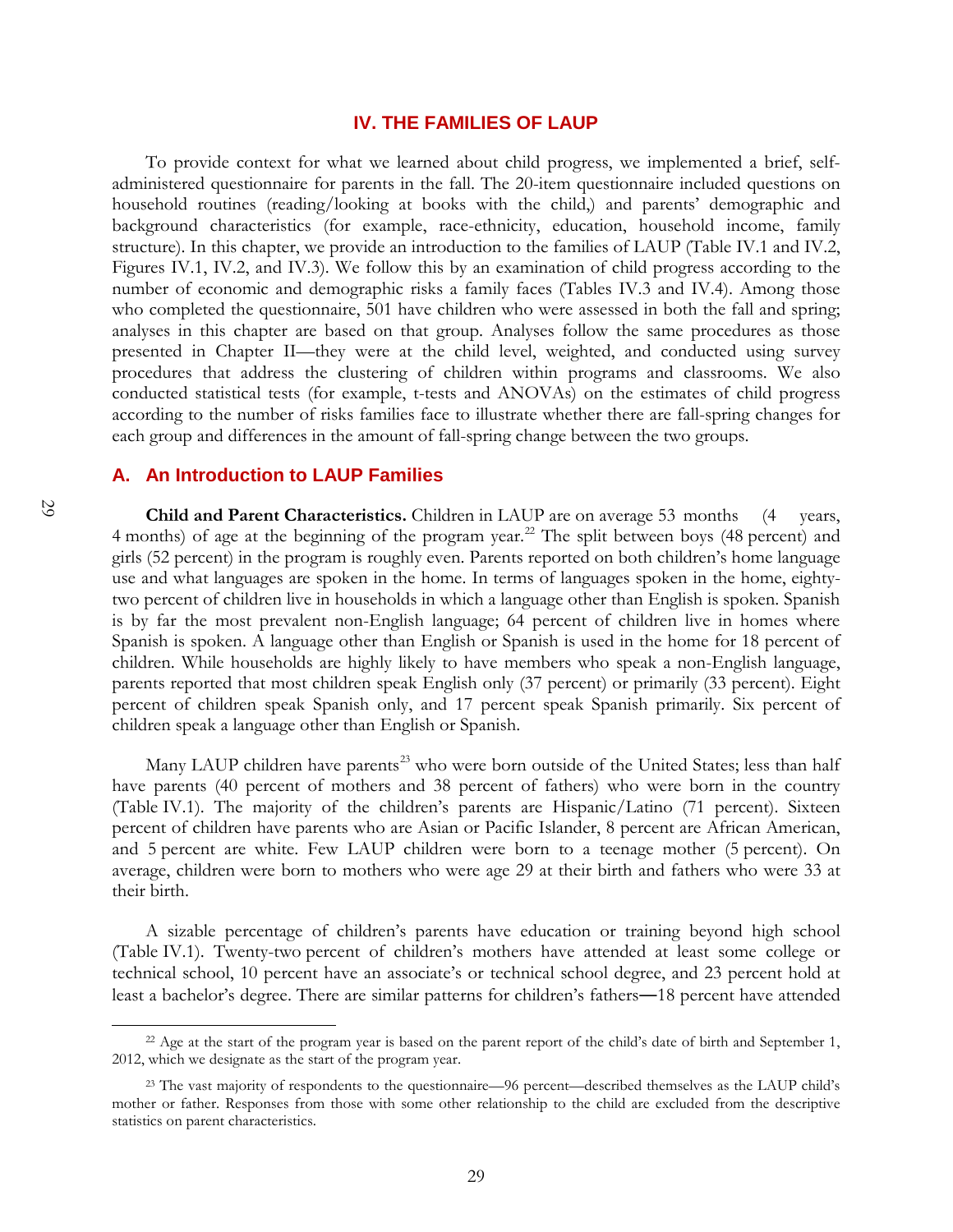# IV. THE FAMILIES OF LAUP

To provide context for what we learned about child progress, we implemented a brief, self-administered questionnaire for parents in the fall. The 20-item questionnaire included questions on household routines (reading/looking at books with the child,) and parents' demographic and background characteristics (for example, race-ethnicity, education, household income, family structure). In this chapter, we provide an introduction to the families of LAUP (Table IV.1 and IV.2, Figures IV.1, IV.2, and IV.3). We follow this by an examination of child progress according to the number of economic and demographic risks a family faces (Tables IV.3 and IV.4). Among those who completed the questionnaire, 501 have children who were assessed in both the fall and spring; analyses in this chapter are based on that group. Analyses follow the same procedures as those presented in Chapter II—they were at the child level, weighted, and conducted using survey procedures that address the clustering of children within programs and classrooms. We also conducted statistical tests (for example, t-tests and ANOVAs) on the estimates of child progress according to the number of risks families face to illustrate whether there are fall-spring changes for each group and differences in the amount of fall-spring change between the two groups.

## A. An Introduction to LAUP Families

**Child and Parent Characteristics.** Children in LAUP are on average 53 months (4 years, 4 months) of age at the beginning of the program year.[22] The split between boys (48 percent) and girls (52 percent) in the program is roughly even. Parents reported on both children's home language use and what languages are spoken in the home. In terms of languages spoken in the home, eighty-two percent of children live in households in which a language other than English is spoken. Spanish is by far the most prevalent non-English language; 64 percent of children live in homes where Spanish is spoken. A language other than English or Spanish is used in the home for 18 percent of children. While households are highly likely to have members who speak a non-English language, parents reported that most children speak English only (37 percent) or primarily (33 percent). Eight percent of children speak Spanish only, and 17 percent speak Spanish primarily. Six percent of children speak a language other than English or Spanish.

Many LAUP children have parents[23] who were born outside of the United States; less than half have parents (40 percent of mothers and 38 percent of fathers) who were born in the country (Table IV.1). The majority of the children's parents are Hispanic/Latino (71 percent). Sixteen percent of children have parents who are Asian or Pacific Islander, 8 percent are African American, and 5 percent are white. Few LAUP children were born to a teenage mother (5 percent). On average, children were born to mothers who were age 29 at their birth and fathers who were 33 at their birth.

A sizable percentage of children's parents have education or training beyond high school (Table IV.1). Twenty-two percent of children's mothers have attended at least some college or technical school, 10 percent have an associate's or technical school degree, and 23 percent hold at least a bachelor's degree. There are similar patterns for children's fathers—18 percent have attended

---

[22] Age at the start of the program year is based on the parent report of the child's date of birth and September 1, 2012, which we designate as the start of the program year.

[23] The vast majority of respondents to the questionnaire—96 percent—described themselves as the LAUP child's mother or father. Responses from those with some other relationship to the child are excluded from the descriptive statistics on parent characteristics.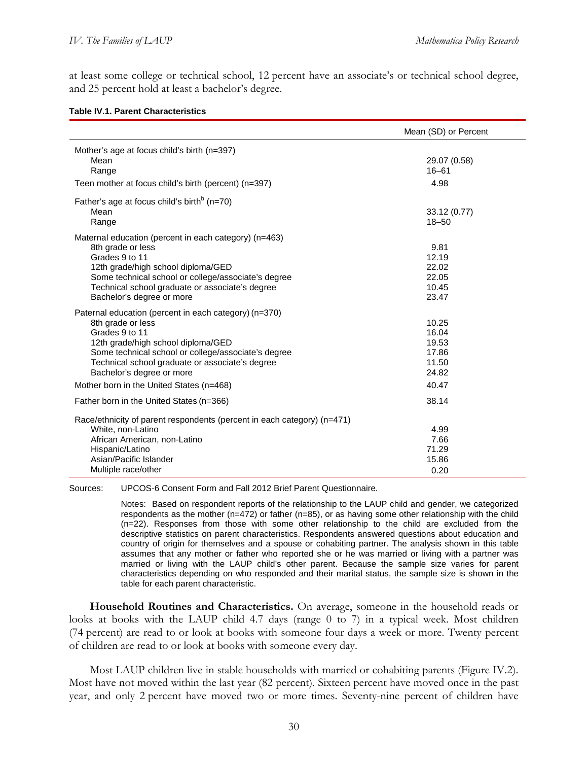at least some college or technical school, 12 percent have an associate's or technical school degree, and 25 percent hold at least a bachelor's degree.

**Table IV.1. Parent Characteristics**

| | Mean (SD) or Percent |
|---|---|
| Mother's age at focus child's birth (n=397) | |
| Mean | 29.07 (0.58) |
| Range | 16–61 |
| Teen mother at focus child's birth (percent) (n=397) | 4.98 |
| Father's age at focus child's birth[b] (n=70) | |
| Mean | 33.12 (0.77) |
| Range | 18–50 |
| Maternal education (percent in each category) (n=463) | |
| 8th grade or less | 9.81 |
| Grades 9 to 11 | 12.19 |
| 12th grade/high school diploma/GED | 22.02 |
| Some technical school or college/associate's degree | 22.05 |
| Technical school graduate or associate's degree | 10.45 |
| Bachelor's degree or more | 23.47 |
| Paternal education (percent in each category) (n=370) | |
| 8th grade or less | 10.25 |
| Grades 9 to 11 | 16.04 |
| 12th grade/high school diploma/GED | 19.53 |
| Some technical school or college/associate's degree | 17.86 |
| Technical school graduate or associate's degree | 11.50 |
| Bachelor's degree or more | 24.82 |
| Mother born in the United States (n=468) | 40.47 |
| Father born in the United States (n=366) | 38.14 |
| Race/ethnicity of parent respondents (percent in each category) (n=471) | |
| White, non-Latino | 4.99 |
| African American, non-Latino | 7.66 |
| Hispanic/Latino | 71.29 |
| Asian/Pacific Islander | 15.86 |
| Multiple race/other | 0.20 |

Sources: UPCOS-6 Consent Form and Fall 2012 Brief Parent Questionnaire.

Notes: Based on respondent reports of the relationship to the LAUP child and gender, we categorized respondents as the mother (n=472) or father (n=85), or as having some other relationship with the child (n=22). Responses from those with some other relationship to the child are excluded from the descriptive statistics on parent characteristics. Respondents answered questions about education and country of origin for themselves and a spouse or cohabiting partner. The analysis shown in this table assumes that any mother or father who reported she or he was married or living with a partner was married or living with the LAUP child's other parent. Because the sample size varies for parent characteristics depending on who responded and their marital status, the sample size is shown in the table for each parent characteristic.

**Household Routines and Characteristics.** On average, someone in the household reads or looks at books with the LAUP child 4.7 days (range 0 to 7) in a typical week. Most children (74 percent) are read to or look at books with someone four days a week or more. Twenty percent of children are read to or look at books with someone every day.

Most LAUP children live in stable households with married or cohabiting parents (Figure IV.2). Most have not moved within the last year (82 percent). Sixteen percent have moved once in the past year, and only 2 percent have moved two or more times. Seventy-nine percent of children have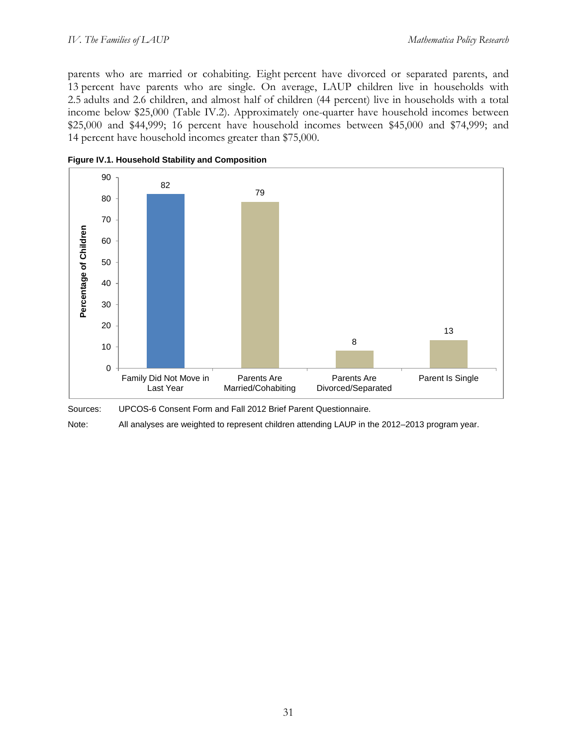parents who are married or cohabiting. Eight percent have divorced or separated parents, and 13 percent have parents who are single. On average, LAUP children live in households with 2.5 adults and 2.6 children, and almost half of children (44 percent) live in households with a total income below $25,000 (Table IV.2). Approximately one-quarter have household incomes between $25,000 and $44,999; 16 percent have household incomes between $45,000 and $74,999; and 14 percent have household incomes greater than $75,000.

**Figure IV.1. Household Stability and Composition**

| | Percentage of Children |
|---|---|
| Family Did Not Move in Last Year | 82 |
| Parents Are Married/Cohabiting | 79 |
| Parents Are Divorced/Separated | 8 |
| Parent Is Single | 13 |

Sources: UPCOS-6 Consent Form and Fall 2012 Brief Parent Questionnaire.

Note: All analyses are weighted to represent children attending LAUP in the 2012–2013 program year.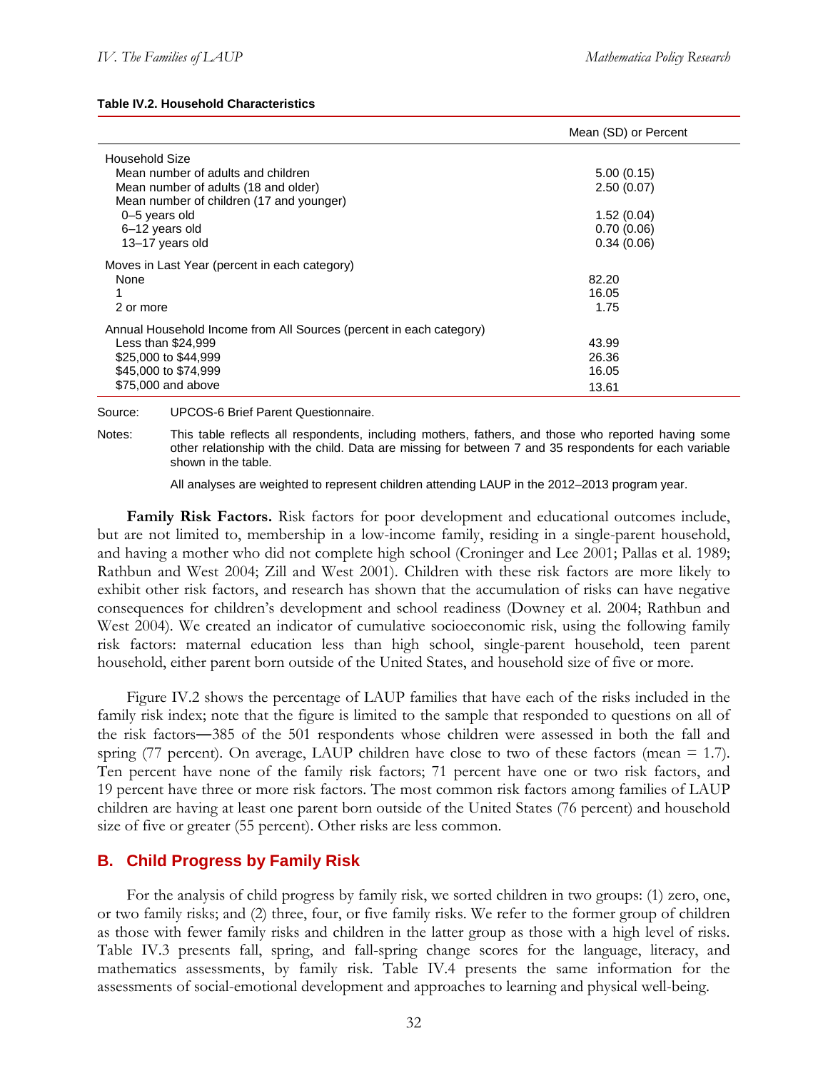**Table IV.2. Household Characteristics**

| | Mean (SD) or Percent |
|---|---|
| Household Size | |
| Mean number of adults and children | 5.00 (0.15) |
| Mean number of adults (18 and older) | 2.50 (0.07) |
| Mean number of children (17 and younger) | |
| 0–5 years old | 1.52 (0.04) |
| 6–12 years old | 0.70 (0.06) |
| 13–17 years old | 0.34 (0.06) |
| Moves in Last Year (percent in each category) | |
| None | 82.20 |
| 1 | 16.05 |
| 2 or more | 1.75 |
| Annual Household Income from All Sources (percent in each category) | |
| Less than $24,999 | 43.99 |
| $25,000 to $44,999 | 26.36 |
| $45,000 to $74,999 | 16.05 |
| $75,000 and above | 13.61 |

Source: UPCOS-6 Brief Parent Questionnaire.

Notes: This table reflects all respondents, including mothers, fathers, and those who reported having some other relationship with the child. Data are missing for between 7 and 35 respondents for each variable shown in the table.

All analyses are weighted to represent children attending LAUP in the 2012–2013 program year.

**Family Risk Factors.** Risk factors for poor development and educational outcomes include, but are not limited to, membership in a low-income family, residing in a single-parent household, and having a mother who did not complete high school (Croninger and Lee 2001; Pallas et al. 1989; Rathbun and West 2004; Zill and West 2001). Children with these risk factors are more likely to exhibit other risk factors, and research has shown that the accumulation of risks can have negative consequences for children's development and school readiness (Downey et al. 2004; Rathbun and West 2004). We created an indicator of cumulative socioeconomic risk, using the following family risk factors: maternal education less than high school, single-parent household, teen parent household, either parent born outside of the United States, and household size of five or more.

Figure IV.2 shows the percentage of LAUP families that have each of the risks included in the family risk index; note that the figure is limited to the sample that responded to questions on all of the risk factors—385 of the 501 respondents whose children were assessed in both the fall and spring (77 percent). On average, LAUP children have close to two of these factors (mean = 1.7). Ten percent have none of the family risk factors; 71 percent have one or two risk factors, and 19 percent have three or more risk factors. The most common risk factors among families of LAUP children are having at least one parent born outside of the United States (76 percent) and household size of five or greater (55 percent). Other risks are less common.

## B. Child Progress by Family Risk

For the analysis of child progress by family risk, we sorted children in two groups: (1) zero, one, or two family risks; and (2) three, four, or five family risks. We refer to the former group of children as those with fewer family risks and children in the latter group as those with a high level of risks. Table IV.3 presents fall, spring, and fall-spring change scores for the language, literacy, and mathematics assessments, by family risk. Table IV.4 presents the same information for the assessments of social-emotional development and approaches to learning and physical well-being.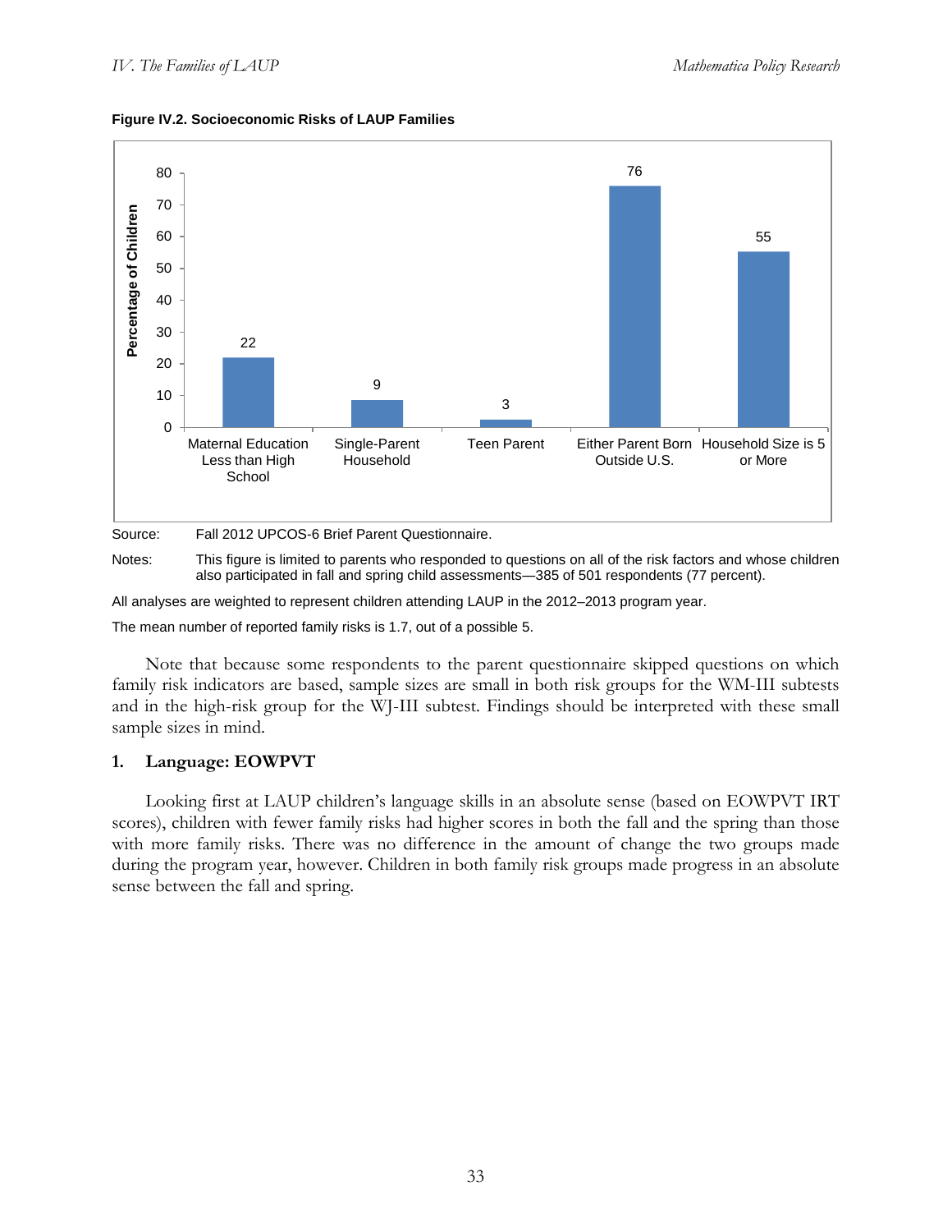**Figure IV.2. Socioeconomic Risks of LAUP Families**

| Risk | Percentage of Children |
|---|---|
| Maternal Education Less than High School | 22 |
| Single-Parent Household | 9 |
| Teen Parent | 3 |
| Either Parent Born Outside U.S. | 76 |
| Household Size is 5 or More | 55 |

Source: Fall 2012 UPCOS-6 Brief Parent Questionnaire.

Notes: This figure is limited to parents who responded to questions on all of the risk factors and whose children also participated in fall and spring child assessments—385 of 501 respondents (77 percent).

All analyses are weighted to represent children attending LAUP in the 2012–2013 program year.

The mean number of reported family risks is 1.7, out of a possible 5.

Note that because some respondents to the parent questionnaire skipped questions on which family risk indicators are based, sample sizes are small in both risk groups for the WM-III subtests and in the high-risk group for the WJ-III subtest. Findings should be interpreted with these small sample sizes in mind.

### 1. Language: EOWPVT

Looking first at LAUP children's language skills in an absolute sense (based on EOWPVT IRT scores), children with fewer family risks had higher scores in both the fall and the spring than those with more family risks. There was no difference in the amount of change the two groups made during the program year, however. Children in both family risk groups made progress in an absolute sense between the fall and spring.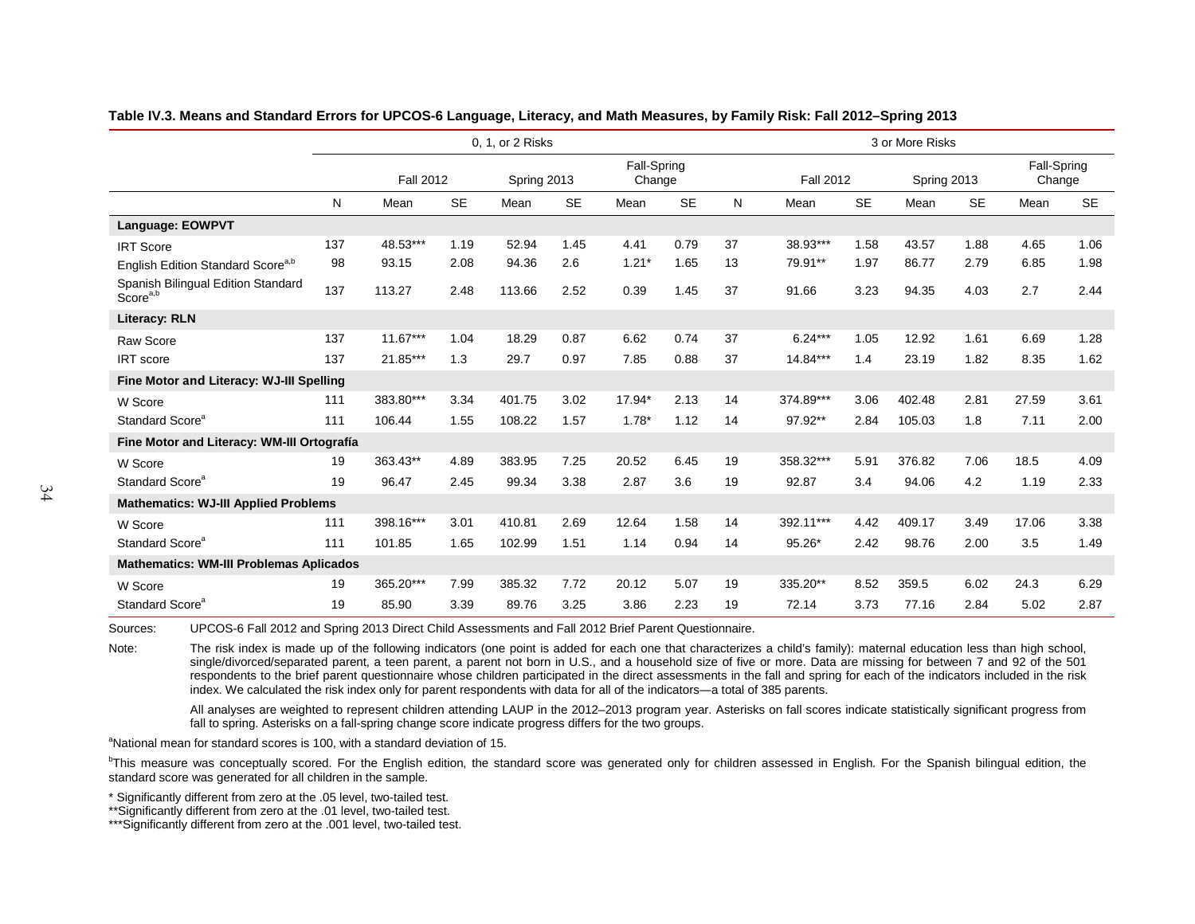**Table IV.3. Means and Standard Errors for UPCOS-6 Language, Literacy, and Math Measures, by Family Risk: Fall 2012–Spring 2013**

| | 0, 1, or 2 Risks | | | | | | | 3 or More Risks | | | | | | |
|---|---|---|---|---|---|---|---|---|---|---|---|---|---|---|
| | | Fall 2012 | | Spring 2013 | | Fall-Spring Change | | | Fall 2012 | | Spring 2013 | | Fall-Spring Change | |
| | N | Mean | SE | Mean | SE | Mean | SE | N | Mean | SE | Mean | SE | Mean | SE |
| **Language: EOWPVT** | | | | | | | | | | | | | | |
| IRT Score | 137 | 48.53*** | 1.19 | 52.94 | 1.45 | 4.41 | 0.79 | 37 | 38.93*** | 1.58 | 43.57 | 1.88 | 4.65 | 1.06 |
| English Edition Standard Score[a,b] | 98 | 93.15 | 2.08 | 94.36 | 2.6 | 1.21* | 1.65 | 13 | 79.91** | 1.97 | 86.77 | 2.79 | 6.85 | 1.98 |
| Spanish Bilingual Edition Standard Score[a,b] | 137 | 113.27 | 2.48 | 113.66 | 2.52 | 0.39 | 1.45 | 37 | 91.66 | 3.23 | 94.35 | 4.03 | 2.7 | 2.44 |
| **Literacy: RLN** | | | | | | | | | | | | | | |
| Raw Score | 137 | 11.67*** | 1.04 | 18.29 | 0.87 | 6.62 | 0.74 | 37 | 6.24*** | 1.05 | 12.92 | 1.61 | 6.69 | 1.28 |
| IRT score | 137 | 21.85*** | 1.3 | 29.7 | 0.97 | 7.85 | 0.88 | 37 | 14.84*** | 1.4 | 23.19 | 1.82 | 8.35 | 1.62 |
| **Fine Motor and Literacy: WJ-III Spelling** | | | | | | | | | | | | | | |
| W Score | 111 | 383.80*** | 3.34 | 401.75 | 3.02 | 17.94* | 2.13 | 14 | 374.89*** | 3.06 | 402.48 | 2.81 | 27.59 | 3.61 |
| Standard Score[a] | 111 | 106.44 | 1.55 | 108.22 | 1.57 | 1.78* | 1.12 | 14 | 97.92** | 2.84 | 105.03 | 1.8 | 7.11 | 2.00 |
| **Fine Motor and Literacy: WM-III Ortografía** | | | | | | | | | | | | | | |
| W Score | 19 | 363.43** | 4.89 | 383.95 | 7.25 | 20.52 | 6.45 | 19 | 358.32*** | 5.91 | 376.82 | 7.06 | 18.5 | 4.09 |
| Standard Score[a] | 19 | 96.47 | 2.45 | 99.34 | 3.38 | 2.87 | 3.6 | 19 | 92.87 | 3.4 | 94.06 | 4.2 | 1.19 | 2.33 |
| **Mathematics: WJ-III Applied Problems** | | | | | | | | | | | | | | |
| W Score | 111 | 398.16*** | 3.01 | 410.81 | 2.69 | 12.64 | 1.58 | 14 | 392.11*** | 4.42 | 409.17 | 3.49 | 17.06 | 3.38 |
| Standard Score[a] | 111 | 101.85 | 1.65 | 102.99 | 1.51 | 1.14 | 0.94 | 14 | 95.26* | 2.42 | 98.76 | 2.00 | 3.5 | 1.49 |
| **Mathematics: WM-III Problemas Aplicados** | | | | | | | | | | | | | | |
| W Score | 19 | 365.20*** | 7.99 | 385.32 | 7.72 | 20.12 | 5.07 | 19 | 335.20** | 8.52 | 359.5 | 6.02 | 24.3 | 6.29 |
| Standard Score[a] | 19 | 85.90 | 3.39 | 89.76 | 3.25 | 3.86 | 2.23 | 19 | 72.14 | 3.73 | 77.16 | 2.84 | 5.02 | 2.87 |

Sources: UPCOS-6 Fall 2012 and Spring 2013 Direct Child Assessments and Fall 2012 Brief Parent Questionnaire.

Note: The risk index is made up of the following indicators (one point is added for each one that characterizes a child's family): maternal education less than high school, single/divorced/separated parent, a teen parent, a parent not born in U.S., and a household size of five or more. Data are missing for between 7 and 92 of the 501 respondents to the brief parent questionnaire whose children participated in the direct assessments in the fall and spring for each of the indicators included in the risk index. We calculated the risk index only for parent respondents with data for all of the indicators—a total of 385 parents.

All analyses are weighted to represent children attending LAUP in the 2012–2013 program year. Asterisks on fall scores indicate statistically significant progress from fall to spring. Asterisks on a fall-spring change score indicate progress differs for the two groups.

[a]National mean for standard scores is 100, with a standard deviation of 15.

[b]This measure was conceptually scored. For the English edition, the standard score was generated only for children assessed in English. For the Spanish bilingual edition, the standard score was generated for all children in the sample.

\* Significantly different from zero at the .05 level, two-tailed test.

\*\*Significantly different from zero at the .01 level, two-tailed test.

\*\*\*Significantly different from zero at the .001 level, two-tailed test.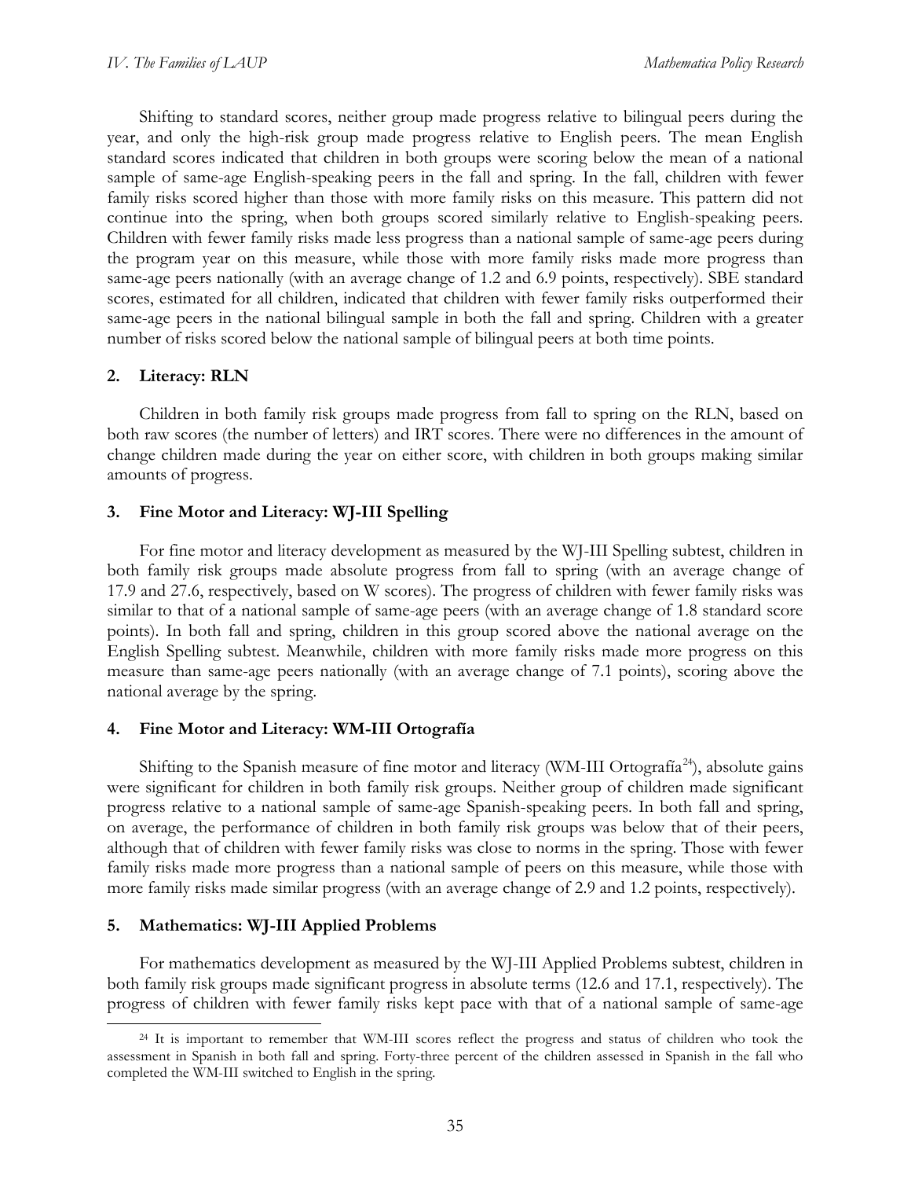Shifting to standard scores, neither group made progress relative to bilingual peers during the year, and only the high-risk group made progress relative to English peers. The mean English standard scores indicated that children in both groups were scoring below the mean of a national sample of same-age English-speaking peers in the fall and spring. In the fall, children with fewer family risks scored higher than those with more family risks on this measure. This pattern did not continue into the spring, when both groups scored similarly relative to English-speaking peers. Children with fewer family risks made less progress than a national sample of same-age peers during the program year on this measure, while those with more family risks made more progress than same-age peers nationally (with an average change of 1.2 and 6.9 points, respectively). SBE standard scores, estimated for all children, indicated that children with fewer family risks outperformed their same-age peers in the national bilingual sample in both the fall and spring. Children with a greater number of risks scored below the national sample of bilingual peers at both time points.

### 2. Literacy: RLN

Children in both family risk groups made progress from fall to spring on the RLN, based on both raw scores (the number of letters) and IRT scores. There were no differences in the amount of change children made during the year on either score, with children in both groups making similar amounts of progress.

### 3. Fine Motor and Literacy: WJ-III Spelling

For fine motor and literacy development as measured by the WJ-III Spelling subtest, children in both family risk groups made absolute progress from fall to spring (with an average change of 17.9 and 27.6, respectively, based on W scores). The progress of children with fewer family risks was similar to that of a national sample of same-age peers (with an average change of 1.8 standard score points). In both fall and spring, children in this group scored above the national average on the English Spelling subtest. Meanwhile, children with more family risks made more progress on this measure than same-age peers nationally (with an average change of 7.1 points), scoring above the national average by the spring.

### 4. Fine Motor and Literacy: WM-III Ortografía

Shifting to the Spanish measure of fine motor and literacy (WM-III Ortografía[24]), absolute gains were significant for children in both family risk groups. Neither group of children made significant progress relative to a national sample of same-age Spanish-speaking peers. In both fall and spring, on average, the performance of children in both family risk groups was below that of their peers, although that of children with fewer family risks was close to norms in the spring. Those with fewer family risks made more progress than a national sample of peers on this measure, while those with more family risks made similar progress (with an average change of 2.9 and 1.2 points, respectively).

### 5. Mathematics: WJ-III Applied Problems

For mathematics development as measured by the WJ-III Applied Problems subtest, children in both family risk groups made significant progress in absolute terms (12.6 and 17.1, respectively). The progress of children with fewer family risks kept pace with that of a national sample of same-age

[24] It is important to remember that WM-III scores reflect the progress and status of children who took the assessment in Spanish in both fall and spring. Forty-three percent of the children assessed in Spanish in the fall who completed the WM-III switched to English in the spring.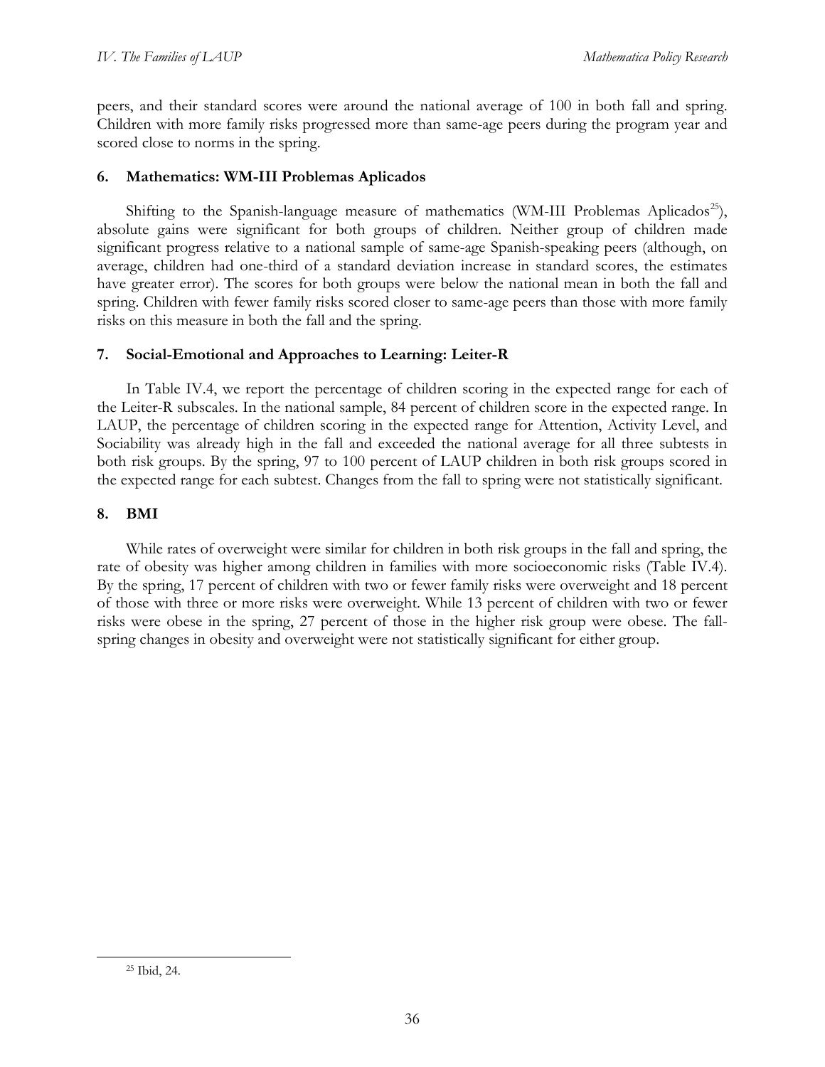peers, and their standard scores were around the national average of 100 in both fall and spring. Children with more family risks progressed more than same-age peers during the program year and scored close to norms in the spring.

### 6. Mathematics: WM-III Problemas Aplicados

Shifting to the Spanish-language measure of mathematics (WM-III Problemas Aplicados[25]), absolute gains were significant for both groups of children. Neither group of children made significant progress relative to a national sample of same-age Spanish-speaking peers (although, on average, children had one-third of a standard deviation increase in standard scores, the estimates have greater error). The scores for both groups were below the national mean in both the fall and spring. Children with fewer family risks scored closer to same-age peers than those with more family risks on this measure in both the fall and the spring.

### 7. Social-Emotional and Approaches to Learning: Leiter-R

In Table IV.4, we report the percentage of children scoring in the expected range for each of the Leiter-R subscales. In the national sample, 84 percent of children score in the expected range. In LAUP, the percentage of children scoring in the expected range for Attention, Activity Level, and Sociability was already high in the fall and exceeded the national average for all three subtests in both risk groups. By the spring, 97 to 100 percent of LAUP children in both risk groups scored in the expected range for each subtest. Changes from the fall to spring were not statistically significant.

### 8. BMI

While rates of overweight were similar for children in both risk groups in the fall and spring, the rate of obesity was higher among children in families with more socioeconomic risks (Table IV.4). By the spring, 17 percent of children with two or fewer family risks were overweight and 18 percent of those with three or more risks were overweight. While 13 percent of children with two or fewer risks were obese in the spring, 27 percent of those in the higher risk group were obese. The fall-spring changes in obesity and overweight were not statistically significant for either group.

[25] Ibid, 24.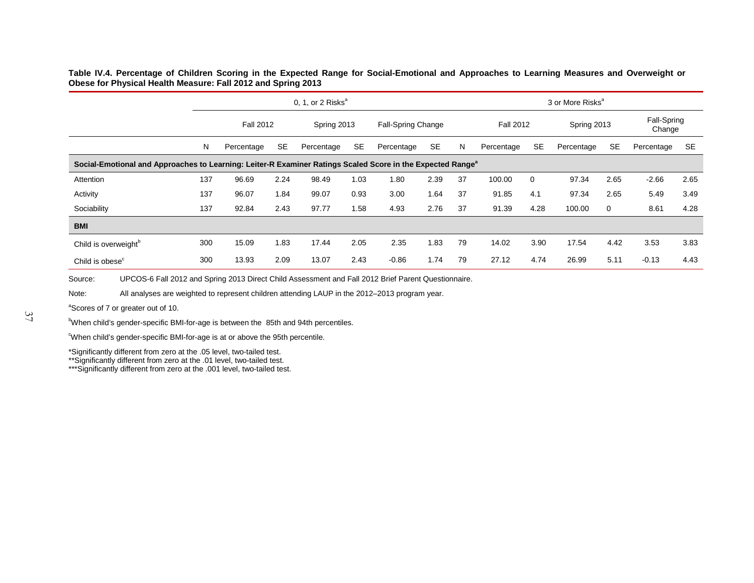**Table IV.4. Percentage of Children Scoring in the Expected Range for Social-Emotional and Approaches to Learning Measures and Overweight or Obese for Physical Health Measure: Fall 2012 and Spring 2013**

| | 0, 1, or 2 Risks[a] | | | | | | | 3 or More Risks[a] | | | | | | |
|---|---|---|---|---|---|---|---|---|---|---|---|---|---|---|
| | | Fall 2012 | | Spring 2013 | | Fall-Spring Change | | | Fall 2012 | | Spring 2013 | | Fall-Spring Change | |
| | N | Percentage | SE | Percentage | SE | Percentage | SE | N | Percentage | SE | Percentage | SE | Percentage | SE |
| **Social-Emotional and Approaches to Learning: Leiter-R Examiner Ratings Scaled Score in the Expected Range[a]** | | | | | | | | | | | | | | |
| Attention | 137 | 96.69 | 2.24 | 98.49 | 1.03 | 1.80 | 2.39 | 37 | 100.00 | 0 | 97.34 | 2.65 | -2.66 | 2.65 |
| Activity | 137 | 96.07 | 1.84 | 99.07 | 0.93 | 3.00 | 1.64 | 37 | 91.85 | 4.1 | 97.34 | 2.65 | 5.49 | 3.49 |
| Sociability | 137 | 92.84 | 2.43 | 97.77 | 1.58 | 4.93 | 2.76 | 37 | 91.39 | 4.28 | 100.00 | 0 | 8.61 | 4.28 |
| **BMI** | | | | | | | | | | | | | | |
| Child is overweight[b] | 300 | 15.09 | 1.83 | 17.44 | 2.05 | 2.35 | 1.83 | 79 | 14.02 | 3.90 | 17.54 | 4.42 | 3.53 | 3.83 |
| Child is obese[c] | 300 | 13.93 | 2.09 | 13.07 | 2.43 | -0.86 | 1.74 | 79 | 27.12 | 4.74 | 26.99 | 5.11 | -0.13 | 4.43 |

Source: UPCOS-6 Fall 2012 and Spring 2013 Direct Child Assessment and Fall 2012 Brief Parent Questionnaire.

Note: All analyses are weighted to represent children attending LAUP in the 2012–2013 program year.

[a]Scores of 7 or greater out of 10.

[b]When child's gender-specific BMI-for-age is between the 85th and 94th percentiles.

[c]When child's gender-specific BMI-for-age is at or above the 95th percentile.

*Significantly different from zero at the .05 level, two-tailed test.
**Significantly different from zero at the .01 level, two-tailed test.
***Significantly different from zero at the .001 level, two-tailed test.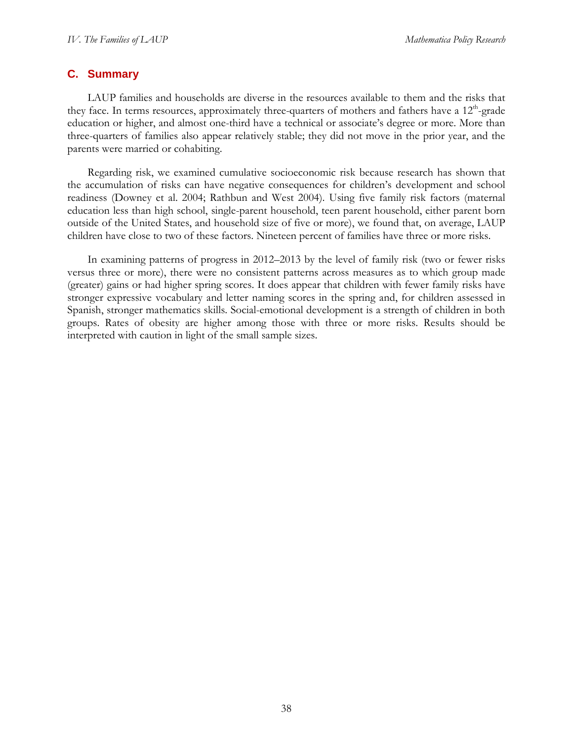## C. Summary

LAUP families and households are diverse in the resources available to them and the risks that they face. In terms resources, approximately three-quarters of mothers and fathers have a 12th-grade education or higher, and almost one-third have a technical or associate's degree or more. More than three-quarters of families also appear relatively stable; they did not move in the prior year, and the parents were married or cohabiting.

Regarding risk, we examined cumulative socioeconomic risk because research has shown that the accumulation of risks can have negative consequences for children's development and school readiness (Downey et al. 2004; Rathbun and West 2004). Using five family risk factors (maternal education less than high school, single-parent household, teen parent household, either parent born outside of the United States, and household size of five or more), we found that, on average, LAUP children have close to two of these factors. Nineteen percent of families have three or more risks.

In examining patterns of progress in 2012–2013 by the level of family risk (two or fewer risks versus three or more), there were no consistent patterns across measures as to which group made (greater) gains or had higher spring scores. It does appear that children with fewer family risks have stronger expressive vocabulary and letter naming scores in the spring and, for children assessed in Spanish, stronger mathematics skills. Social-emotional development is a strength of children in both groups. Rates of obesity are higher among those with three or more risks. Results should be interpreted with caution in light of the small sample sizes.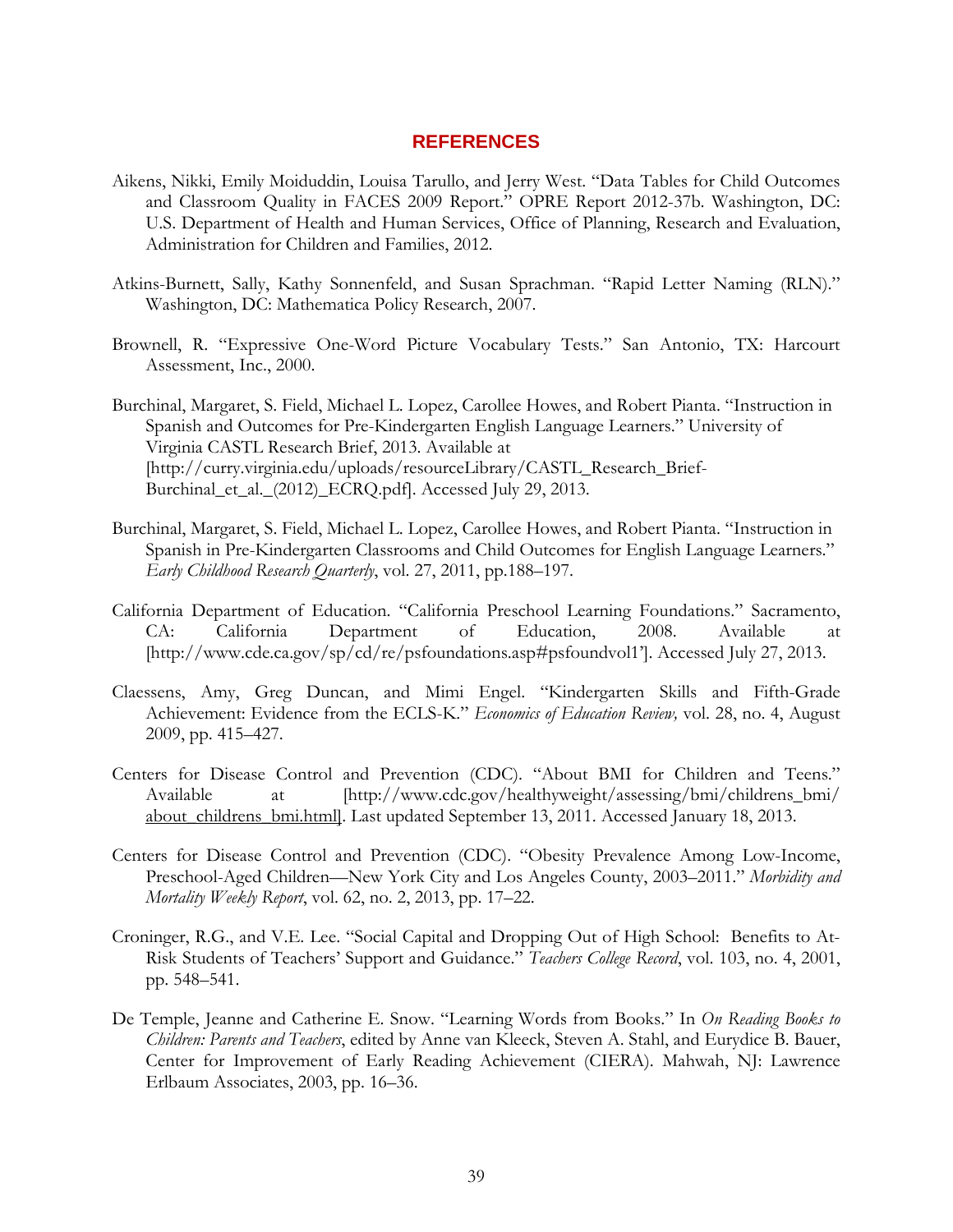# REFERENCES

Aikens, Nikki, Emily Moiduddin, Louisa Tarullo, and Jerry West. "Data Tables for Child Outcomes and Classroom Quality in FACES 2009 Report." OPRE Report 2012-37b. Washington, DC: U.S. Department of Health and Human Services, Office of Planning, Research and Evaluation, Administration for Children and Families, 2012.

Atkins-Burnett, Sally, Kathy Sonnenfeld, and Susan Sprachman. "Rapid Letter Naming (RLN)." Washington, DC: Mathematica Policy Research, 2007.

Brownell, R. "Expressive One-Word Picture Vocabulary Tests." San Antonio, TX: Harcourt Assessment, Inc., 2000.

Burchinal, Margaret, S. Field, Michael L. Lopez, Carollee Howes, and Robert Pianta. "Instruction in Spanish and Outcomes for Pre-Kindergarten English Language Learners." University of Virginia CASTL Research Brief, 2013. Available at [http://curry.virginia.edu/uploads/resourceLibrary/CASTL_Research_Brief-Burchinal_et_al._(2012)_ECRQ.pdf]. Accessed July 29, 2013.

Burchinal, Margaret, S. Field, Michael L. Lopez, Carollee Howes, and Robert Pianta. "Instruction in Spanish in Pre-Kindergarten Classrooms and Child Outcomes for English Language Learners." *Early Childhood Research Quarterly*, vol. 27, 2011, pp.188–197.

California Department of Education. "California Preschool Learning Foundations." Sacramento, CA: California Department of Education, 2008. Available at [http://www.cde.ca.gov/sp/cd/re/psfoundations.asp#psfoundvol1']. Accessed July 27, 2013.

Claessens, Amy, Greg Duncan, and Mimi Engel. "Kindergarten Skills and Fifth-Grade Achievement: Evidence from the ECLS-K." *Economics of Education Review,* vol. 28, no. 4, August 2009, pp. 415–427.

Centers for Disease Control and Prevention (CDC). "About BMI for Children and Teens." Available at [http://www.cdc.gov/healthyweight/assessing/bmi/childrens_bmi/about_childrens_bmi.html]. Last updated September 13, 2011. Accessed January 18, 2013.

Centers for Disease Control and Prevention (CDC). "Obesity Prevalence Among Low-Income, Preschool-Aged Children—New York City and Los Angeles County, 2003–2011." *Morbidity and Mortality Weekly Report*, vol. 62, no. 2, 2013, pp. 17–22.

Croninger, R.G., and V.E. Lee. "Social Capital and Dropping Out of High School: Benefits to At-Risk Students of Teachers' Support and Guidance." *Teachers College Record*, vol. 103, no. 4, 2001, pp. 548–541.

De Temple, Jeanne and Catherine E. Snow. "Learning Words from Books." In *On Reading Books to Children: Parents and Teachers*, edited by Anne van Kleeck, Steven A. Stahl, and Eurydice B. Bauer, Center for Improvement of Early Reading Achievement (CIERA). Mahwah, NJ: Lawrence Erlbaum Associates, 2003, pp. 16–36.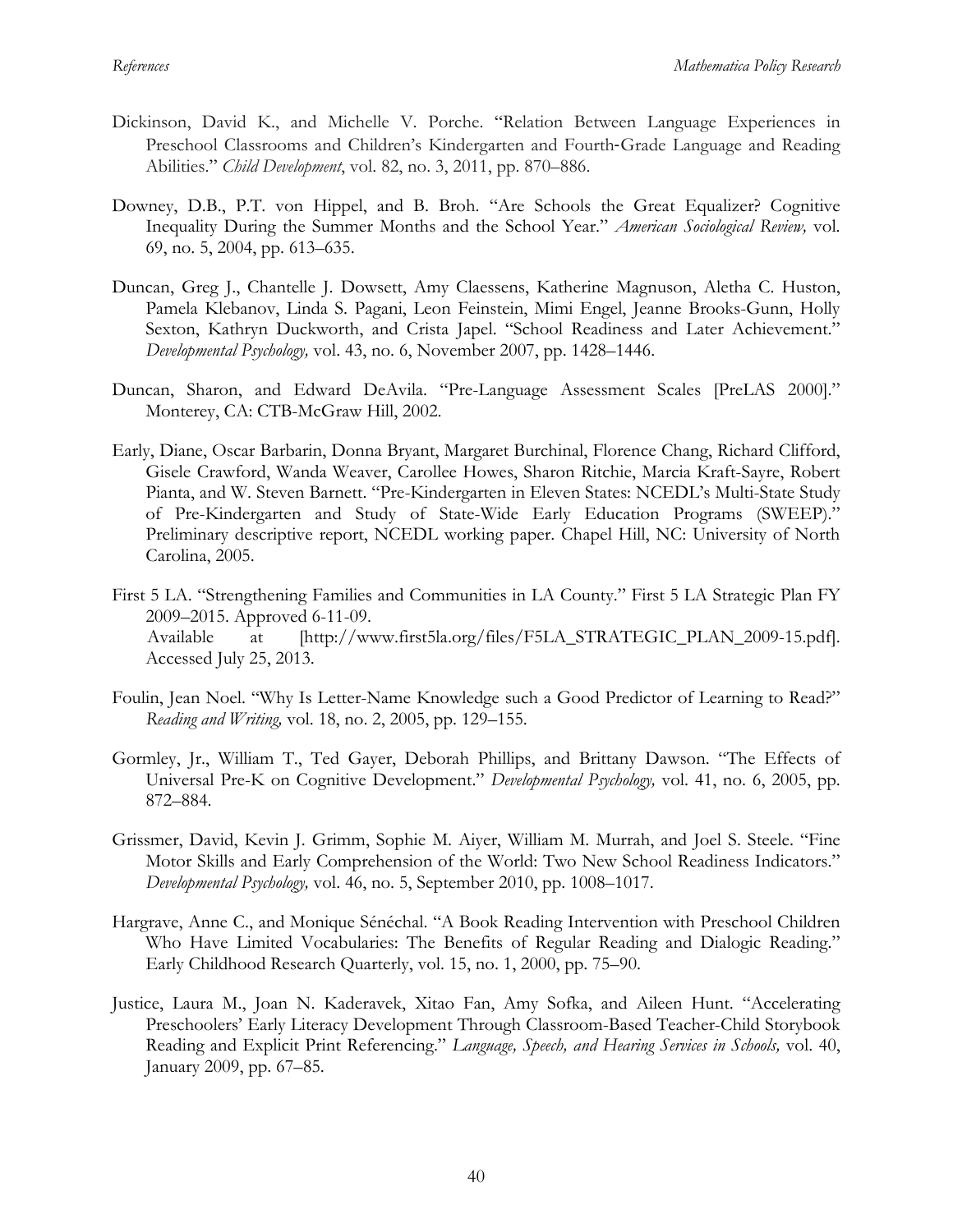Dickinson, David K., and Michelle V. Porche. "Relation Between Language Experiences in Preschool Classrooms and Children's Kindergarten and Fourth-Grade Language and Reading Abilities." *Child Development*, vol. 82, no. 3, 2011, pp. 870–886.

Downey, D.B., P.T. von Hippel, and B. Broh. "Are Schools the Great Equalizer? Cognitive Inequality During the Summer Months and the School Year." *American Sociological Review,* vol. 69, no. 5, 2004, pp. 613–635.

Duncan, Greg J., Chantelle J. Dowsett, Amy Claessens, Katherine Magnuson, Aletha C. Huston, Pamela Klebanov, Linda S. Pagani, Leon Feinstein, Mimi Engel, Jeanne Brooks-Gunn, Holly Sexton, Kathryn Duckworth, and Crista Japel. "School Readiness and Later Achievement." *Developmental Psychology,* vol. 43, no. 6, November 2007, pp. 1428–1446.

Duncan, Sharon, and Edward DeAvila. "Pre-Language Assessment Scales [PreLAS 2000]." Monterey, CA: CTB-McGraw Hill, 2002.

Early, Diane, Oscar Barbarin, Donna Bryant, Margaret Burchinal, Florence Chang, Richard Clifford, Gisele Crawford, Wanda Weaver, Carollee Howes, Sharon Ritchie, Marcia Kraft-Sayre, Robert Pianta, and W. Steven Barnett. "Pre-Kindergarten in Eleven States: NCEDL's Multi-State Study of Pre-Kindergarten and Study of State-Wide Early Education Programs (SWEEP)." Preliminary descriptive report, NCEDL working paper. Chapel Hill, NC: University of North Carolina, 2005.

First 5 LA. "Strengthening Families and Communities in LA County." First 5 LA Strategic Plan FY 2009–2015. Approved 6-11-09. Available at [http://www.first5la.org/files/F5LA_STRATEGIC_PLAN_2009-15.pdf]. Accessed July 25, 2013.

Foulin, Jean Noel. "Why Is Letter-Name Knowledge such a Good Predictor of Learning to Read?" *Reading and Writing,* vol. 18, no. 2, 2005, pp. 129–155.

Gormley, Jr., William T., Ted Gayer, Deborah Phillips, and Brittany Dawson. "The Effects of Universal Pre-K on Cognitive Development." *Developmental Psychology,* vol. 41, no. 6, 2005, pp. 872–884.

Grissmer, David, Kevin J. Grimm, Sophie M. Aiyer, William M. Murrah, and Joel S. Steele. "Fine Motor Skills and Early Comprehension of the World: Two New School Readiness Indicators." *Developmental Psychology,* vol. 46, no. 5, September 2010, pp. 1008–1017.

Hargrave, Anne C., and Monique Sénéchal. "A Book Reading Intervention with Preschool Children Who Have Limited Vocabularies: The Benefits of Regular Reading and Dialogic Reading." Early Childhood Research Quarterly, vol. 15, no. 1, 2000, pp. 75–90.

Justice, Laura M., Joan N. Kaderavek, Xitao Fan, Amy Sofka, and Aileen Hunt. "Accelerating Preschoolers' Early Literacy Development Through Classroom-Based Teacher-Child Storybook Reading and Explicit Print Referencing." *Language, Speech, and Hearing Services in Schools,* vol. 40, January 2009, pp. 67–85.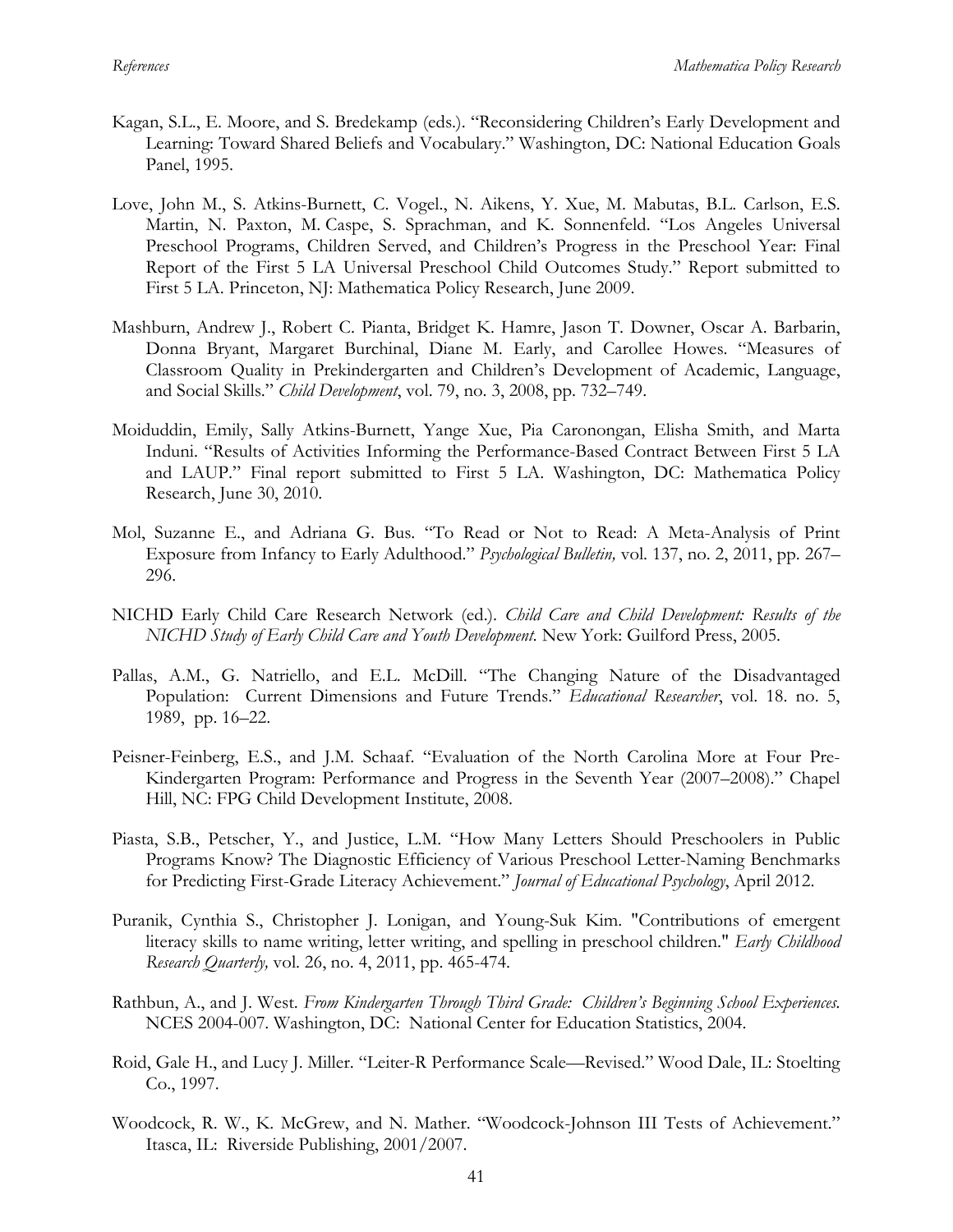Kagan, S.L., E. Moore, and S. Bredekamp (eds.). "Reconsidering Children's Early Development and Learning: Toward Shared Beliefs and Vocabulary." Washington, DC: National Education Goals Panel, 1995.

Love, John M., S. Atkins-Burnett, C. Vogel., N. Aikens, Y. Xue, M. Mabutas, B.L. Carlson, E.S. Martin, N. Paxton, M. Caspe, S. Sprachman, and K. Sonnenfeld. "Los Angeles Universal Preschool Programs, Children Served, and Children's Progress in the Preschool Year: Final Report of the First 5 LA Universal Preschool Child Outcomes Study." Report submitted to First 5 LA. Princeton, NJ: Mathematica Policy Research, June 2009.

Mashburn, Andrew J., Robert C. Pianta, Bridget K. Hamre, Jason T. Downer, Oscar A. Barbarin, Donna Bryant, Margaret Burchinal, Diane M. Early, and Carollee Howes. "Measures of Classroom Quality in Prekindergarten and Children's Development of Academic, Language, and Social Skills." *Child Development*, vol. 79, no. 3, 2008, pp. 732–749.

Moiduddin, Emily, Sally Atkins-Burnett, Yange Xue, Pia Caronongan, Elisha Smith, and Marta Induni. "Results of Activities Informing the Performance-Based Contract Between First 5 LA and LAUP." Final report submitted to First 5 LA. Washington, DC: Mathematica Policy Research, June 30, 2010.

Mol, Suzanne E., and Adriana G. Bus. "To Read or Not to Read: A Meta-Analysis of Print Exposure from Infancy to Early Adulthood." *Psychological Bulletin,* vol. 137, no. 2, 2011, pp. 267–296.

NICHD Early Child Care Research Network (ed.). *Child Care and Child Development: Results of the NICHD Study of Early Child Care and Youth Development.* New York: Guilford Press, 2005.

Pallas, A.M., G. Natriello, and E.L. McDill. "The Changing Nature of the Disadvantaged Population: Current Dimensions and Future Trends." *Educational Researcher*, vol. 18. no. 5, 1989, pp. 16–22.

Peisner-Feinberg, E.S., and J.M. Schaaf. "Evaluation of the North Carolina More at Four Pre-Kindergarten Program: Performance and Progress in the Seventh Year (2007–2008)." Chapel Hill, NC: FPG Child Development Institute, 2008.

Piasta, S.B., Petscher, Y., and Justice, L.M. "How Many Letters Should Preschoolers in Public Programs Know? The Diagnostic Efficiency of Various Preschool Letter-Naming Benchmarks for Predicting First-Grade Literacy Achievement." *Journal of Educational Psychology*, April 2012.

Puranik, Cynthia S., Christopher J. Lonigan, and Young-Suk Kim. "Contributions of emergent literacy skills to name writing, letter writing, and spelling in preschool children." *Early Childhood Research Quarterly,* vol. 26, no. 4, 2011, pp. 465-474.

Rathbun, A., and J. West. *From Kindergarten Through Third Grade: Children's Beginning School Experiences.* NCES 2004-007. Washington, DC: National Center for Education Statistics, 2004.

Roid, Gale H., and Lucy J. Miller. "Leiter-R Performance Scale—Revised." Wood Dale, IL: Stoelting Co., 1997.

Woodcock, R. W., K. McGrew, and N. Mather. "Woodcock-Johnson III Tests of Achievement." Itasca, IL: Riverside Publishing, 2001/2007.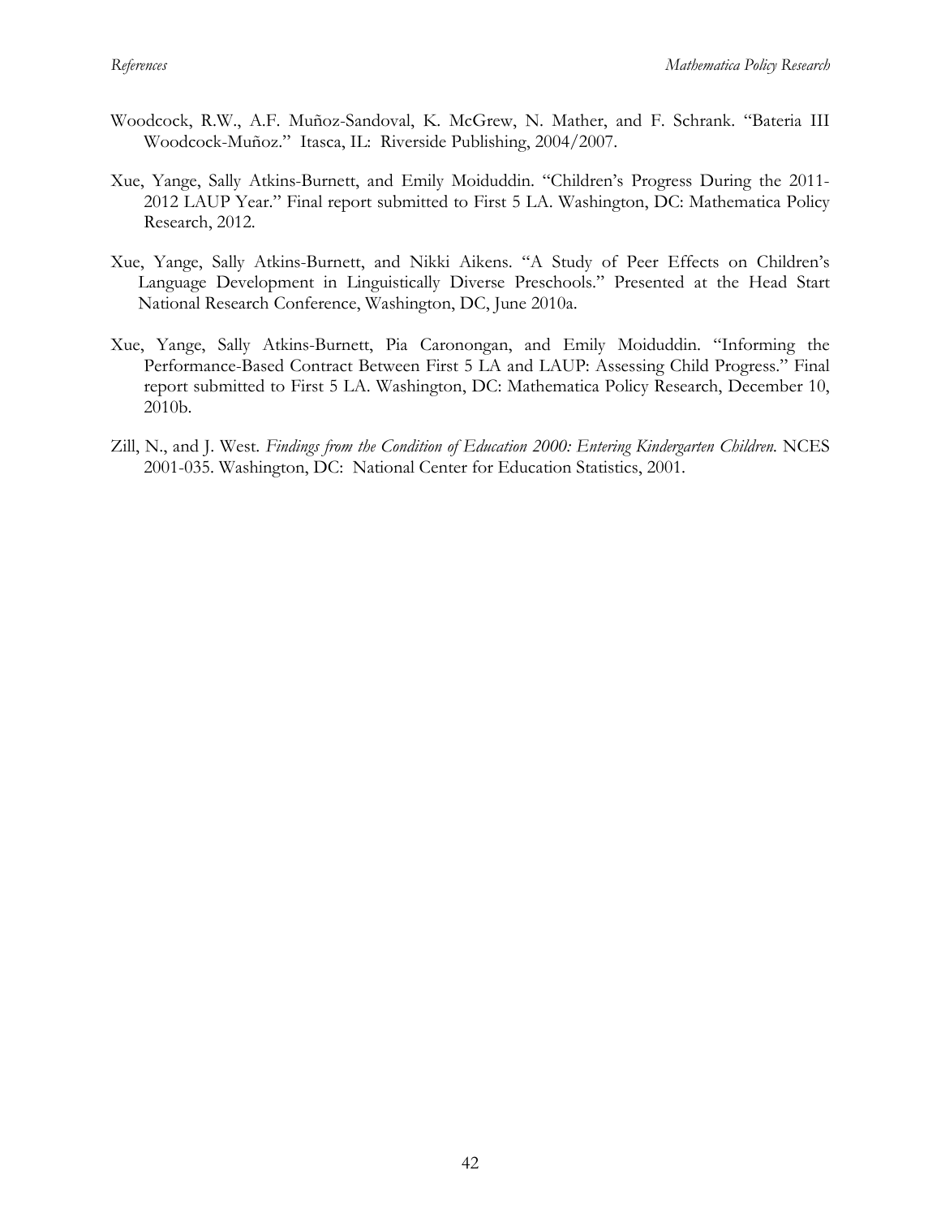Woodcock, R.W., A.F. Muñoz-Sandoval, K. McGrew, N. Mather, and F. Schrank. "Bateria III Woodcock-Muñoz." Itasca, IL: Riverside Publishing, 2004/2007.

Xue, Yange, Sally Atkins-Burnett, and Emily Moiduddin. "Children's Progress During the 2011-2012 LAUP Year." Final report submitted to First 5 LA. Washington, DC: Mathematica Policy Research, 2012.

Xue, Yange, Sally Atkins-Burnett, and Nikki Aikens. "A Study of Peer Effects on Children's Language Development in Linguistically Diverse Preschools." Presented at the Head Start National Research Conference, Washington, DC, June 2010a.

Xue, Yange, Sally Atkins-Burnett, Pia Caronongan, and Emily Moiduddin. "Informing the Performance-Based Contract Between First 5 LA and LAUP: Assessing Child Progress." Final report submitted to First 5 LA. Washington, DC: Mathematica Policy Research, December 10, 2010b.

Zill, N., and J. West. *Findings from the Condition of Education 2000: Entering Kindergarten Children.* NCES 2001-035. Washington, DC: National Center for Education Statistics, 2001.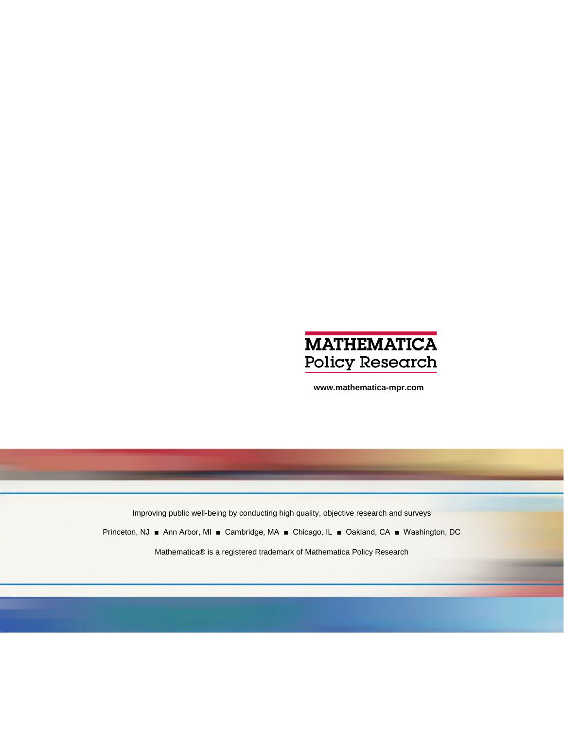MATHEMATICA
Policy Research

www.mathematica-mpr.com

Improving public well-being by conducting high quality, objective research and surveys

Princeton, NJ ■ Ann Arbor, MI ■ Cambridge, MA ■ Chicago, IL ■ Oakland, CA ■ Washington, DC

Mathematica® is a registered trademark of Mathematica Policy Research